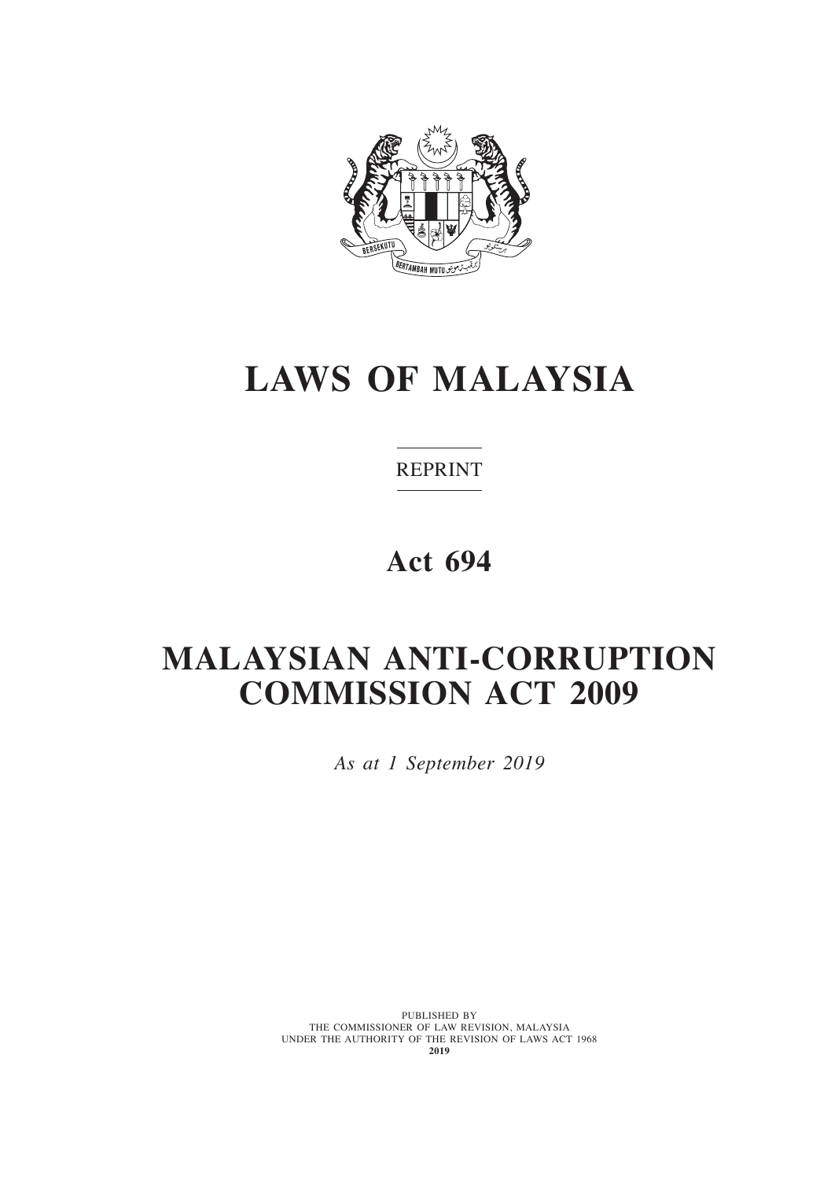# LAWS OF MALAYSIA

REPRINT

## Act 694

## MALAYSIAN ANTI-CORRUPTION COMMISSION ACT 2009

*As at 1 September 2019*

PUBLISHED BY
THE COMMISSIONER OF LAW REVISION, MALAYSIA
UNDER THE AUTHORITY OF THE REVISION OF LAWS ACT 1968
**2019**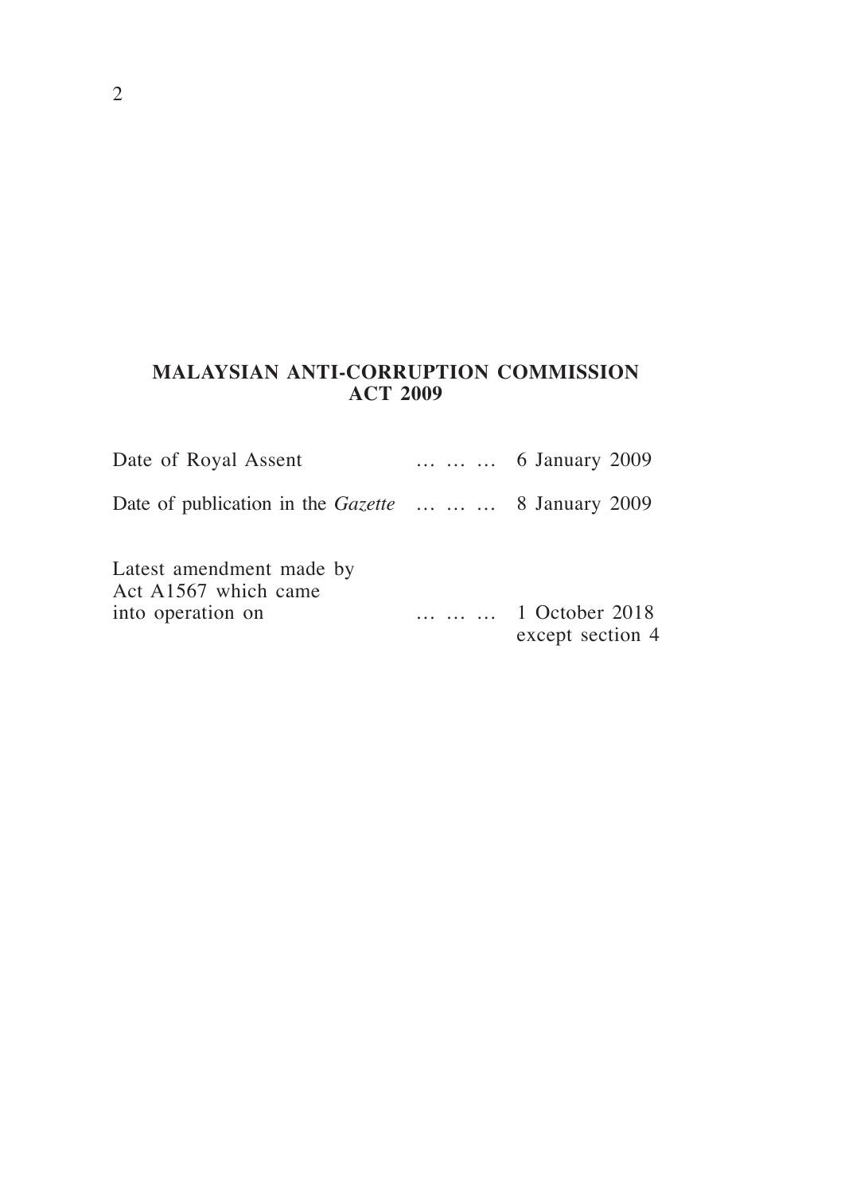**MALAYSIAN ANTI-CORRUPTION COMMISSION ACT 2009**

Date of Royal Assent … … … 6 January 2009

Date of publication in the *Gazette* … … … 8 January 2009

Latest amendment made by Act A1567 which came into operation on … … … 1 October 2018 except section 4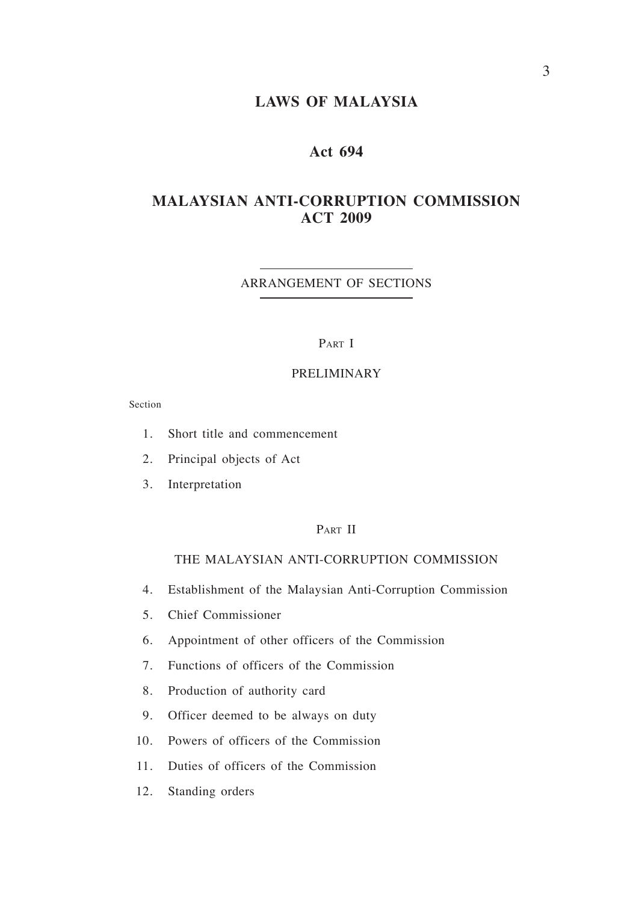# LAWS OF MALAYSIA

## Act 694

## MALAYSIAN ANTI-CORRUPTION COMMISSION ACT 2009

ARRANGEMENT OF SECTIONS

PART I

PRELIMINARY

Section

1. Short title and commencement
2. Principal objects of Act
3. Interpretation

PART II

THE MALAYSIAN ANTI-CORRUPTION COMMISSION

4. Establishment of the Malaysian Anti-Corruption Commission
5. Chief Commissioner
6. Appointment of other officers of the Commission
7. Functions of officers of the Commission
8. Production of authority card
9. Officer deemed to be always on duty
10. Powers of officers of the Commission
11. Duties of officers of the Commission
12. Standing orders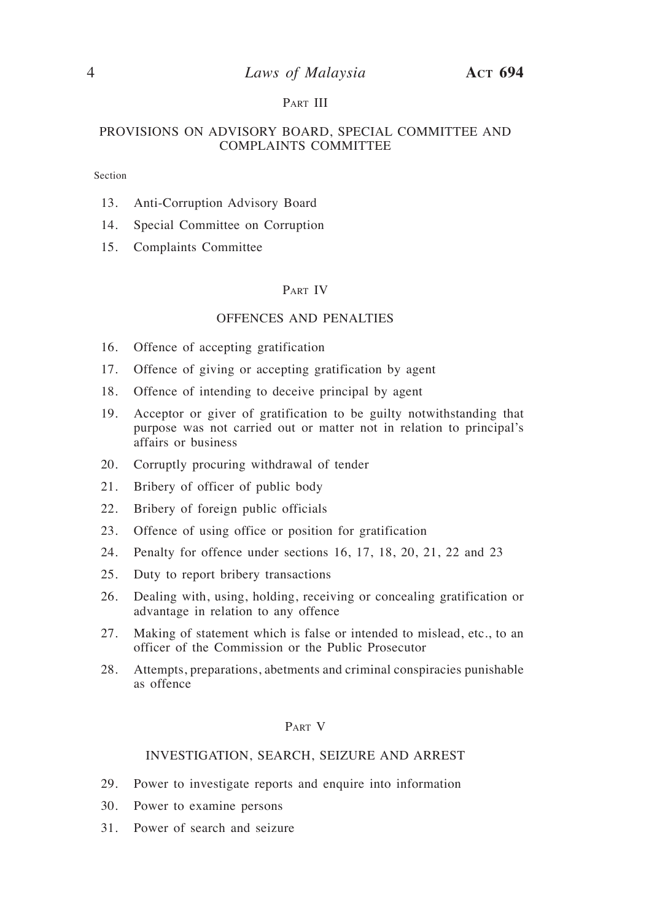Part III

PROVISIONS ON ADVISORY BOARD, SPECIAL COMMITTEE AND COMPLAINTS COMMITTEE

Section

13. Anti-Corruption Advisory Board
14. Special Committee on Corruption
15. Complaints Committee

Part IV

OFFENCES AND PENALTIES

16. Offence of accepting gratification
17. Offence of giving or accepting gratification by agent
18. Offence of intending to deceive principal by agent
19. Acceptor or giver of gratification to be guilty notwithstanding that purpose was not carried out or matter not in relation to principal's affairs or business
20. Corruptly procuring withdrawal of tender
21. Bribery of officer of public body
22. Bribery of foreign public officials
23. Offence of using office or position for gratification
24. Penalty for offence under sections 16, 17, 18, 20, 21, 22 and 23
25. Duty to report bribery transactions
26. Dealing with, using, holding, receiving or concealing gratification or advantage in relation to any offence
27. Making of statement which is false or intended to mislead, etc., to an officer of the Commission or the Public Prosecutor
28. Attempts, preparations, abetments and criminal conspiracies punishable as offence

Part V

INVESTIGATION, SEARCH, SEIZURE AND ARREST

29. Power to investigate reports and enquire into information
30. Power to examine persons
31. Power of search and seizure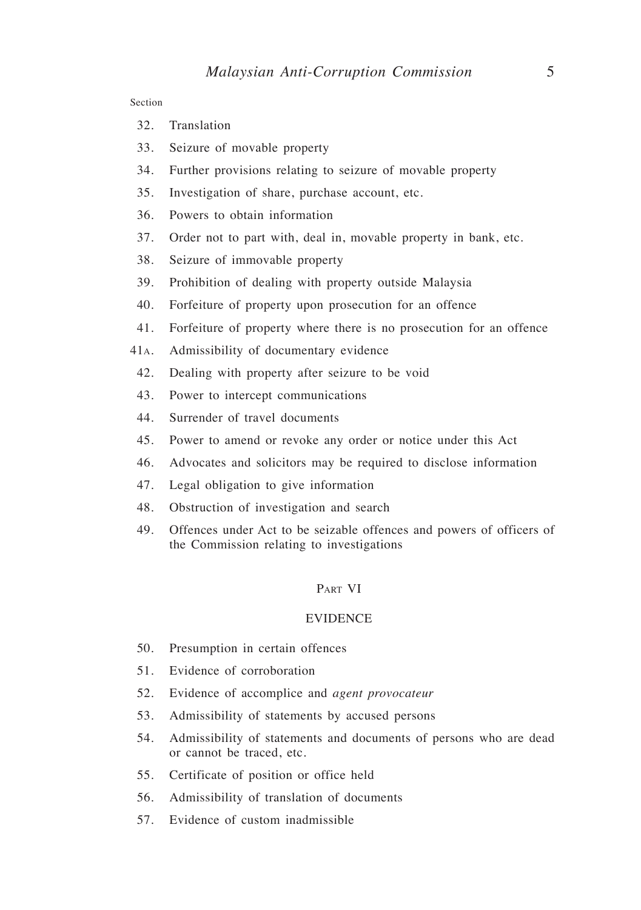Section

32. Translation
33. Seizure of movable property
34. Further provisions relating to seizure of movable property
35. Investigation of share, purchase account, etc.
36. Powers to obtain information
37. Order not to part with, deal in, movable property in bank, etc.
38. Seizure of immovable property
39. Prohibition of dealing with property outside Malaysia
40. Forfeiture of property upon prosecution for an offence
41. Forfeiture of property where there is no prosecution for an offence

41A. Admissibility of documentary evidence

42. Dealing with property after seizure to be void
43. Power to intercept communications
44. Surrender of travel documents
45. Power to amend or revoke any order or notice under this Act
46. Advocates and solicitors may be required to disclose information
47. Legal obligation to give information
48. Obstruction of investigation and search
49. Offences under Act to be seizable offences and powers of officers of the Commission relating to investigations

## Part VI

## EVIDENCE

50. Presumption in certain offences
51. Evidence of corroboration
52. Evidence of accomplice and *agent provocateur*
53. Admissibility of statements by accused persons
54. Admissibility of statements and documents of persons who are dead or cannot be traced, etc.
55. Certificate of position or office held
56. Admissibility of translation of documents
57. Evidence of custom inadmissible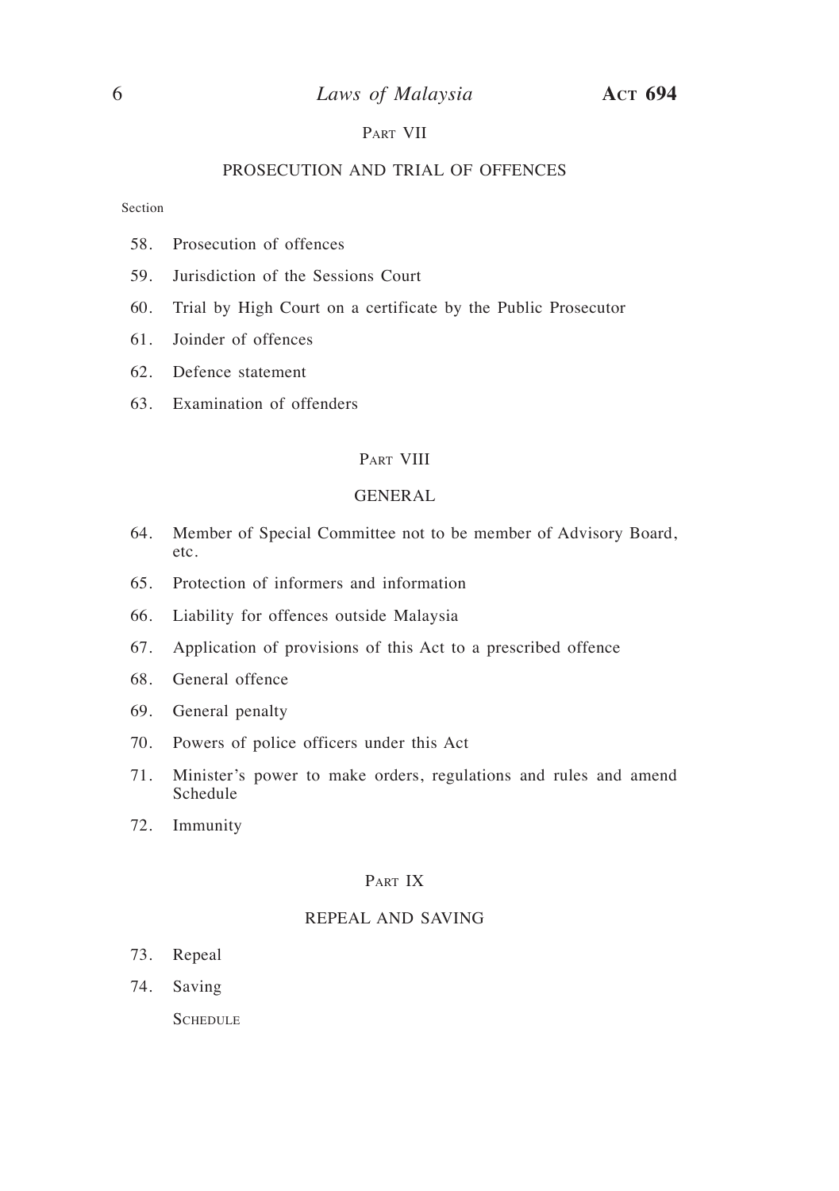## Part VII

## PROSECUTION AND TRIAL OF OFFENCES

Section

58. Prosecution of offences
59. Jurisdiction of the Sessions Court
60. Trial by High Court on a certificate by the Public Prosecutor
61. Joinder of offences
62. Defence statement
63. Examination of offenders

## Part VIII

## GENERAL

64. Member of Special Committee not to be member of Advisory Board, etc.
65. Protection of informers and information
66. Liability for offences outside Malaysia
67. Application of provisions of this Act to a prescribed offence
68. General offence
69. General penalty
70. Powers of police officers under this Act
71. Minister's power to make orders, regulations and rules and amend Schedule
72. Immunity

## Part IX

## REPEAL AND SAVING

73. Repeal
74. Saving

Schedule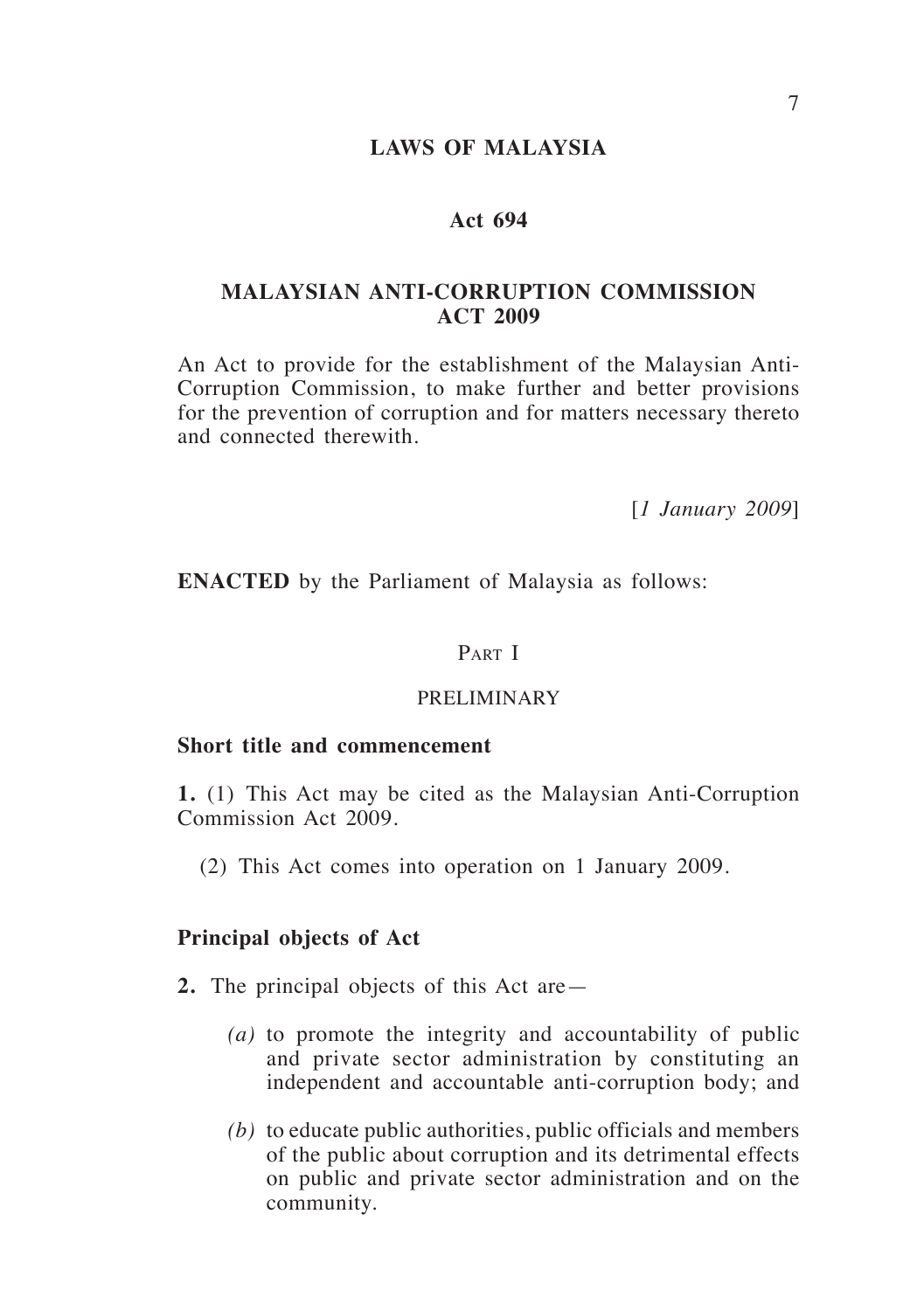# LAWS OF MALAYSIA

## Act 694

## MALAYSIAN ANTI-CORRUPTION COMMISSION ACT 2009

An Act to provide for the establishment of the Malaysian Anti-Corruption Commission, to make further and better provisions for the prevention of corruption and for matters necessary thereto and connected therewith.

[*1 January 2009*]

**ENACTED** by the Parliament of Malaysia as follows:

### Part I

### PRELIMINARY

**Short title and commencement**

**1.** (1) This Act may be cited as the Malaysian Anti-Corruption Commission Act 2009.

(2) This Act comes into operation on 1 January 2009.

**Principal objects of Act**

**2.** The principal objects of this Act are—

*(a)* to promote the integrity and accountability of public and private sector administration by constituting an independent and accountable anti-corruption body; and

*(b)* to educate public authorities, public officials and members of the public about corruption and its detrimental effects on public and private sector administration and on the community.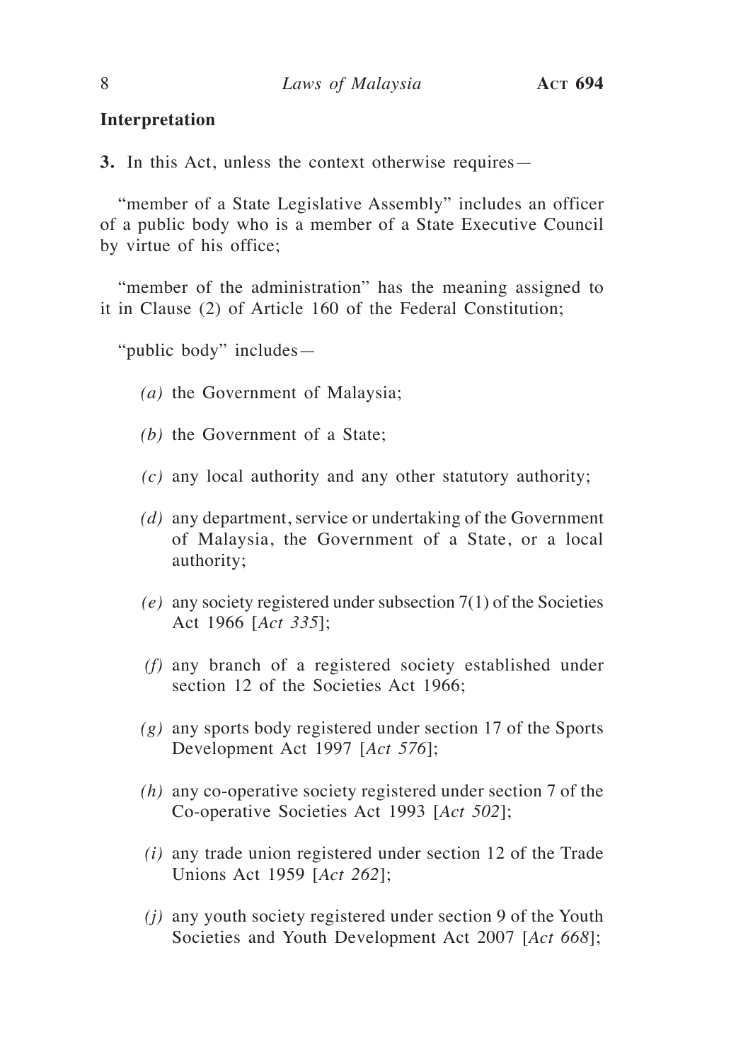**Interpretation**

**3.** In this Act, unless the context otherwise requires—

"member of a State Legislative Assembly" includes an officer of a public body who is a member of a State Executive Council by virtue of his office;

"member of the administration" has the meaning assigned to it in Clause (2) of Article 160 of the Federal Constitution;

"public body" includes—

*(a)* the Government of Malaysia;

*(b)* the Government of a State;

*(c)* any local authority and any other statutory authority;

*(d)* any department, service or undertaking of the Government of Malaysia, the Government of a State, or a local authority;

*(e)* any society registered under subsection 7(1) of the Societies Act 1966 [*Act 335*];

*(f)* any branch of a registered society established under section 12 of the Societies Act 1966;

*(g)* any sports body registered under section 17 of the Sports Development Act 1997 [*Act 576*];

*(h)* any co-operative society registered under section 7 of the Co-operative Societies Act 1993 [*Act 502*];

*(i)* any trade union registered under section 12 of the Trade Unions Act 1959 [*Act 262*];

*(j)* any youth society registered under section 9 of the Youth Societies and Youth Development Act 2007 [*Act 668*];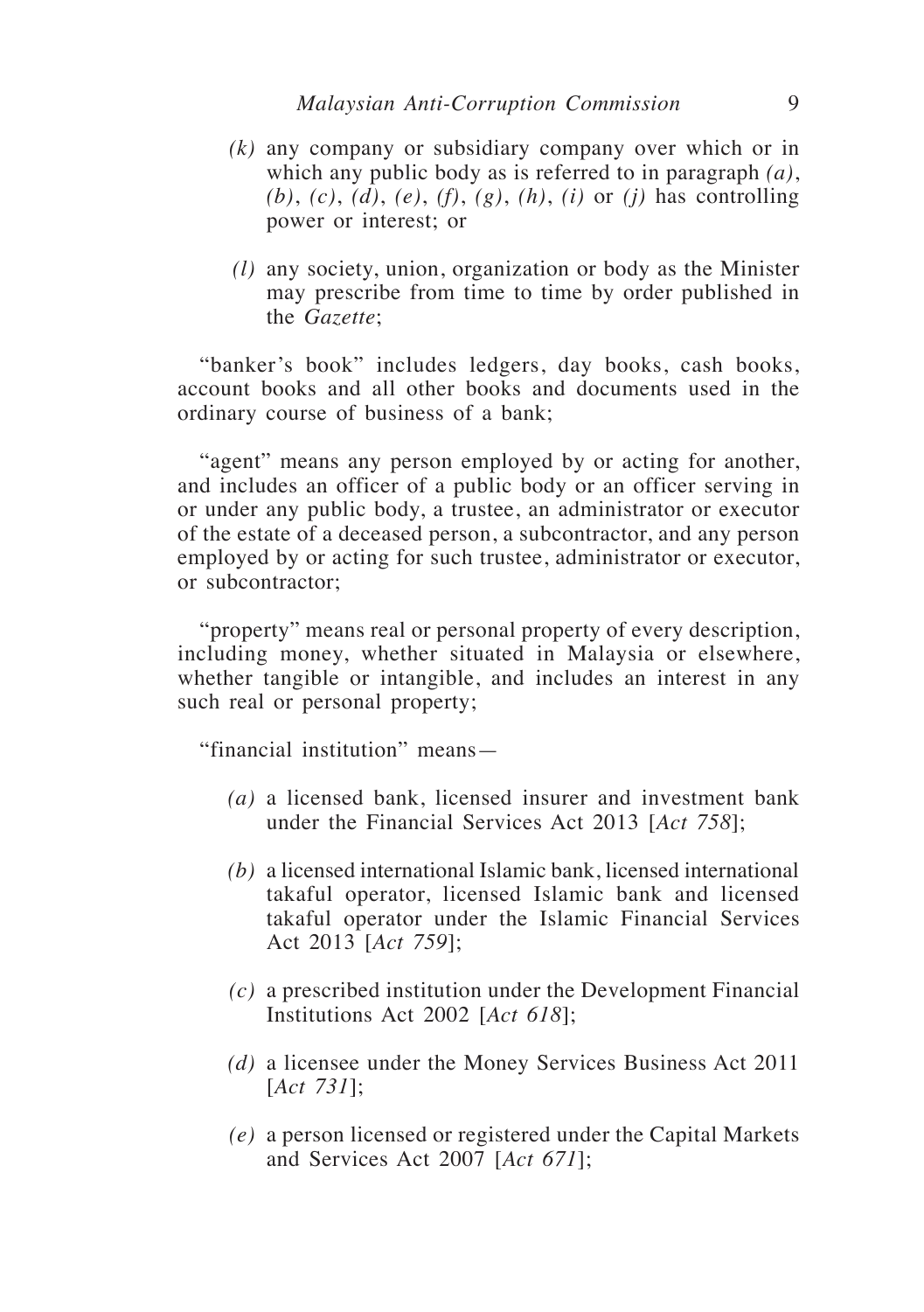*(k)* any company or subsidiary company over which or in which any public body as is referred to in paragraph *(a)*, *(b)*, *(c)*, *(d)*, *(e)*, *(f)*, *(g)*, *(h)*, *(i)* or *(j)* has controlling power or interest; or

*(l)* any society, union, organization or body as the Minister may prescribe from time to time by order published in the *Gazette*;

"banker's book" includes ledgers, day books, cash books, account books and all other books and documents used in the ordinary course of business of a bank;

"agent" means any person employed by or acting for another, and includes an officer of a public body or an officer serving in or under any public body, a trustee, an administrator or executor of the estate of a deceased person, a subcontractor, and any person employed by or acting for such trustee, administrator or executor, or subcontractor;

"property" means real or personal property of every description, including money, whether situated in Malaysia or elsewhere, whether tangible or intangible, and includes an interest in any such real or personal property;

"financial institution" means—

*(a)* a licensed bank, licensed insurer and investment bank under the Financial Services Act 2013 [*Act 758*];

*(b)* a licensed international Islamic bank, licensed international takaful operator, licensed Islamic bank and licensed takaful operator under the Islamic Financial Services Act 2013 [*Act 759*];

*(c)* a prescribed institution under the Development Financial Institutions Act 2002 [*Act 618*];

*(d)* a licensee under the Money Services Business Act 2011 [*Act 731*];

*(e)* a person licensed or registered under the Capital Markets and Services Act 2007 [*Act 671*];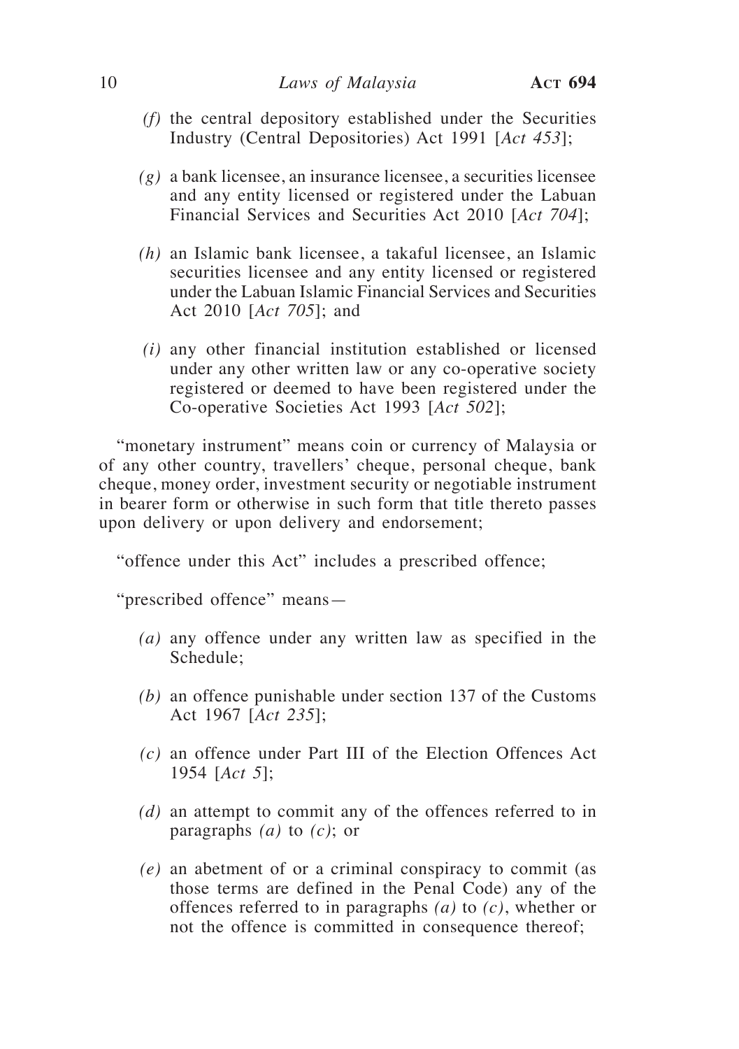*(f)* the central depository established under the Securities Industry (Central Depositories) Act 1991 [*Act 453*];

*(g)* a bank licensee, an insurance licensee, a securities licensee and any entity licensed or registered under the Labuan Financial Services and Securities Act 2010 [*Act 704*];

*(h)* an Islamic bank licensee, a takaful licensee, an Islamic securities licensee and any entity licensed or registered under the Labuan Islamic Financial Services and Securities Act 2010 [*Act 705*]; and

*(i)* any other financial institution established or licensed under any other written law or any co-operative society registered or deemed to have been registered under the Co-operative Societies Act 1993 [*Act 502*];

"monetary instrument" means coin or currency of Malaysia or of any other country, travellers' cheque, personal cheque, bank cheque, money order, investment security or negotiable instrument in bearer form or otherwise in such form that title thereto passes upon delivery or upon delivery and endorsement;

"offence under this Act" includes a prescribed offence;

"prescribed offence" means—

*(a)* any offence under any written law as specified in the Schedule;

*(b)* an offence punishable under section 137 of the Customs Act 1967 [*Act 235*];

*(c)* an offence under Part III of the Election Offences Act 1954 [*Act 5*];

*(d)* an attempt to commit any of the offences referred to in paragraphs *(a)* to *(c)*; or

*(e)* an abetment of or a criminal conspiracy to commit (as those terms are defined in the Penal Code) any of the offences referred to in paragraphs *(a)* to *(c)*, whether or not the offence is committed in consequence thereof;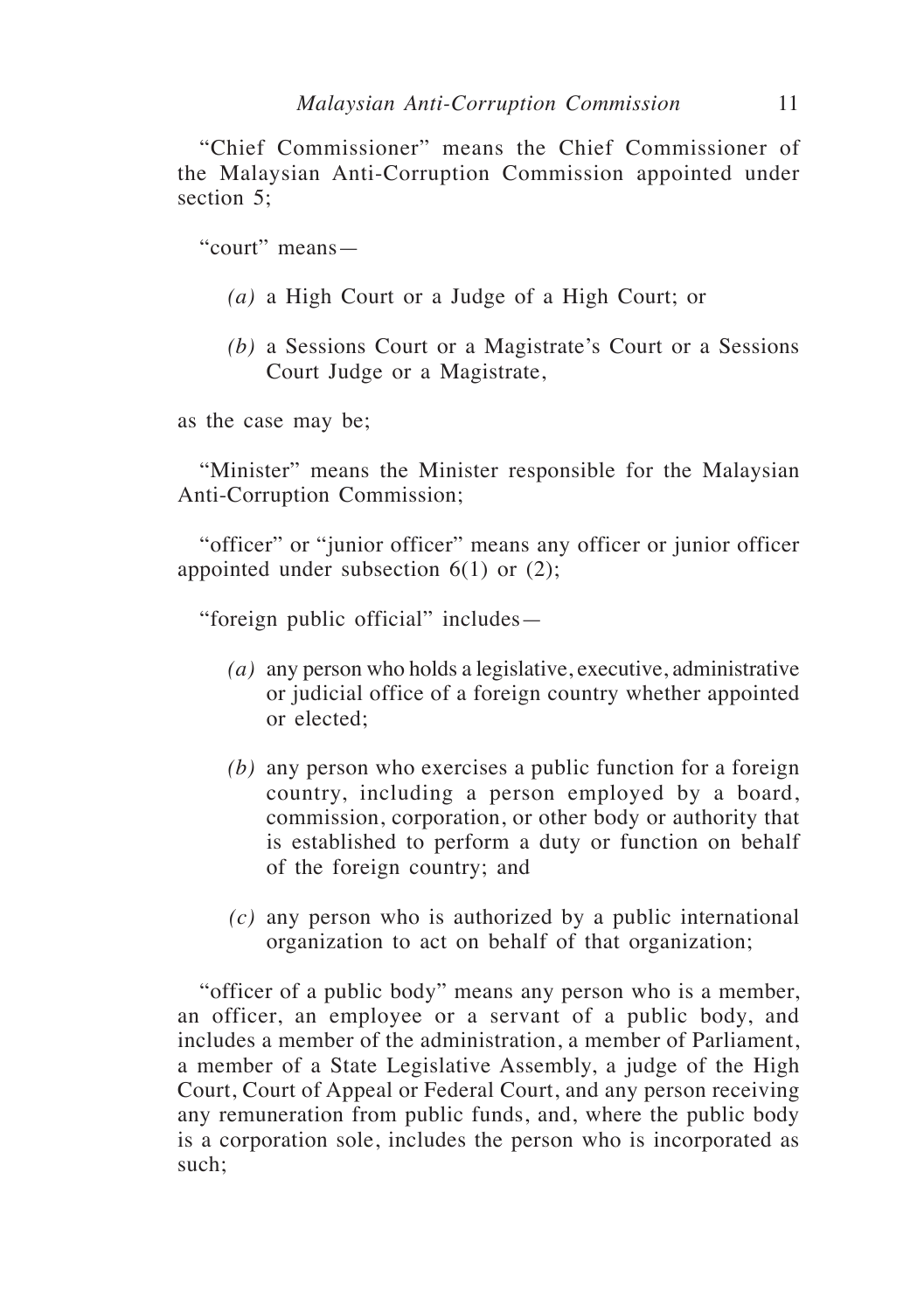"Chief Commissioner" means the Chief Commissioner of the Malaysian Anti-Corruption Commission appointed under section 5;

"court" means—

*(a)* a High Court or a Judge of a High Court; or

*(b)* a Sessions Court or a Magistrate's Court or a Sessions Court Judge or a Magistrate,

as the case may be;

"Minister" means the Minister responsible for the Malaysian Anti-Corruption Commission;

"officer" or "junior officer" means any officer or junior officer appointed under subsection 6(1) or (2);

"foreign public official" includes—

*(a)* any person who holds a legislative, executive, administrative or judicial office of a foreign country whether appointed or elected;

*(b)* any person who exercises a public function for a foreign country, including a person employed by a board, commission, corporation, or other body or authority that is established to perform a duty or function on behalf of the foreign country; and

*(c)* any person who is authorized by a public international organization to act on behalf of that organization;

"officer of a public body" means any person who is a member, an officer, an employee or a servant of a public body, and includes a member of the administration, a member of Parliament, a member of a State Legislative Assembly, a judge of the High Court, Court of Appeal or Federal Court, and any person receiving any remuneration from public funds, and, where the public body is a corporation sole, includes the person who is incorporated as such;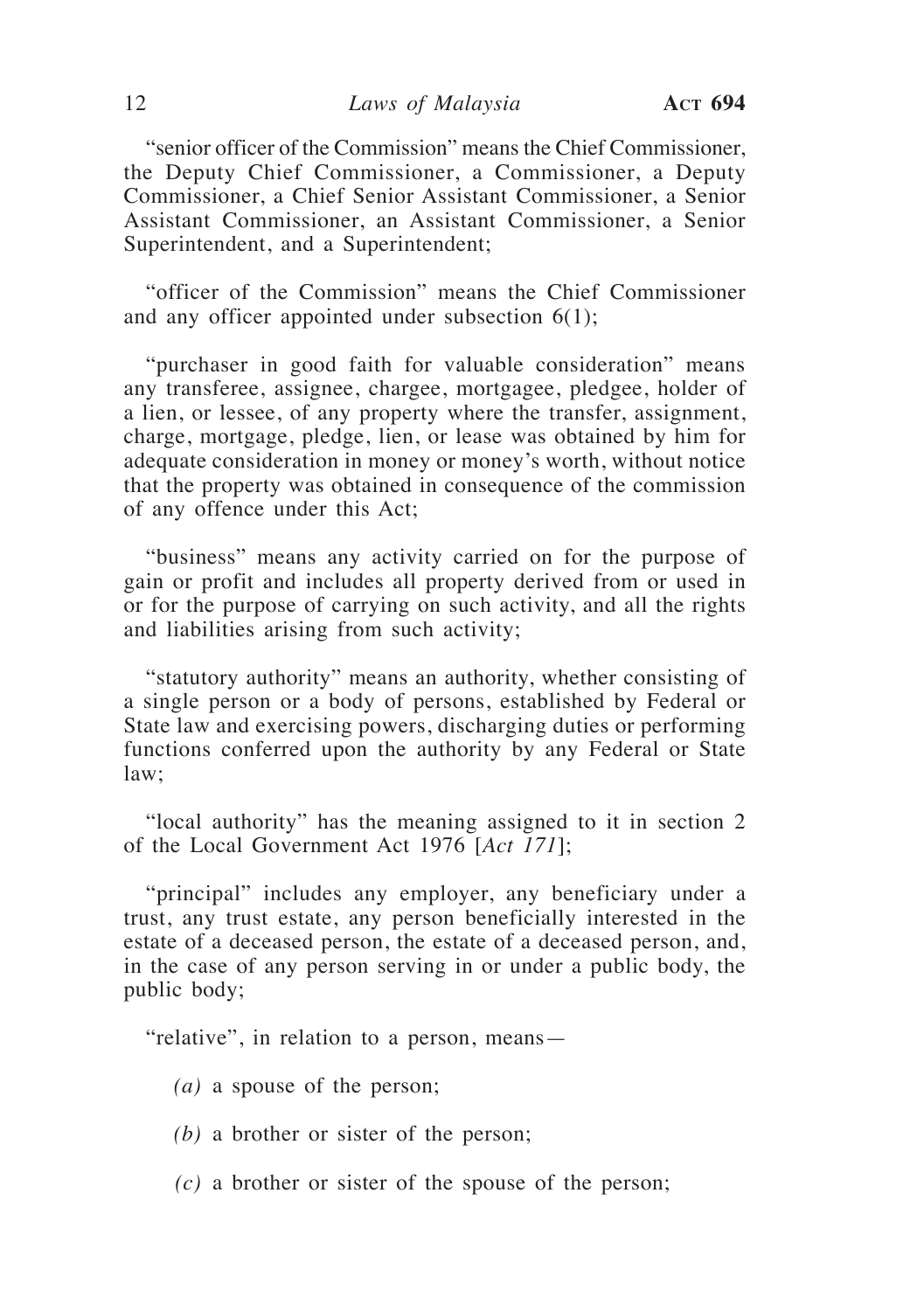"senior officer of the Commission" means the Chief Commissioner, the Deputy Chief Commissioner, a Commissioner, a Deputy Commissioner, a Chief Senior Assistant Commissioner, a Senior Assistant Commissioner, an Assistant Commissioner, a Senior Superintendent, and a Superintendent;

"officer of the Commission" means the Chief Commissioner and any officer appointed under subsection 6(1);

"purchaser in good faith for valuable consideration" means any transferee, assignee, chargee, mortgagee, pledgee, holder of a lien, or lessee, of any property where the transfer, assignment, charge, mortgage, pledge, lien, or lease was obtained by him for adequate consideration in money or money's worth, without notice that the property was obtained in consequence of the commission of any offence under this Act;

"business" means any activity carried on for the purpose of gain or profit and includes all property derived from or used in or for the purpose of carrying on such activity, and all the rights and liabilities arising from such activity;

"statutory authority" means an authority, whether consisting of a single person or a body of persons, established by Federal or State law and exercising powers, discharging duties or performing functions conferred upon the authority by any Federal or State law;

"local authority" has the meaning assigned to it in section 2 of the Local Government Act 1976 [*Act 171*];

"principal" includes any employer, any beneficiary under a trust, any trust estate, any person beneficially interested in the estate of a deceased person, the estate of a deceased person, and, in the case of any person serving in or under a public body, the public body;

"relative", in relation to a person, means—

*(a)* a spouse of the person;

*(b)* a brother or sister of the person;

*(c)* a brother or sister of the spouse of the person;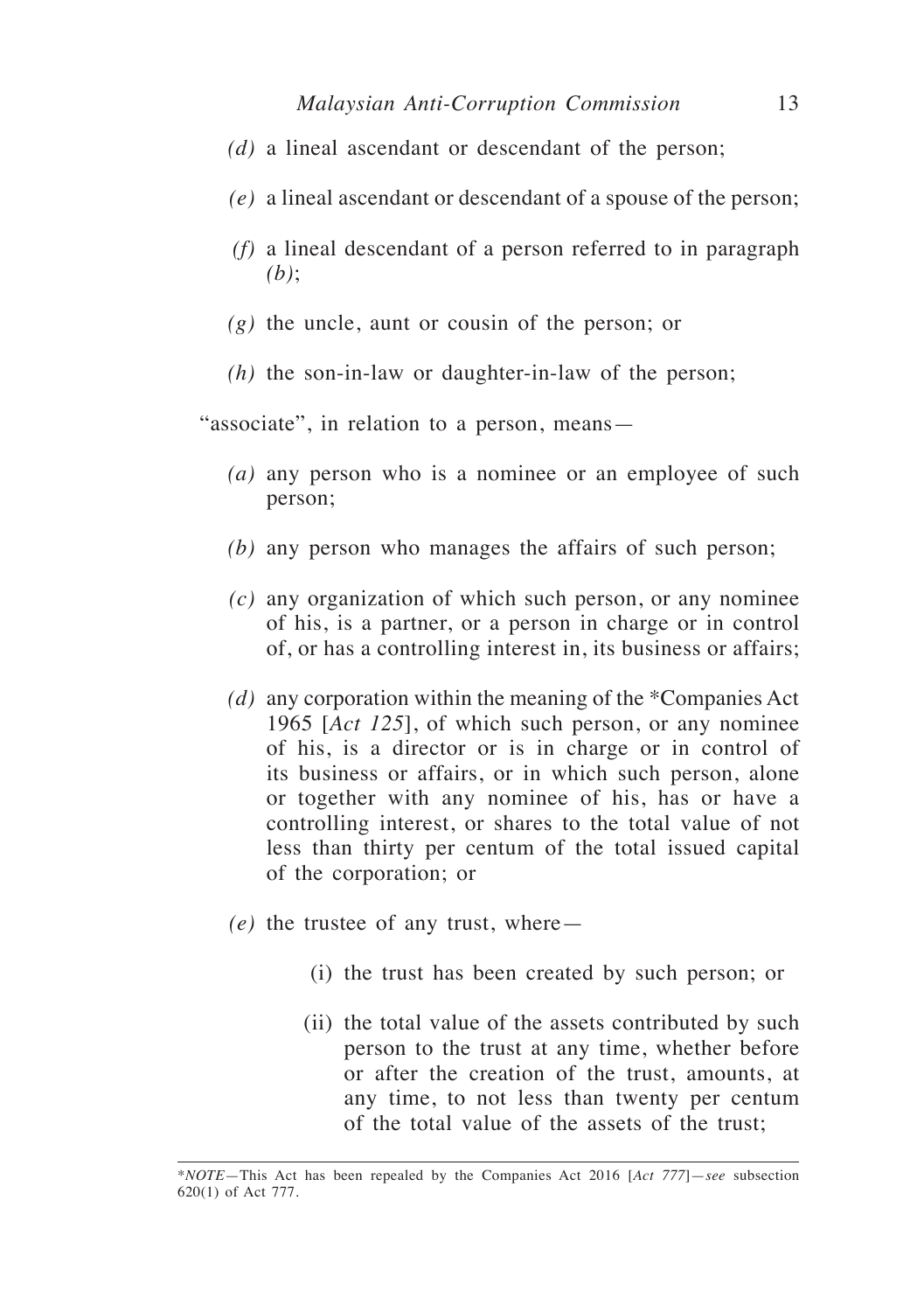*(d)* a lineal ascendant or descendant of the person;

*(e)* a lineal ascendant or descendant of a spouse of the person;

*(f)* a lineal descendant of a person referred to in paragraph *(b)*;

*(g)* the uncle, aunt or cousin of the person; or

*(h)* the son-in-law or daughter-in-law of the person;

"associate", in relation to a person, means—

*(a)* any person who is a nominee or an employee of such person;

*(b)* any person who manages the affairs of such person;

*(c)* any organization of which such person, or any nominee of his, is a partner, or a person in charge or in control of, or has a controlling interest in, its business or affairs;

*(d)* any corporation within the meaning of the *Companies Act 1965 [*Act 125*], of which such person, or any nominee of his, is a director or is in charge or in control of its business or affairs, or in which such person, alone or together with any nominee of his, has or have a controlling interest, or shares to the total value of not less than thirty per centum of the total issued capital of the corporation; or

*(e)* the trustee of any trust, where—

(i) the trust has been created by such person; or

(ii) the total value of the assets contributed by such person to the trust at any time, whether before or after the creation of the trust, amounts, at any time, to not less than twenty per centum of the total value of the assets of the trust;

---

**NOTE*—This Act has been repealed by the Companies Act 2016 [*Act 777*]—*see* subsection 620(1) of Act 777.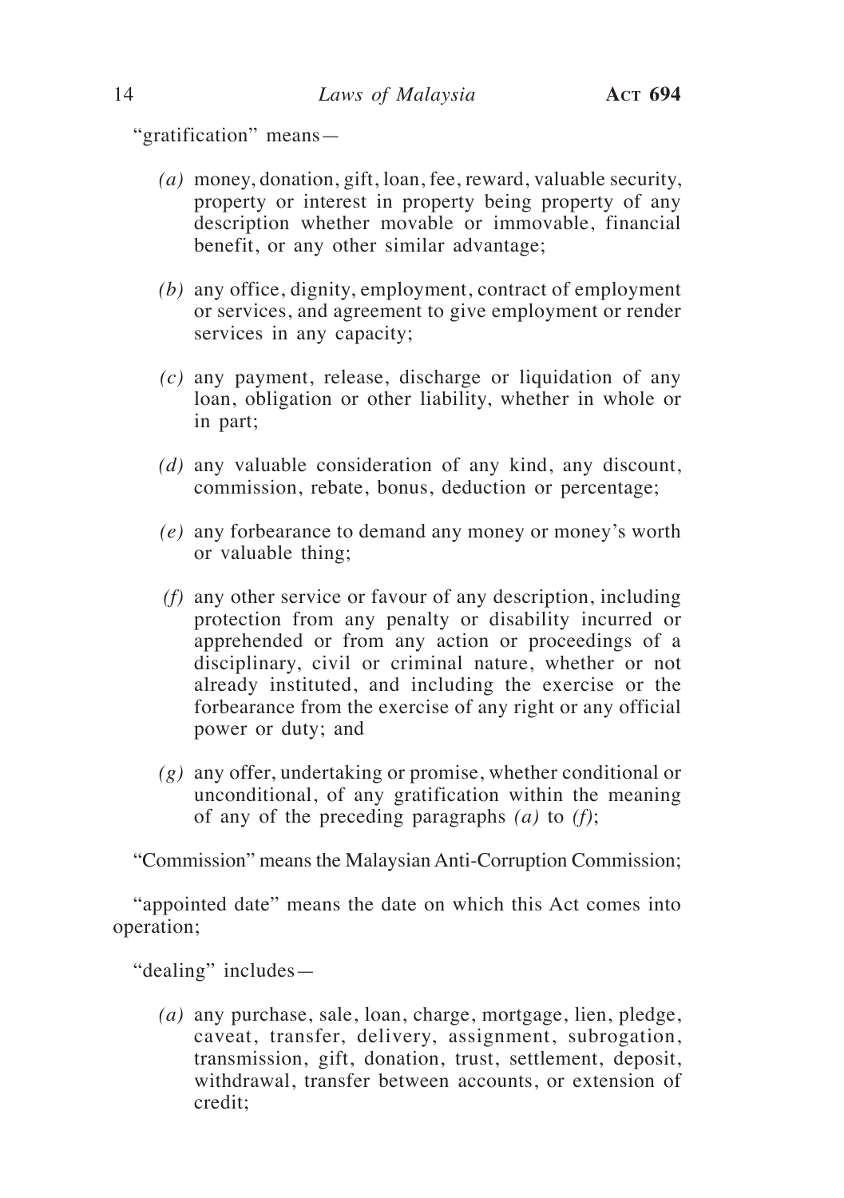"gratification" means—

*(a)* money, donation, gift, loan, fee, reward, valuable security, property or interest in property being property of any description whether movable or immovable, financial benefit, or any other similar advantage;

*(b)* any office, dignity, employment, contract of employment or services, and agreement to give employment or render services in any capacity;

*(c)* any payment, release, discharge or liquidation of any loan, obligation or other liability, whether in whole or in part;

*(d)* any valuable consideration of any kind, any discount, commission, rebate, bonus, deduction or percentage;

*(e)* any forbearance to demand any money or money's worth or valuable thing;

*(f)* any other service or favour of any description, including protection from any penalty or disability incurred or apprehended or from any action or proceedings of a disciplinary, civil or criminal nature, whether or not already instituted, and including the exercise or the forbearance from the exercise of any right or any official power or duty; and

*(g)* any offer, undertaking or promise, whether conditional or unconditional, of any gratification within the meaning of any of the preceding paragraphs *(a)* to *(f)*;

"Commission" means the Malaysian Anti-Corruption Commission;

"appointed date" means the date on which this Act comes into operation;

"dealing" includes—

*(a)* any purchase, sale, loan, charge, mortgage, lien, pledge, caveat, transfer, delivery, assignment, subrogation, transmission, gift, donation, trust, settlement, deposit, withdrawal, transfer between accounts, or extension of credit;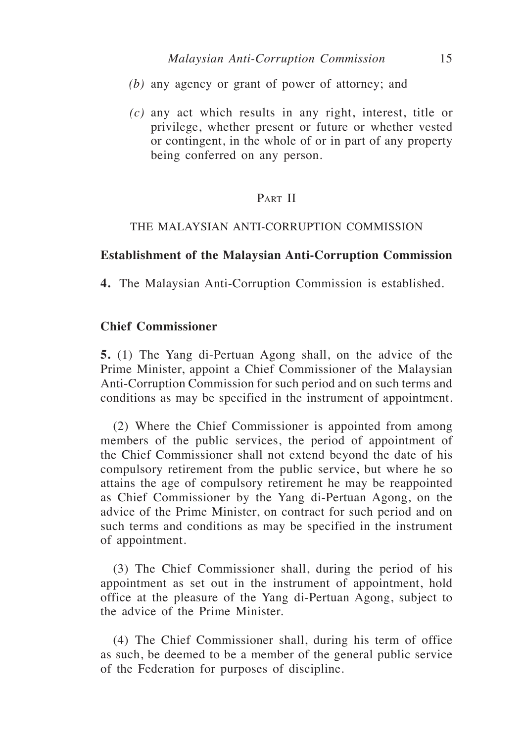*(b)* any agency or grant of power of attorney; and

*(c)* any act which results in any right, interest, title or privilege, whether present or future or whether vested or contingent, in the whole of or in part of any property being conferred on any person.

## Part II

## THE MALAYSIAN ANTI-CORRUPTION COMMISSION

### Establishment of the Malaysian Anti-Corruption Commission

**4.** The Malaysian Anti-Corruption Commission is established.

### Chief Commissioner

**5.** (1) The Yang di-Pertuan Agong shall, on the advice of the Prime Minister, appoint a Chief Commissioner of the Malaysian Anti-Corruption Commission for such period and on such terms and conditions as may be specified in the instrument of appointment.

(2) Where the Chief Commissioner is appointed from among members of the public services, the period of appointment of the Chief Commissioner shall not extend beyond the date of his compulsory retirement from the public service, but where he so attains the age of compulsory retirement he may be reappointed as Chief Commissioner by the Yang di-Pertuan Agong, on the advice of the Prime Minister, on contract for such period and on such terms and conditions as may be specified in the instrument of appointment.

(3) The Chief Commissioner shall, during the period of his appointment as set out in the instrument of appointment, hold office at the pleasure of the Yang di-Pertuan Agong, subject to the advice of the Prime Minister.

(4) The Chief Commissioner shall, during his term of office as such, be deemed to be a member of the general public service of the Federation for purposes of discipline.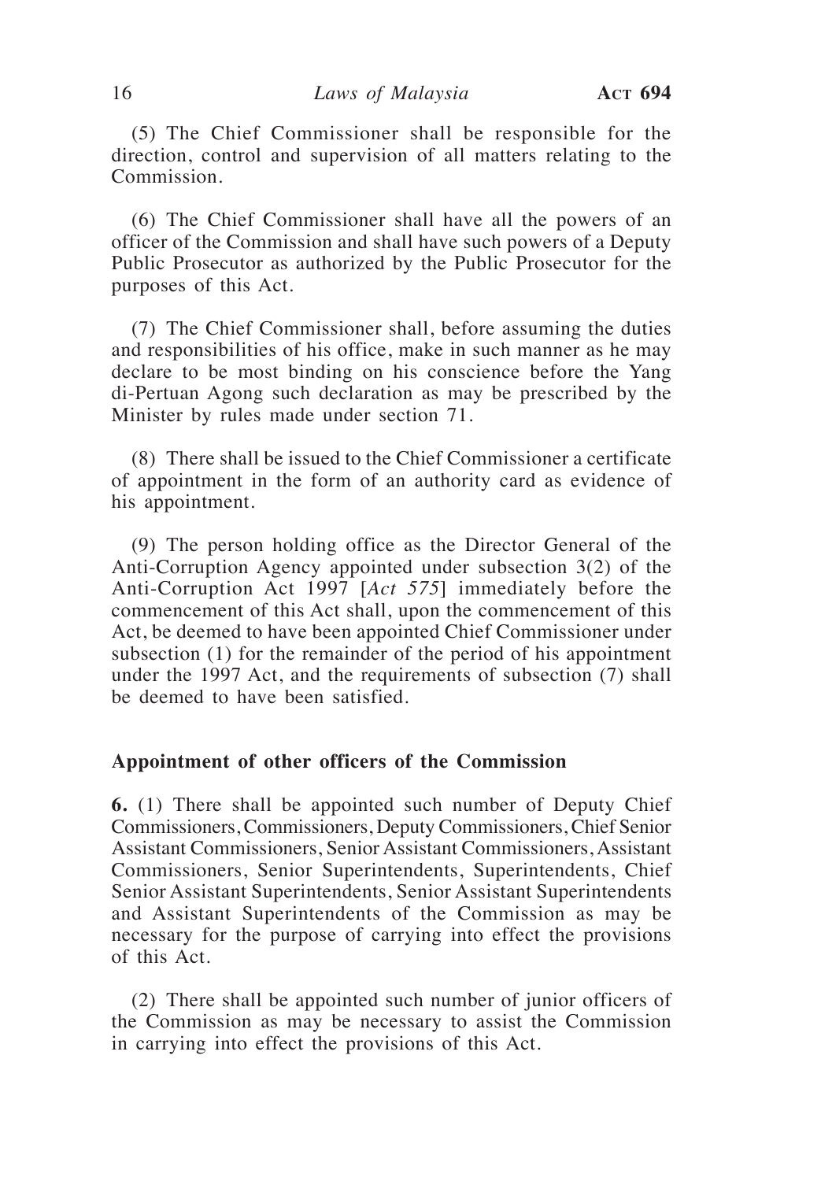(5) The Chief Commissioner shall be responsible for the direction, control and supervision of all matters relating to the Commission.

(6) The Chief Commissioner shall have all the powers of an officer of the Commission and shall have such powers of a Deputy Public Prosecutor as authorized by the Public Prosecutor for the purposes of this Act.

(7) The Chief Commissioner shall, before assuming the duties and responsibilities of his office, make in such manner as he may declare to be most binding on his conscience before the Yang di-Pertuan Agong such declaration as may be prescribed by the Minister by rules made under section 71.

(8) There shall be issued to the Chief Commissioner a certificate of appointment in the form of an authority card as evidence of his appointment.

(9) The person holding office as the Director General of the Anti-Corruption Agency appointed under subsection 3(2) of the Anti-Corruption Act 1997 [*Act 575*] immediately before the commencement of this Act shall, upon the commencement of this Act, be deemed to have been appointed Chief Commissioner under subsection (1) for the remainder of the period of his appointment under the 1997 Act, and the requirements of subsection (7) shall be deemed to have been satisfied.

### Appointment of other officers of the Commission

**6.** (1) There shall be appointed such number of Deputy Chief Commissioners, Commissioners, Deputy Commissioners, Chief Senior Assistant Commissioners, Senior Assistant Commissioners, Assistant Commissioners, Senior Superintendents, Superintendents, Chief Senior Assistant Superintendents, Senior Assistant Superintendents and Assistant Superintendents of the Commission as may be necessary for the purpose of carrying into effect the provisions of this Act.

(2) There shall be appointed such number of junior officers of the Commission as may be necessary to assist the Commission in carrying into effect the provisions of this Act.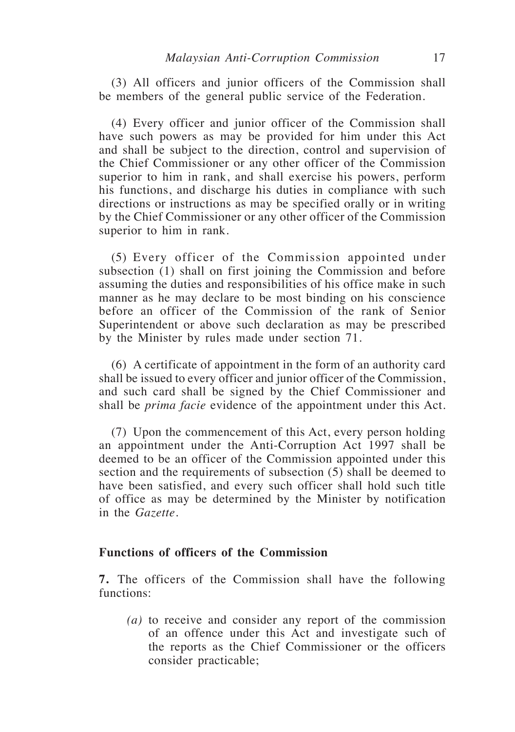(3) All officers and junior officers of the Commission shall be members of the general public service of the Federation.

(4) Every officer and junior officer of the Commission shall have such powers as may be provided for him under this Act and shall be subject to the direction, control and supervision of the Chief Commissioner or any other officer of the Commission superior to him in rank, and shall exercise his powers, perform his functions, and discharge his duties in compliance with such directions or instructions as may be specified orally or in writing by the Chief Commissioner or any other officer of the Commission superior to him in rank.

(5) Every officer of the Commission appointed under subsection (1) shall on first joining the Commission and before assuming the duties and responsibilities of his office make in such manner as he may declare to be most binding on his conscience before an officer of the Commission of the rank of Senior Superintendent or above such declaration as may be prescribed by the Minister by rules made under section 71.

(6) A certificate of appointment in the form of an authority card shall be issued to every officer and junior officer of the Commission, and such card shall be signed by the Chief Commissioner and shall be *prima facie* evidence of the appointment under this Act.

(7) Upon the commencement of this Act, every person holding an appointment under the Anti-Corruption Act 1997 shall be deemed to be an officer of the Commission appointed under this section and the requirements of subsection (5) shall be deemed to have been satisfied, and every such officer shall hold such title of office as may be determined by the Minister by notification in the *Gazette*.

**Functions of officers of the Commission**

**7.** The officers of the Commission shall have the following functions:

*(a)* to receive and consider any report of the commission of an offence under this Act and investigate such of the reports as the Chief Commissioner or the officers consider practicable;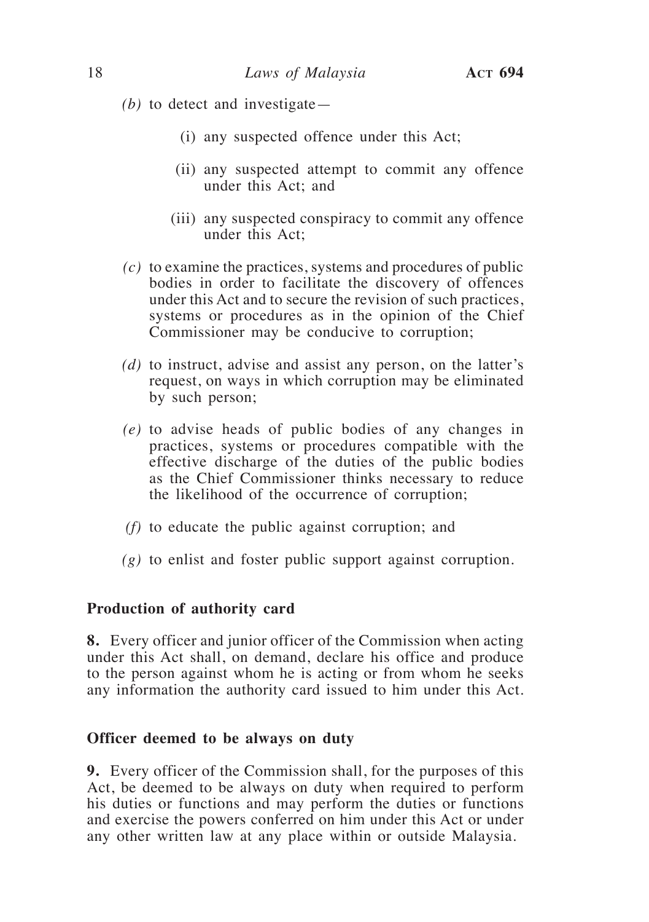*(b)* to detect and investigate—

  (i) any suspected offence under this Act;

  (ii) any suspected attempt to commit any offence under this Act; and

  (iii) any suspected conspiracy to commit any offence under this Act;

*(c)* to examine the practices, systems and procedures of public bodies in order to facilitate the discovery of offences under this Act and to secure the revision of such practices, systems or procedures as in the opinion of the Chief Commissioner may be conducive to corruption;

*(d)* to instruct, advise and assist any person, on the latter's request, on ways in which corruption may be eliminated by such person;

*(e)* to advise heads of public bodies of any changes in practices, systems or procedures compatible with the effective discharge of the duties of the public bodies as the Chief Commissioner thinks necessary to reduce the likelihood of the occurrence of corruption;

*(f)* to educate the public against corruption; and

*(g)* to enlist and foster public support against corruption.

**Production of authority card**

**8.** Every officer and junior officer of the Commission when acting under this Act shall, on demand, declare his office and produce to the person against whom he is acting or from whom he seeks any information the authority card issued to him under this Act.

**Officer deemed to be always on duty**

**9.** Every officer of the Commission shall, for the purposes of this Act, be deemed to be always on duty when required to perform his duties or functions and may perform the duties or functions and exercise the powers conferred on him under this Act or under any other written law at any place within or outside Malaysia.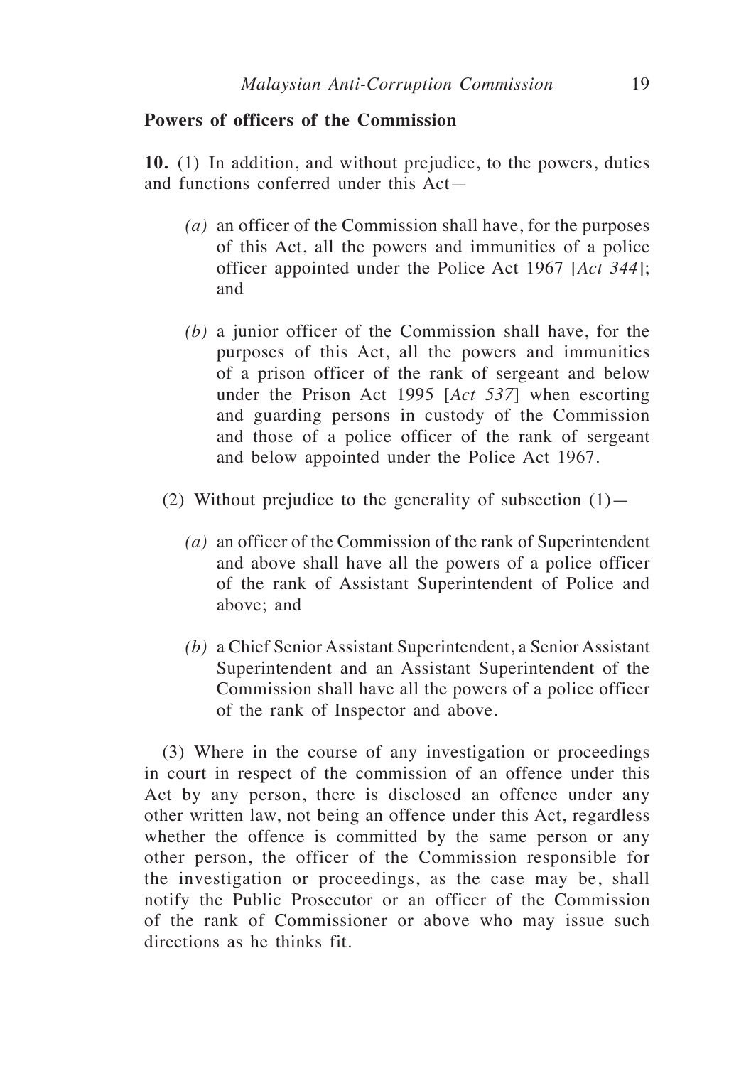**Powers of officers of the Commission**

**10.** (1) In addition, and without prejudice, to the powers, duties and functions conferred under this Act—

*(a)* an officer of the Commission shall have, for the purposes of this Act, all the powers and immunities of a police officer appointed under the Police Act 1967 [*Act 344*]; and

*(b)* a junior officer of the Commission shall have, for the purposes of this Act, all the powers and immunities of a prison officer of the rank of sergeant and below under the Prison Act 1995 [*Act 537*] when escorting and guarding persons in custody of the Commission and those of a police officer of the rank of sergeant and below appointed under the Police Act 1967.

(2) Without prejudice to the generality of subsection (1)—

*(a)* an officer of the Commission of the rank of Superintendent and above shall have all the powers of a police officer of the rank of Assistant Superintendent of Police and above; and

*(b)* a Chief Senior Assistant Superintendent, a Senior Assistant Superintendent and an Assistant Superintendent of the Commission shall have all the powers of a police officer of the rank of Inspector and above.

(3) Where in the course of any investigation or proceedings in court in respect of the commission of an offence under this Act by any person, there is disclosed an offence under any other written law, not being an offence under this Act, regardless whether the offence is committed by the same person or any other person, the officer of the Commission responsible for the investigation or proceedings, as the case may be, shall notify the Public Prosecutor or an officer of the Commission of the rank of Commissioner or above who may issue such directions as he thinks fit.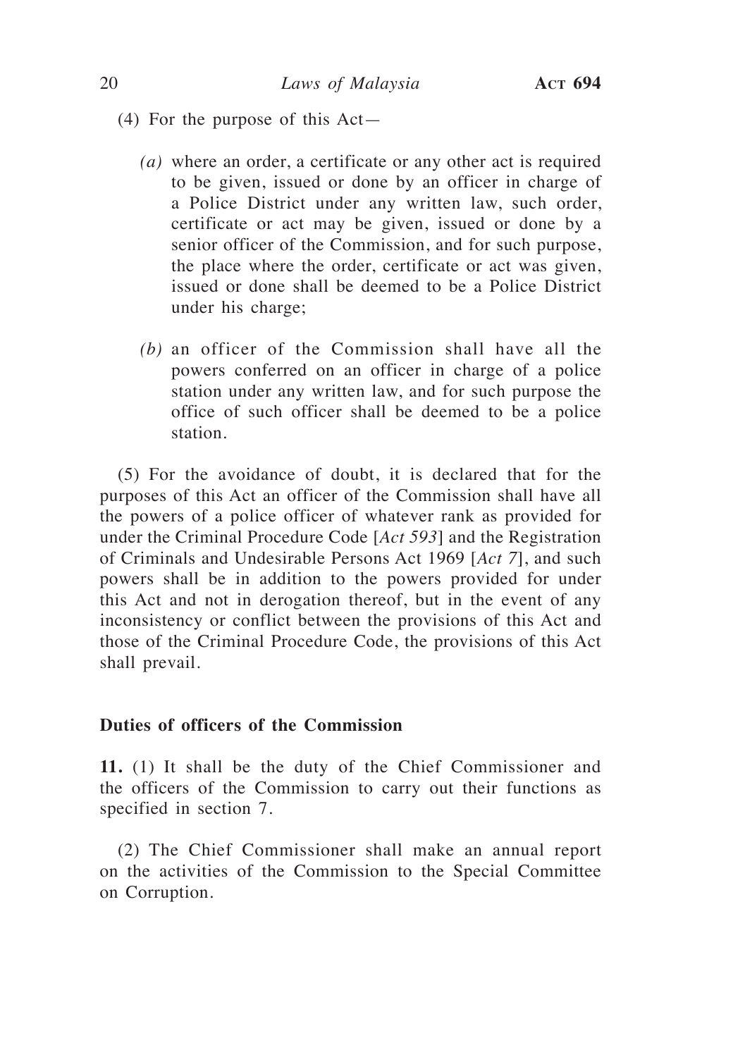(4) For the purpose of this Act—

*(a)* where an order, a certificate or any other act is required to be given, issued or done by an officer in charge of a Police District under any written law, such order, certificate or act may be given, issued or done by a senior officer of the Commission, and for such purpose, the place where the order, certificate or act was given, issued or done shall be deemed to be a Police District under his charge;

*(b)* an officer of the Commission shall have all the powers conferred on an officer in charge of a police station under any written law, and for such purpose the office of such officer shall be deemed to be a police station.

(5) For the avoidance of doubt, it is declared that for the purposes of this Act an officer of the Commission shall have all the powers of a police officer of whatever rank as provided for under the Criminal Procedure Code [*Act 593*] and the Registration of Criminals and Undesirable Persons Act 1969 [*Act 7*], and such powers shall be in addition to the powers provided for under this Act and not in derogation thereof, but in the event of any inconsistency or conflict between the provisions of this Act and those of the Criminal Procedure Code, the provisions of this Act shall prevail.

**Duties of officers of the Commission**

**11.** (1) It shall be the duty of the Chief Commissioner and the officers of the Commission to carry out their functions as specified in section 7.

(2) The Chief Commissioner shall make an annual report on the activities of the Commission to the Special Committee on Corruption.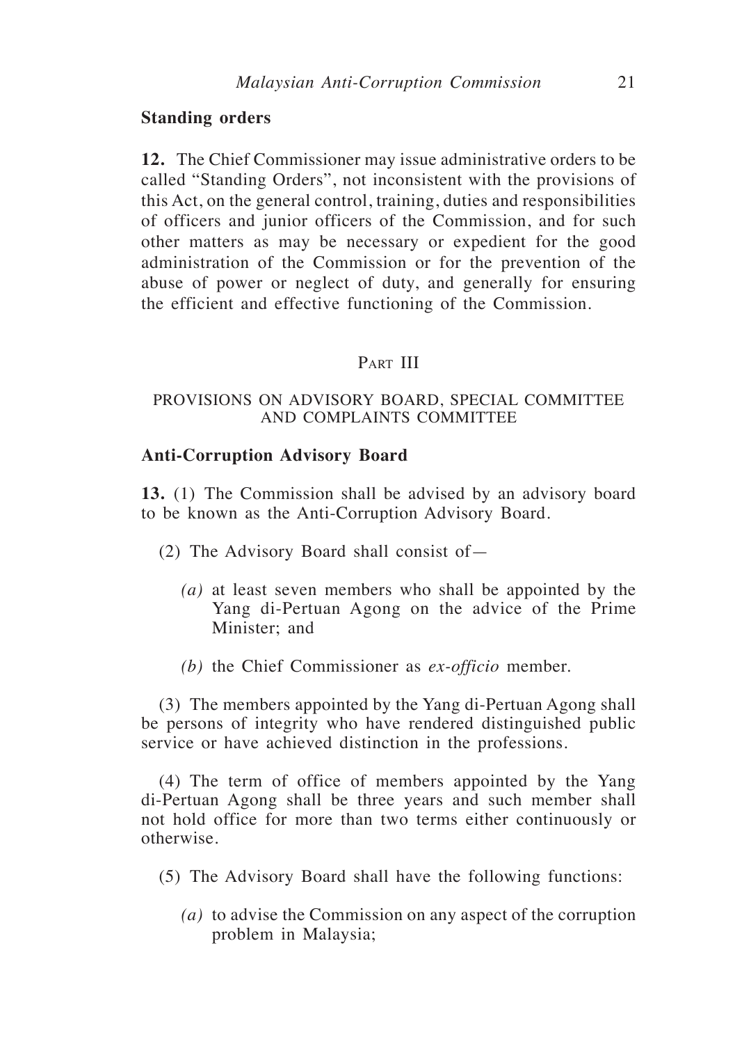**Standing orders**

**12.** The Chief Commissioner may issue administrative orders to be called "Standing Orders", not inconsistent with the provisions of this Act, on the general control, training, duties and responsibilities of officers and junior officers of the Commission, and for such other matters as may be necessary or expedient for the good administration of the Commission or for the prevention of the abuse of power or neglect of duty, and generally for ensuring the efficient and effective functioning of the Commission.

## Part III

## PROVISIONS ON ADVISORY BOARD, SPECIAL COMMITTEE AND COMPLAINTS COMMITTEE

**Anti-Corruption Advisory Board**

**13.** (1) The Commission shall be advised by an advisory board to be known as the Anti-Corruption Advisory Board.

(2) The Advisory Board shall consist of—

*(a)* at least seven members who shall be appointed by the Yang di-Pertuan Agong on the advice of the Prime Minister; and

*(b)* the Chief Commissioner as *ex-officio* member.

(3) The members appointed by the Yang di-Pertuan Agong shall be persons of integrity who have rendered distinguished public service or have achieved distinction in the professions.

(4) The term of office of members appointed by the Yang di-Pertuan Agong shall be three years and such member shall not hold office for more than two terms either continuously or otherwise.

(5) The Advisory Board shall have the following functions:

*(a)* to advise the Commission on any aspect of the corruption problem in Malaysia;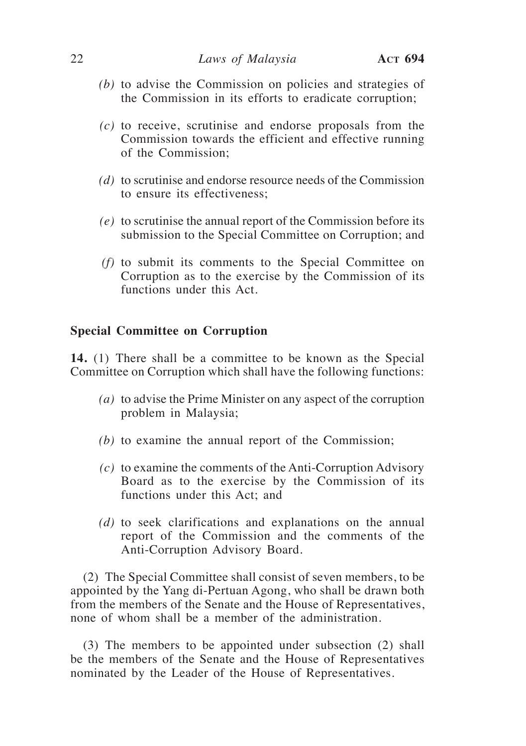*(b)* to advise the Commission on policies and strategies of the Commission in its efforts to eradicate corruption;

*(c)* to receive, scrutinise and endorse proposals from the Commission towards the efficient and effective running of the Commission;

*(d)* to scrutinise and endorse resource needs of the Commission to ensure its effectiveness;

*(e)* to scrutinise the annual report of the Commission before its submission to the Special Committee on Corruption; and

*(f)* to submit its comments to the Special Committee on Corruption as to the exercise by the Commission of its functions under this Act.

**Special Committee on Corruption**

**14.** (1) There shall be a committee to be known as the Special Committee on Corruption which shall have the following functions:

*(a)* to advise the Prime Minister on any aspect of the corruption problem in Malaysia;

*(b)* to examine the annual report of the Commission;

*(c)* to examine the comments of the Anti-Corruption Advisory Board as to the exercise by the Commission of its functions under this Act; and

*(d)* to seek clarifications and explanations on the annual report of the Commission and the comments of the Anti-Corruption Advisory Board.

(2) The Special Committee shall consist of seven members, to be appointed by the Yang di-Pertuan Agong, who shall be drawn both from the members of the Senate and the House of Representatives, none of whom shall be a member of the administration.

(3) The members to be appointed under subsection (2) shall be the members of the Senate and the House of Representatives nominated by the Leader of the House of Representatives.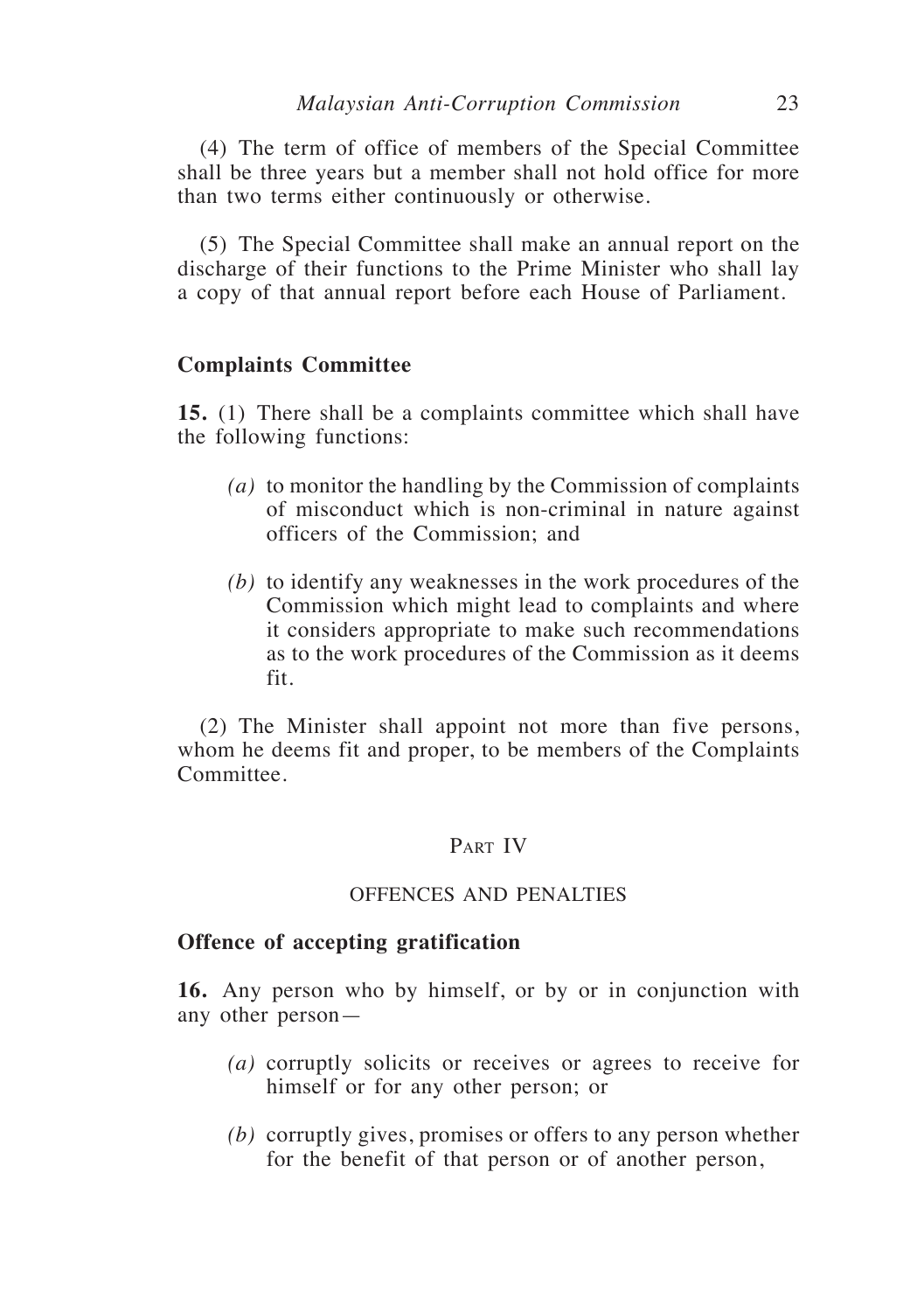(4) The term of office of members of the Special Committee shall be three years but a member shall not hold office for more than two terms either continuously or otherwise.

(5) The Special Committee shall make an annual report on the discharge of their functions to the Prime Minister who shall lay a copy of that annual report before each House of Parliament.

**Complaints Committee**

**15.** (1) There shall be a complaints committee which shall have the following functions:

*(a)* to monitor the handling by the Commission of complaints of misconduct which is non-criminal in nature against officers of the Commission; and

*(b)* to identify any weaknesses in the work procedures of the Commission which might lead to complaints and where it considers appropriate to make such recommendations as to the work procedures of the Commission as it deems fit.

(2) The Minister shall appoint not more than five persons, whom he deems fit and proper, to be members of the Complaints Committee.

## Part IV

## OFFENCES AND PENALTIES

**Offence of accepting gratification**

**16.** Any person who by himself, or by or in conjunction with any other person—

*(a)* corruptly solicits or receives or agrees to receive for himself or for any other person; or

*(b)* corruptly gives, promises or offers to any person whether for the benefit of that person or of another person,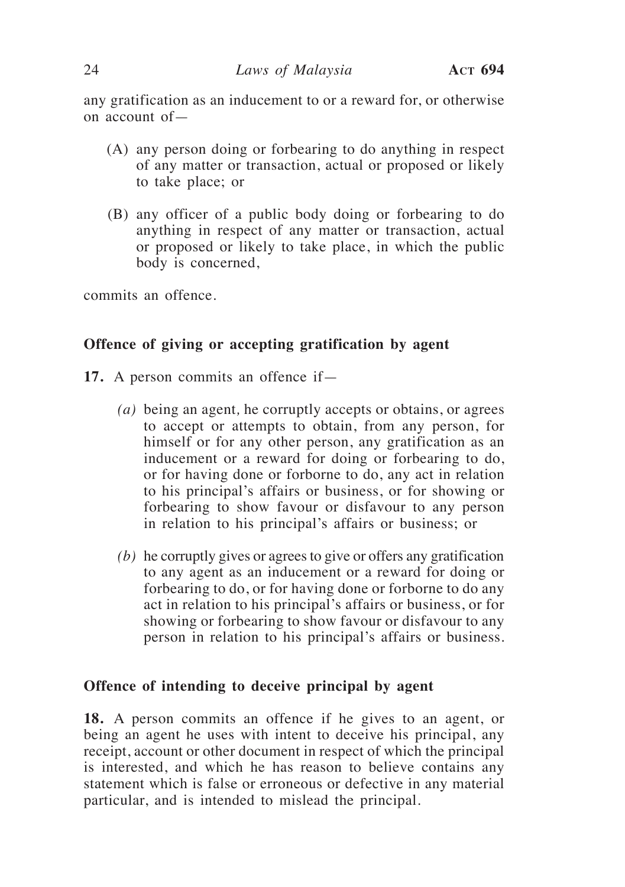any gratification as an inducement to or a reward for, or otherwise on account of—

- (A) any person doing or forbearing to do anything in respect of any matter or transaction, actual or proposed or likely to take place; or
- (B) any officer of a public body doing or forbearing to do anything in respect of any matter or transaction, actual or proposed or likely to take place, in which the public body is concerned,

commits an offence.

**Offence of giving or accepting gratification by agent**

**17.** A person commits an offence if—

- *(a)* being an agent, he corruptly accepts or obtains, or agrees to accept or attempts to obtain, from any person, for himself or for any other person, any gratification as an inducement or a reward for doing or forbearing to do, or for having done or forborne to do, any act in relation to his principal's affairs or business, or for showing or forbearing to show favour or disfavour to any person in relation to his principal's affairs or business; or
- *(b)* he corruptly gives or agrees to give or offers any gratification to any agent as an inducement or a reward for doing or forbearing to do, or for having done or forborne to do any act in relation to his principal's affairs or business, or for showing or forbearing to show favour or disfavour to any person in relation to his principal's affairs or business.

**Offence of intending to deceive principal by agent**

**18.** A person commits an offence if he gives to an agent, or being an agent he uses with intent to deceive his principal, any receipt, account or other document in respect of which the principal is interested, and which he has reason to believe contains any statement which is false or erroneous or defective in any material particular, and is intended to mislead the principal.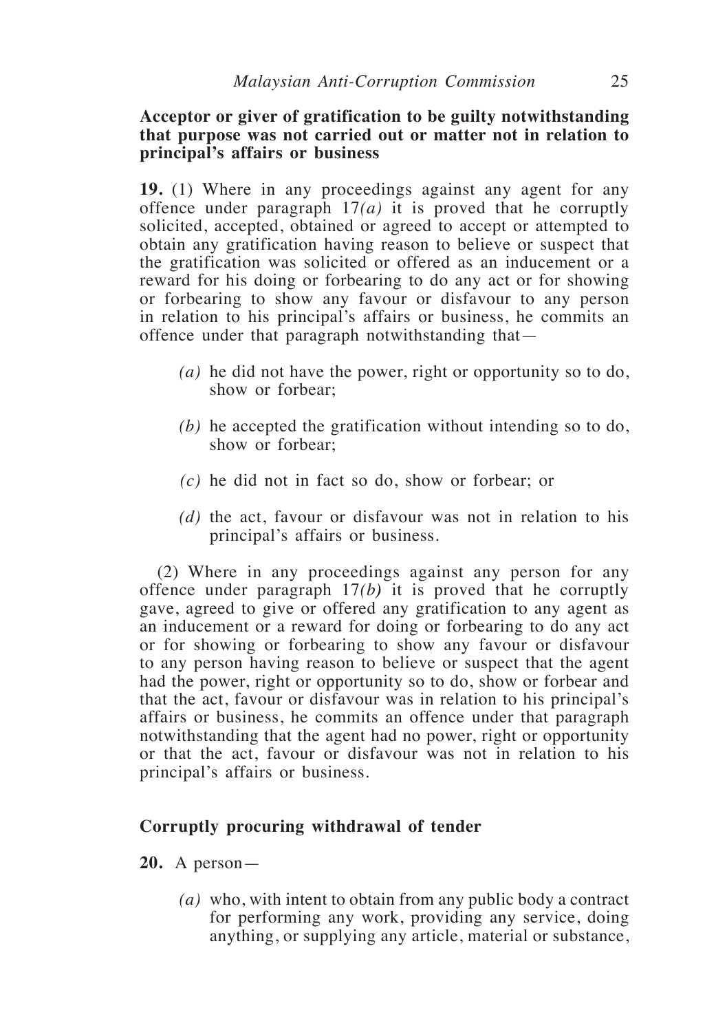**Acceptor or giver of gratification to be guilty notwithstanding that purpose was not carried out or matter not in relation to principal's affairs or business**

**19.** (1) Where in any proceedings against any agent for any offence under paragraph 17*(a)* it is proved that he corruptly solicited, accepted, obtained or agreed to accept or attempted to obtain any gratification having reason to believe or suspect that the gratification was solicited or offered as an inducement or a reward for his doing or forbearing to do any act or for showing or forbearing to show any favour or disfavour to any person in relation to his principal's affairs or business, he commits an offence under that paragraph notwithstanding that—

- *(a)* he did not have the power, right or opportunity so to do, show or forbear;
- *(b)* he accepted the gratification without intending so to do, show or forbear;
- *(c)* he did not in fact so do, show or forbear; or
- *(d)* the act, favour or disfavour was not in relation to his principal's affairs or business.

(2) Where in any proceedings against any person for any offence under paragraph 17*(b)* it is proved that he corruptly gave, agreed to give or offered any gratification to any agent as an inducement or a reward for doing or forbearing to do any act or for showing or forbearing to show any favour or disfavour to any person having reason to believe or suspect that the agent had the power, right or opportunity so to do, show or forbear and that the act, favour or disfavour was in relation to his principal's affairs or business, he commits an offence under that paragraph notwithstanding that the agent had no power, right or opportunity or that the act, favour or disfavour was not in relation to his principal's affairs or business.

**Corruptly procuring withdrawal of tender**

**20.** A person—

- *(a)* who, with intent to obtain from any public body a contract for performing any work, providing any service, doing anything, or supplying any article, material or substance,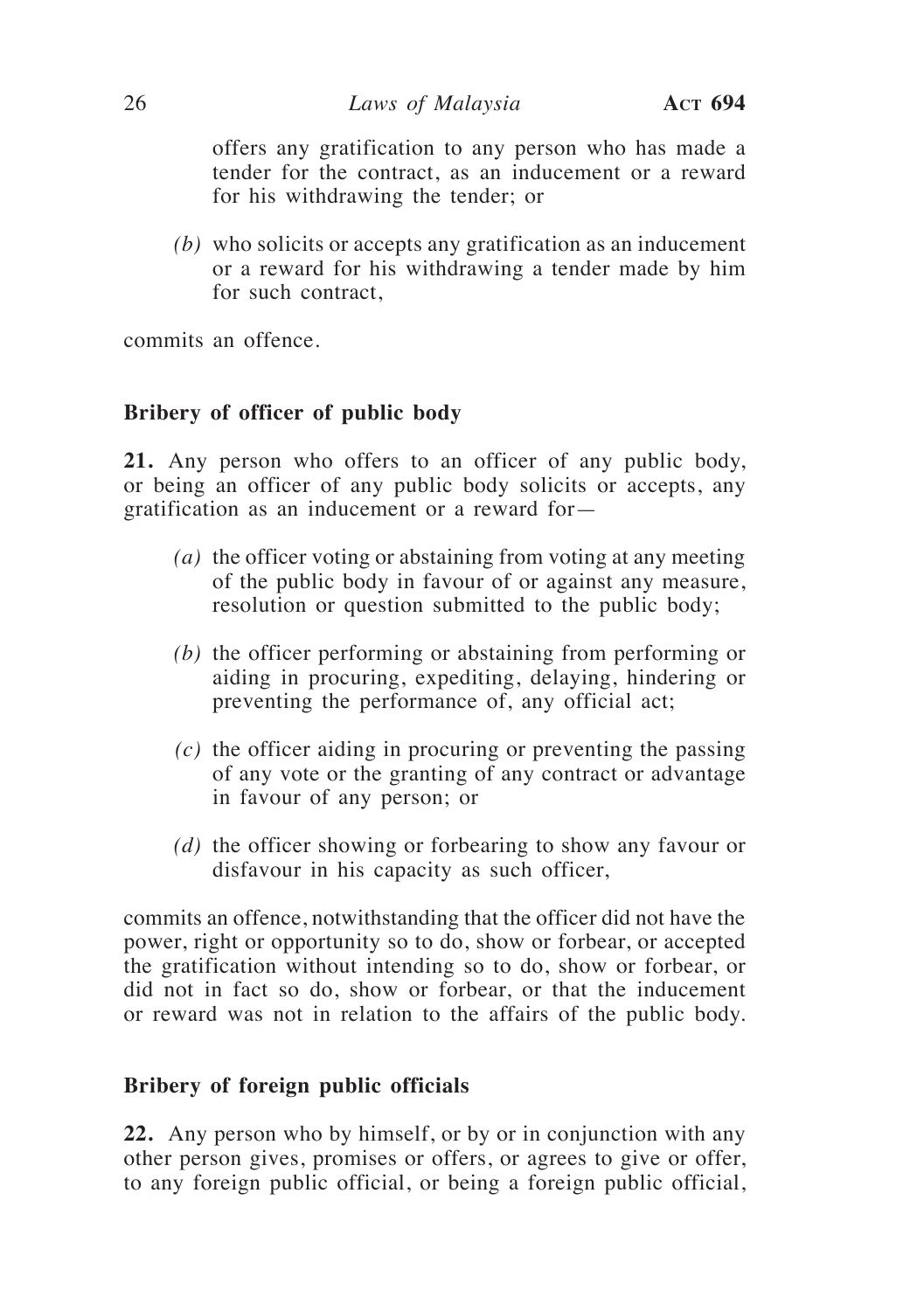offers any gratification to any person who has made a tender for the contract, as an inducement or a reward for his withdrawing the tender; or

*(b)* who solicits or accepts any gratification as an inducement or a reward for his withdrawing a tender made by him for such contract,

commits an offence.

**Bribery of officer of public body**

**21.** Any person who offers to an officer of any public body, or being an officer of any public body solicits or accepts, any gratification as an inducement or a reward for—

*(a)* the officer voting or abstaining from voting at any meeting of the public body in favour of or against any measure, resolution or question submitted to the public body;

*(b)* the officer performing or abstaining from performing or aiding in procuring, expediting, delaying, hindering or preventing the performance of, any official act;

*(c)* the officer aiding in procuring or preventing the passing of any vote or the granting of any contract or advantage in favour of any person; or

*(d)* the officer showing or forbearing to show any favour or disfavour in his capacity as such officer,

commits an offence, notwithstanding that the officer did not have the power, right or opportunity so to do, show or forbear, or accepted the gratification without intending so to do, show or forbear, or did not in fact so do, show or forbear, or that the inducement or reward was not in relation to the affairs of the public body.

**Bribery of foreign public officials**

**22.** Any person who by himself, or by or in conjunction with any other person gives, promises or offers, or agrees to give or offer, to any foreign public official, or being a foreign public official,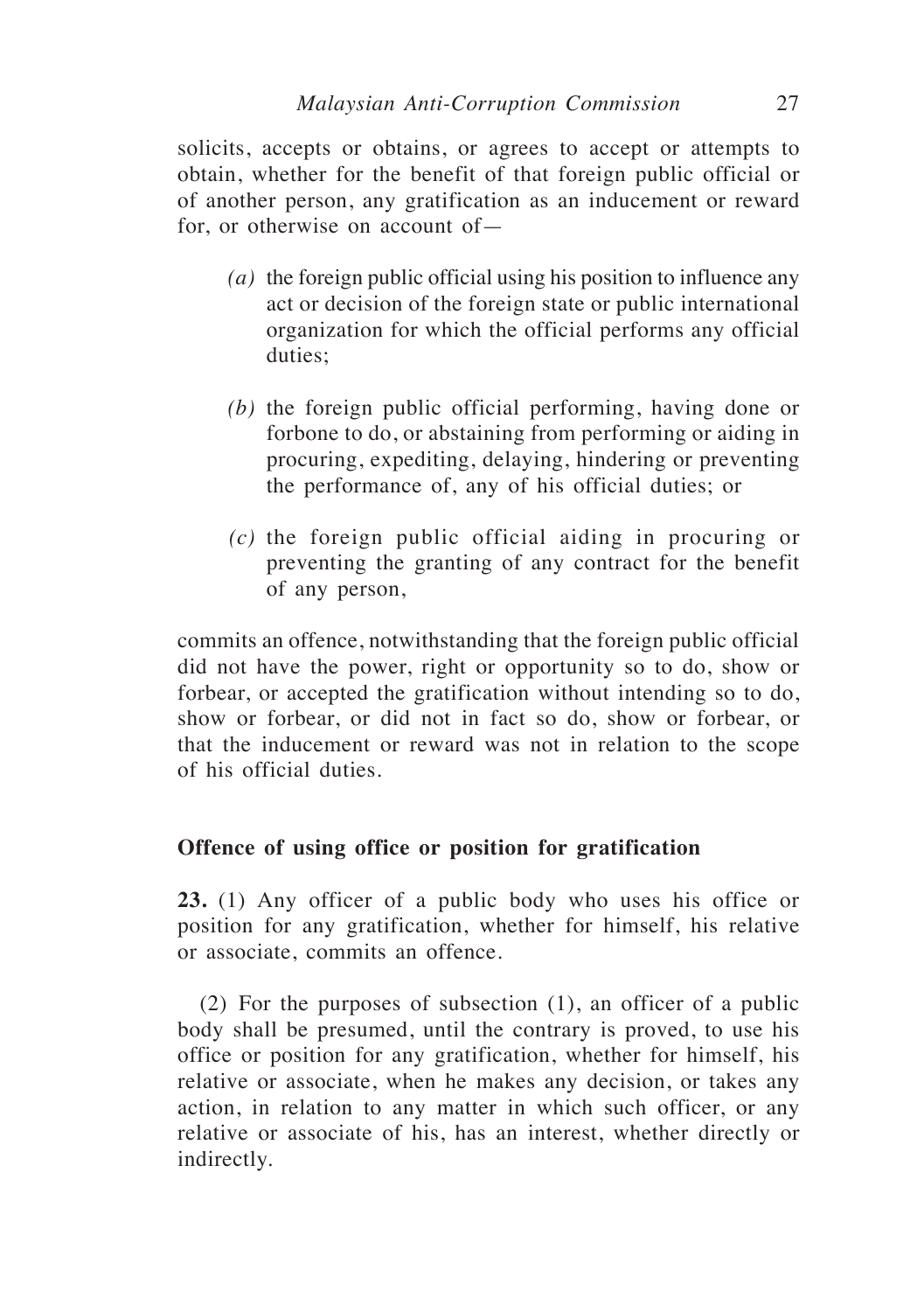solicits, accepts or obtains, or agrees to accept or attempts to obtain, whether for the benefit of that foreign public official or of another person, any gratification as an inducement or reward for, or otherwise on account of—

*(a)* the foreign public official using his position to influence any act or decision of the foreign state or public international organization for which the official performs any official duties;

*(b)* the foreign public official performing, having done or forbone to do, or abstaining from performing or aiding in procuring, expediting, delaying, hindering or preventing the performance of, any of his official duties; or

*(c)* the foreign public official aiding in procuring or preventing the granting of any contract for the benefit of any person,

commits an offence, notwithstanding that the foreign public official did not have the power, right or opportunity so to do, show or forbear, or accepted the gratification without intending so to do, show or forbear, or did not in fact so do, show or forbear, or that the inducement or reward was not in relation to the scope of his official duties.

### Offence of using office or position for gratification

**23.** (1) Any officer of a public body who uses his office or position for any gratification, whether for himself, his relative or associate, commits an offence.

(2) For the purposes of subsection (1), an officer of a public body shall be presumed, until the contrary is proved, to use his office or position for any gratification, whether for himself, his relative or associate, when he makes any decision, or takes any action, in relation to any matter in which such officer, or any relative or associate of his, has an interest, whether directly or indirectly.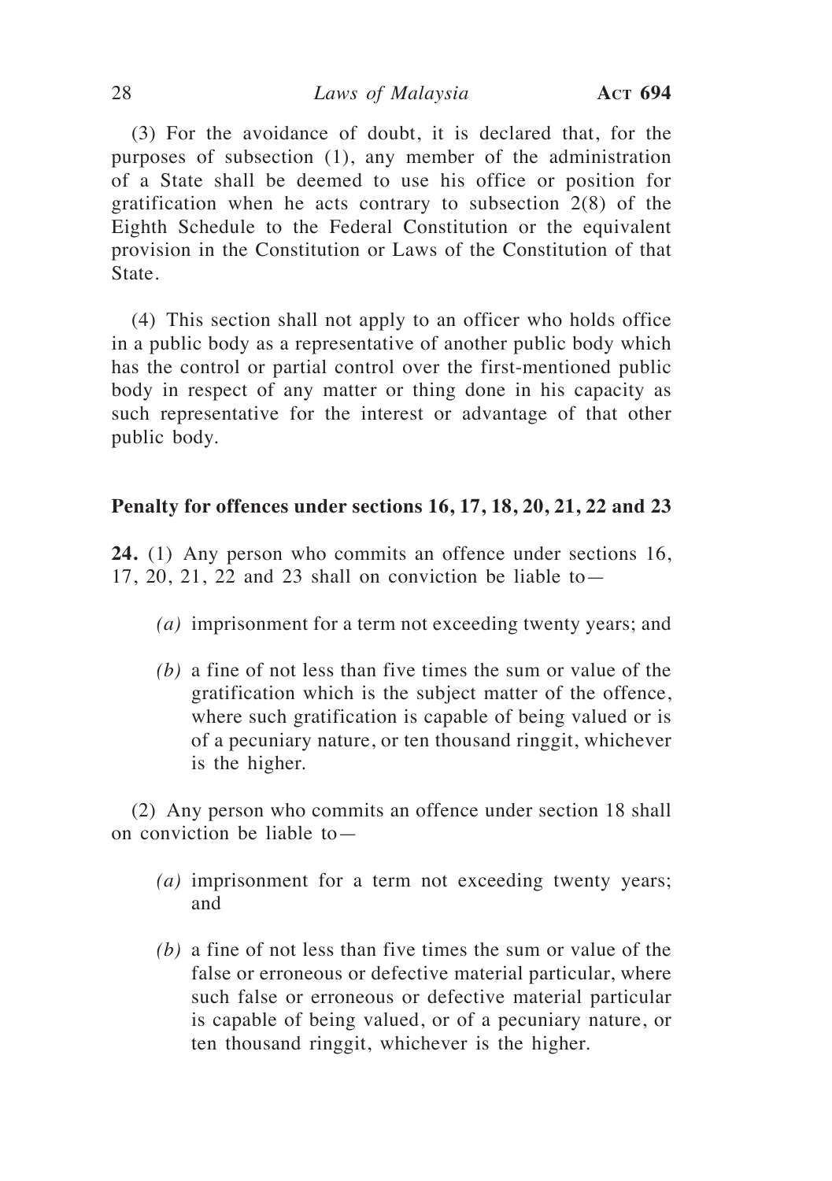(3) For the avoidance of doubt, it is declared that, for the purposes of subsection (1), any member of the administration of a State shall be deemed to use his office or position for gratification when he acts contrary to subsection 2(8) of the Eighth Schedule to the Federal Constitution or the equivalent provision in the Constitution or Laws of the Constitution of that State.

(4) This section shall not apply to an officer who holds office in a public body as a representative of another public body which has the control or partial control over the first-mentioned public body in respect of any matter or thing done in his capacity as such representative for the interest or advantage of that other public body.

**Penalty for offences under sections 16, 17, 18, 20, 21, 22 and 23**

**24.** (1) Any person who commits an offence under sections 16, 17, 20, 21, 22 and 23 shall on conviction be liable to—

*(a)* imprisonment for a term not exceeding twenty years; and

*(b)* a fine of not less than five times the sum or value of the gratification which is the subject matter of the offence, where such gratification is capable of being valued or is of a pecuniary nature, or ten thousand ringgit, whichever is the higher.

(2) Any person who commits an offence under section 18 shall on conviction be liable to—

*(a)* imprisonment for a term not exceeding twenty years; and

*(b)* a fine of not less than five times the sum or value of the false or erroneous or defective material particular, where such false or erroneous or defective material particular is capable of being valued, or of a pecuniary nature, or ten thousand ringgit, whichever is the higher.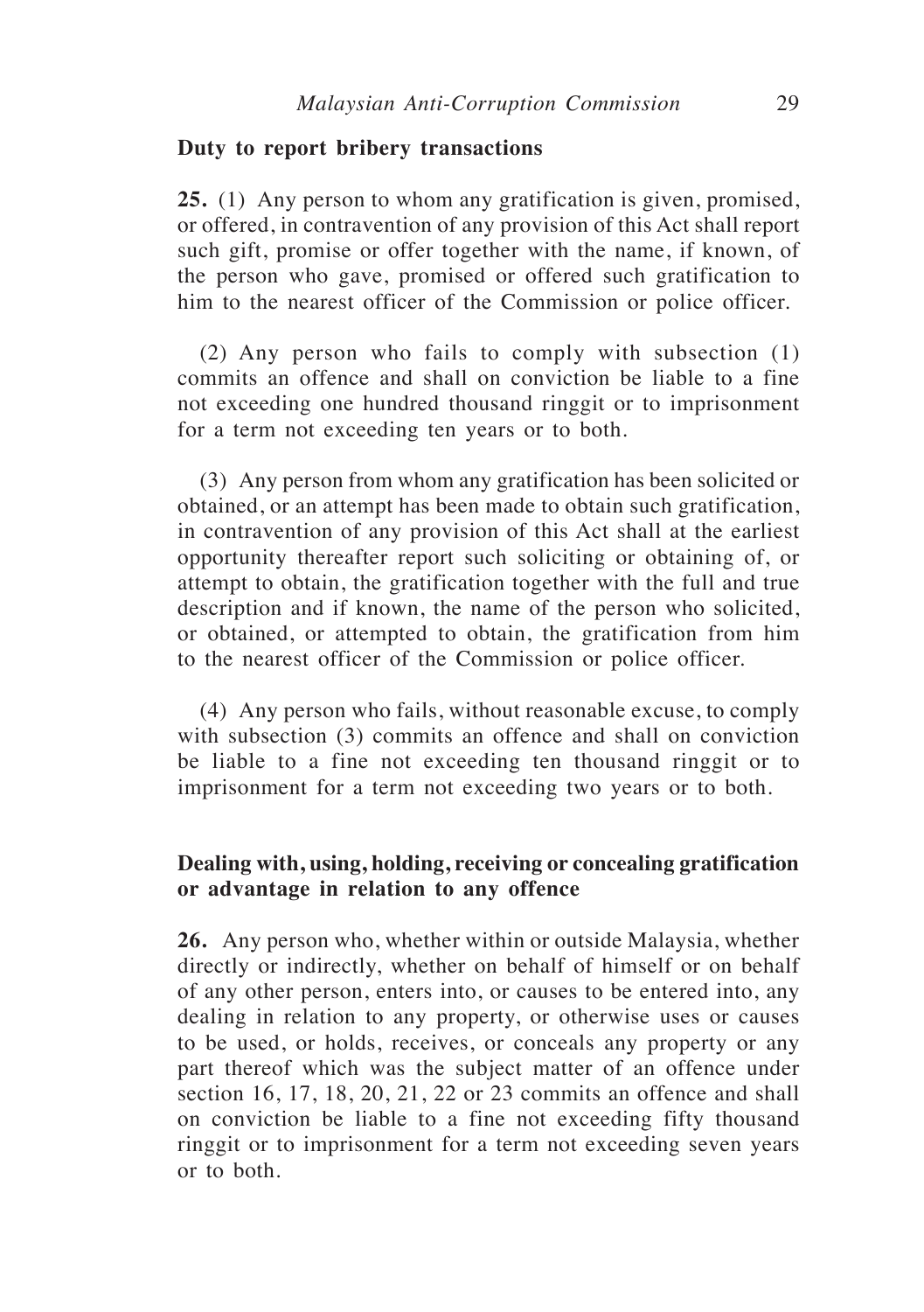**Duty to report bribery transactions**

**25.** (1) Any person to whom any gratification is given, promised, or offered, in contravention of any provision of this Act shall report such gift, promise or offer together with the name, if known, of the person who gave, promised or offered such gratification to him to the nearest officer of the Commission or police officer.

(2) Any person who fails to comply with subsection (1) commits an offence and shall on conviction be liable to a fine not exceeding one hundred thousand ringgit or to imprisonment for a term not exceeding ten years or to both.

(3) Any person from whom any gratification has been solicited or obtained, or an attempt has been made to obtain such gratification, in contravention of any provision of this Act shall at the earliest opportunity thereafter report such soliciting or obtaining of, or attempt to obtain, the gratification together with the full and true description and if known, the name of the person who solicited, or obtained, or attempted to obtain, the gratification from him to the nearest officer of the Commission or police officer.

(4) Any person who fails, without reasonable excuse, to comply with subsection (3) commits an offence and shall on conviction be liable to a fine not exceeding ten thousand ringgit or to imprisonment for a term not exceeding two years or to both.

**Dealing with, using, holding, receiving or concealing gratification or advantage in relation to any offence**

**26.** Any person who, whether within or outside Malaysia, whether directly or indirectly, whether on behalf of himself or on behalf of any other person, enters into, or causes to be entered into, any dealing in relation to any property, or otherwise uses or causes to be used, or holds, receives, or conceals any property or any part thereof which was the subject matter of an offence under section 16, 17, 18, 20, 21, 22 or 23 commits an offence and shall on conviction be liable to a fine not exceeding fifty thousand ringgit or to imprisonment for a term not exceeding seven years or to both.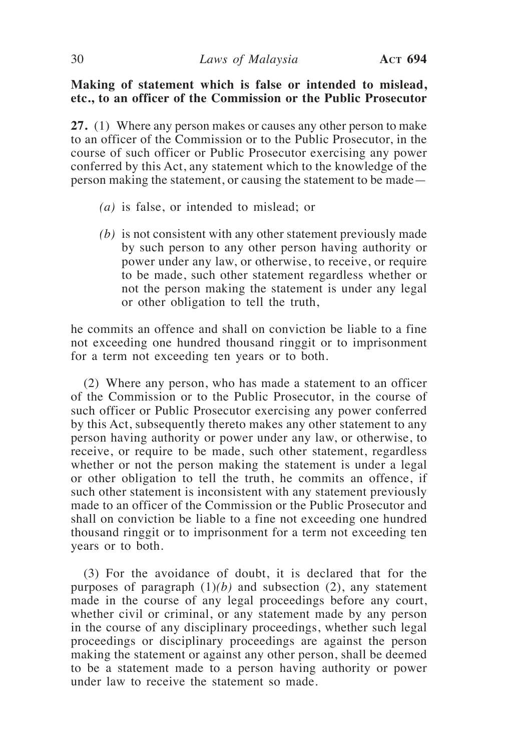**Making of statement which is false or intended to mislead, etc., to an officer of the Commission or the Public Prosecutor**

**27.** (1) Where any person makes or causes any other person to make to an officer of the Commission or to the Public Prosecutor, in the course of such officer or Public Prosecutor exercising any power conferred by this Act, any statement which to the knowledge of the person making the statement, or causing the statement to be made—

*(a)* is false, or intended to mislead; or

*(b)* is not consistent with any other statement previously made by such person to any other person having authority or power under any law, or otherwise, to receive, or require to be made, such other statement regardless whether or not the person making the statement is under any legal or other obligation to tell the truth,

he commits an offence and shall on conviction be liable to a fine not exceeding one hundred thousand ringgit or to imprisonment for a term not exceeding ten years or to both.

(2) Where any person, who has made a statement to an officer of the Commission or to the Public Prosecutor, in the course of such officer or Public Prosecutor exercising any power conferred by this Act, subsequently thereto makes any other statement to any person having authority or power under any law, or otherwise, to receive, or require to be made, such other statement, regardless whether or not the person making the statement is under a legal or other obligation to tell the truth, he commits an offence, if such other statement is inconsistent with any statement previously made to an officer of the Commission or the Public Prosecutor and shall on conviction be liable to a fine not exceeding one hundred thousand ringgit or to imprisonment for a term not exceeding ten years or to both.

(3) For the avoidance of doubt, it is declared that for the purposes of paragraph (1)*(b)* and subsection (2), any statement made in the course of any legal proceedings before any court, whether civil or criminal, or any statement made by any person in the course of any disciplinary proceedings, whether such legal proceedings or disciplinary proceedings are against the person making the statement or against any other person, shall be deemed to be a statement made to a person having authority or power under law to receive the statement so made.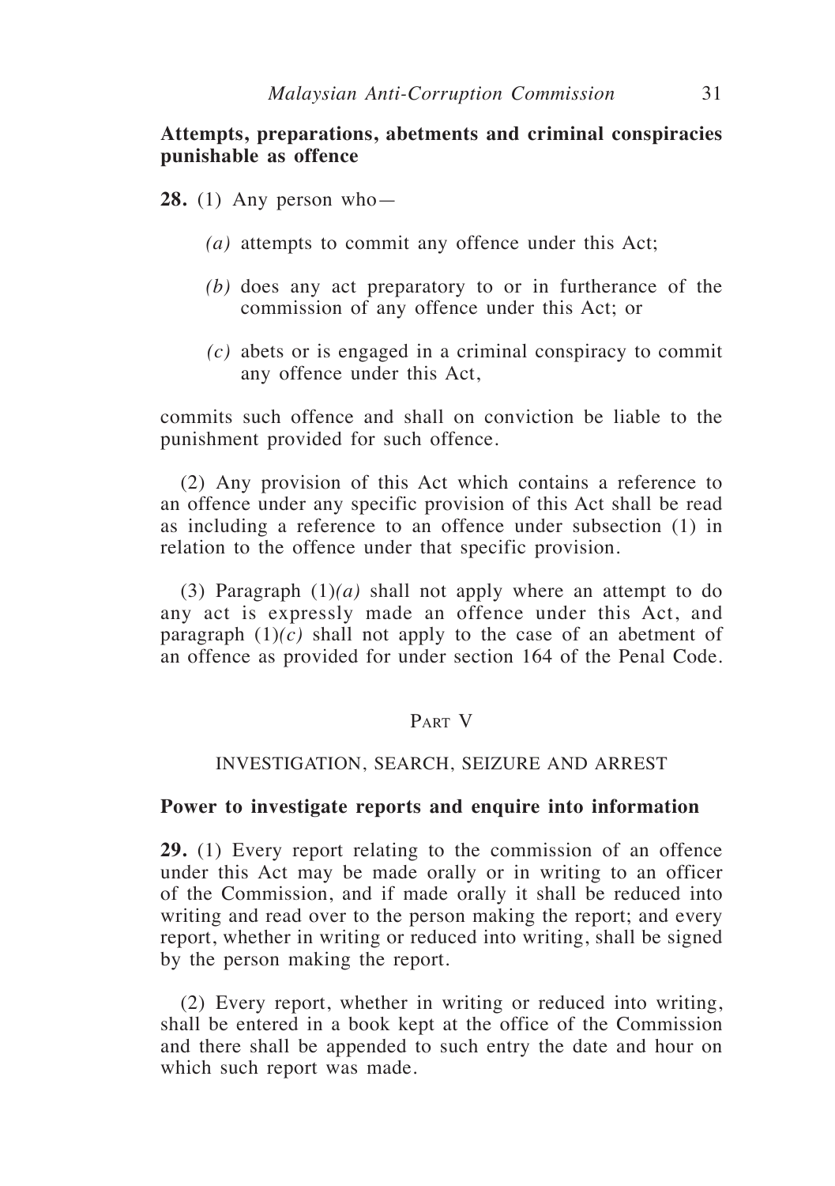**Attempts, preparations, abetments and criminal conspiracies punishable as offence**

**28.** (1) Any person who—

*(a)* attempts to commit any offence under this Act;

*(b)* does any act preparatory to or in furtherance of the commission of any offence under this Act; or

*(c)* abets or is engaged in a criminal conspiracy to commit any offence under this Act,

commits such offence and shall on conviction be liable to the punishment provided for such offence.

(2) Any provision of this Act which contains a reference to an offence under any specific provision of this Act shall be read as including a reference to an offence under subsection (1) in relation to the offence under that specific provision.

(3) Paragraph (1)*(a)* shall not apply where an attempt to do any act is expressly made an offence under this Act, and paragraph (1)*(c)* shall not apply to the case of an abetment of an offence as provided for under section 164 of the Penal Code.

## PART V

## INVESTIGATION, SEARCH, SEIZURE AND ARREST

**Power to investigate reports and enquire into information**

**29.** (1) Every report relating to the commission of an offence under this Act may be made orally or in writing to an officer of the Commission, and if made orally it shall be reduced into writing and read over to the person making the report; and every report, whether in writing or reduced into writing, shall be signed by the person making the report.

(2) Every report, whether in writing or reduced into writing, shall be entered in a book kept at the office of the Commission and there shall be appended to such entry the date and hour on which such report was made.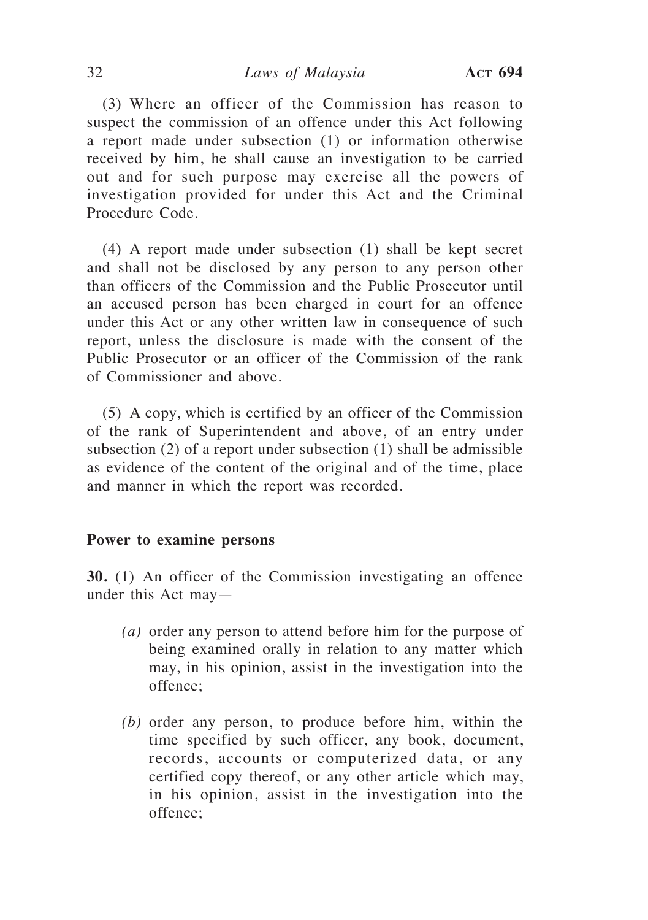(3) Where an officer of the Commission has reason to suspect the commission of an offence under this Act following a report made under subsection (1) or information otherwise received by him, he shall cause an investigation to be carried out and for such purpose may exercise all the powers of investigation provided for under this Act and the Criminal Procedure Code.

(4) A report made under subsection (1) shall be kept secret and shall not be disclosed by any person to any person other than officers of the Commission and the Public Prosecutor until an accused person has been charged in court for an offence under this Act or any other written law in consequence of such report, unless the disclosure is made with the consent of the Public Prosecutor or an officer of the Commission of the rank of Commissioner and above.

(5) A copy, which is certified by an officer of the Commission of the rank of Superintendent and above, of an entry under subsection (2) of a report under subsection (1) shall be admissible as evidence of the content of the original and of the time, place and manner in which the report was recorded.

**Power to examine persons**

**30.** (1) An officer of the Commission investigating an offence under this Act may—

*(a)* order any person to attend before him for the purpose of being examined orally in relation to any matter which may, in his opinion, assist in the investigation into the offence;

*(b)* order any person, to produce before him, within the time specified by such officer, any book, document, records, accounts or computerized data, or any certified copy thereof, or any other article which may, in his opinion, assist in the investigation into the offence;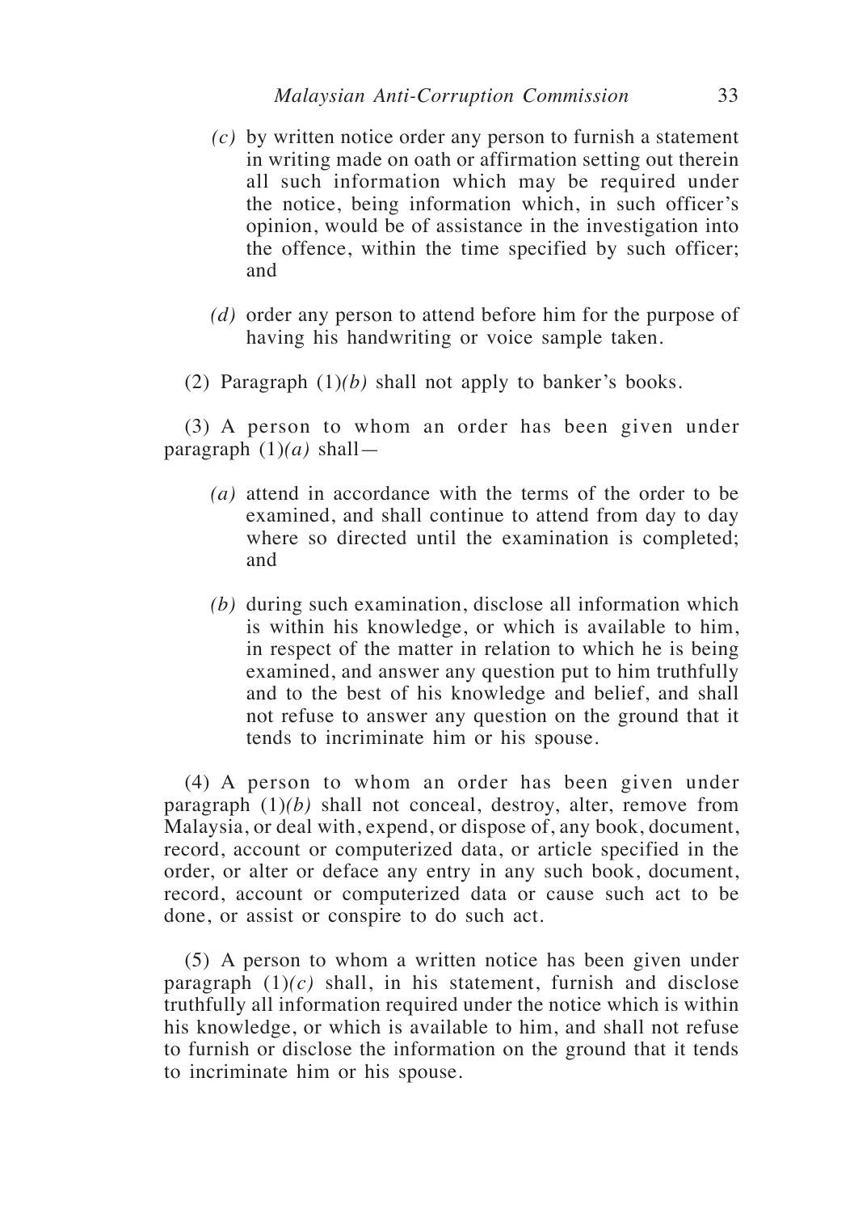*(c)* by written notice order any person to furnish a statement in writing made on oath or affirmation setting out therein all such information which may be required under the notice, being information which, in such officer's opinion, would be of assistance in the investigation into the offence, within the time specified by such officer; and

*(d)* order any person to attend before him for the purpose of having his handwriting or voice sample taken.

(2) Paragraph (1)*(b)* shall not apply to banker's books.

(3) A person to whom an order has been given under paragraph (1)*(a)* shall—

*(a)* attend in accordance with the terms of the order to be examined, and shall continue to attend from day to day where so directed until the examination is completed; and

*(b)* during such examination, disclose all information which is within his knowledge, or which is available to him, in respect of the matter in relation to which he is being examined, and answer any question put to him truthfully and to the best of his knowledge and belief, and shall not refuse to answer any question on the ground that it tends to incriminate him or his spouse.

(4) A person to whom an order has been given under paragraph (1)*(b)* shall not conceal, destroy, alter, remove from Malaysia, or deal with, expend, or dispose of, any book, document, record, account or computerized data, or article specified in the order, or alter or deface any entry in any such book, document, record, account or computerized data or cause such act to be done, or assist or conspire to do such act.

(5) A person to whom a written notice has been given under paragraph (1)*(c)* shall, in his statement, furnish and disclose truthfully all information required under the notice which is within his knowledge, or which is available to him, and shall not refuse to furnish or disclose the information on the ground that it tends to incriminate him or his spouse.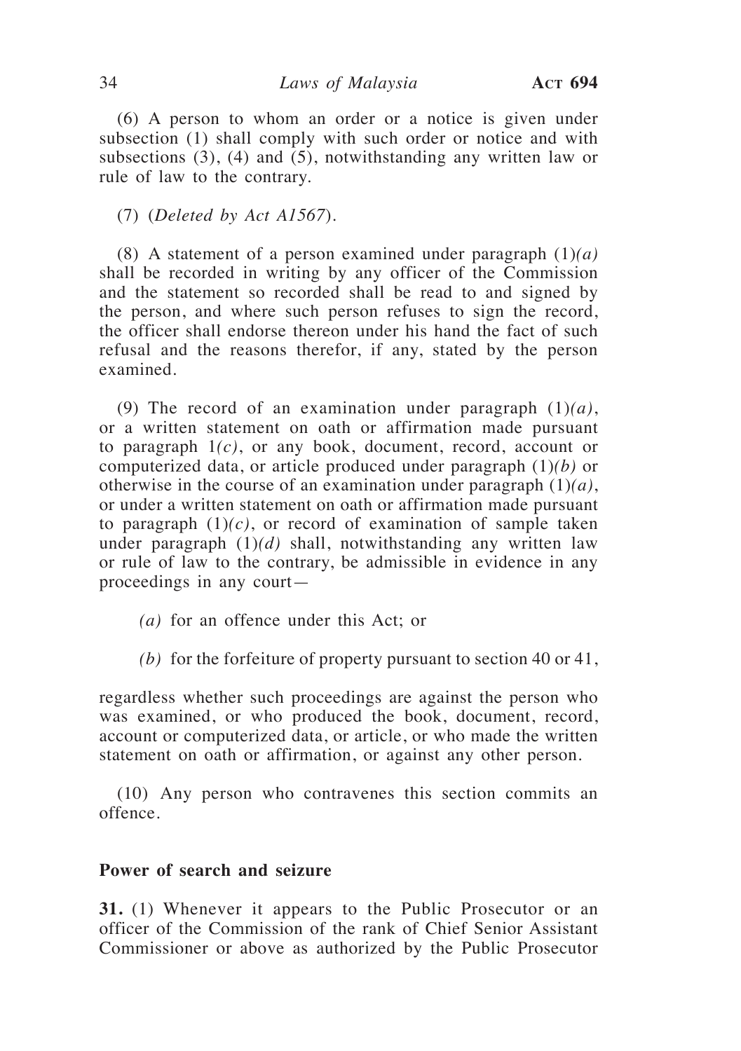(6) A person to whom an order or a notice is given under subsection (1) shall comply with such order or notice and with subsections (3), (4) and (5), notwithstanding any written law or rule of law to the contrary.

(7) (*Deleted by Act A1567*).

(8) A statement of a person examined under paragraph (1)*(a)* shall be recorded in writing by any officer of the Commission and the statement so recorded shall be read to and signed by the person, and where such person refuses to sign the record, the officer shall endorse thereon under his hand the fact of such refusal and the reasons therefor, if any, stated by the person examined.

(9) The record of an examination under paragraph (1)*(a)*, or a written statement on oath or affirmation made pursuant to paragraph 1*(c)*, or any book, document, record, account or computerized data, or article produced under paragraph (1)*(b)* or otherwise in the course of an examination under paragraph (1)*(a)*, or under a written statement on oath or affirmation made pursuant to paragraph (1)*(c)*, or record of examination of sample taken under paragraph (1)*(d)* shall, notwithstanding any written law or rule of law to the contrary, be admissible in evidence in any proceedings in any court—

*(a)* for an offence under this Act; or

*(b)* for the forfeiture of property pursuant to section 40 or 41,

regardless whether such proceedings are against the person who was examined, or who produced the book, document, record, account or computerized data, or article, or who made the written statement on oath or affirmation, or against any other person.

(10) Any person who contravenes this section commits an offence.

**Power of search and seizure**

**31.** (1) Whenever it appears to the Public Prosecutor or an officer of the Commission of the rank of Chief Senior Assistant Commissioner or above as authorized by the Public Prosecutor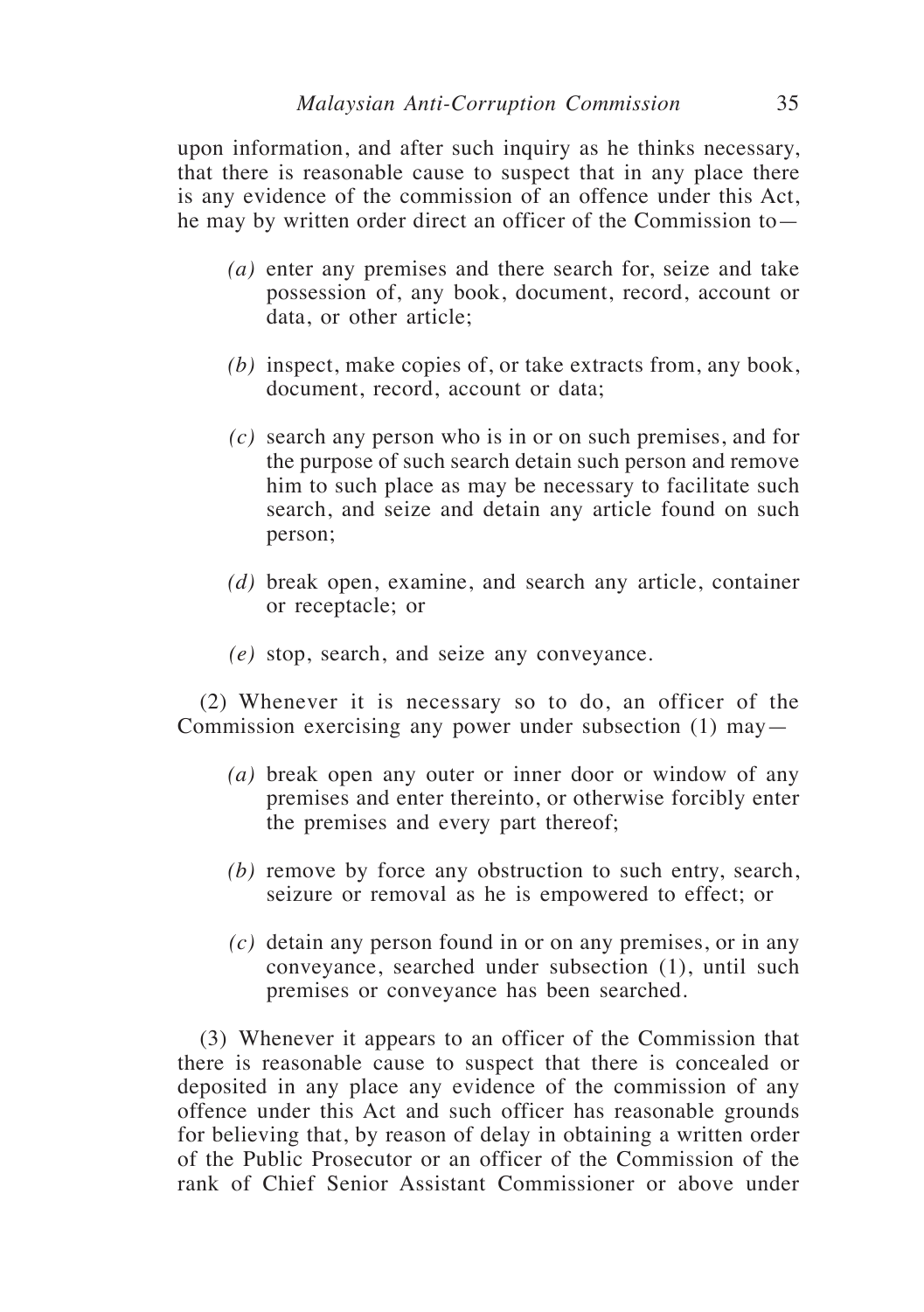upon information, and after such inquiry as he thinks necessary, that there is reasonable cause to suspect that in any place there is any evidence of the commission of an offence under this Act, he may by written order direct an officer of the Commission to—

*(a)* enter any premises and there search for, seize and take possession of, any book, document, record, account or data, or other article;

*(b)* inspect, make copies of, or take extracts from, any book, document, record, account or data;

*(c)* search any person who is in or on such premises, and for the purpose of such search detain such person and remove him to such place as may be necessary to facilitate such search, and seize and detain any article found on such person;

*(d)* break open, examine, and search any article, container or receptacle; or

*(e)* stop, search, and seize any conveyance.

(2) Whenever it is necessary so to do, an officer of the Commission exercising any power under subsection (1) may—

*(a)* break open any outer or inner door or window of any premises and enter thereinto, or otherwise forcibly enter the premises and every part thereof;

*(b)* remove by force any obstruction to such entry, search, seizure or removal as he is empowered to effect; or

*(c)* detain any person found in or on any premises, or in any conveyance, searched under subsection (1), until such premises or conveyance has been searched.

(3) Whenever it appears to an officer of the Commission that there is reasonable cause to suspect that there is concealed or deposited in any place any evidence of the commission of any offence under this Act and such officer has reasonable grounds for believing that, by reason of delay in obtaining a written order of the Public Prosecutor or an officer of the Commission of the rank of Chief Senior Assistant Commissioner or above under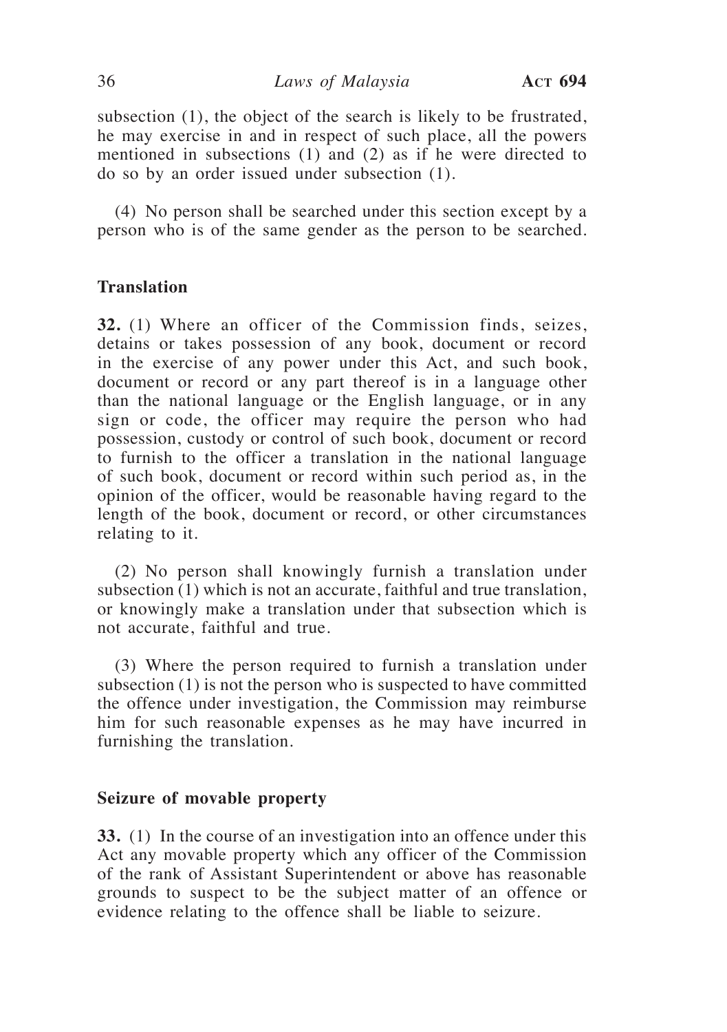subsection (1), the object of the search is likely to be frustrated, he may exercise in and in respect of such place, all the powers mentioned in subsections (1) and (2) as if he were directed to do so by an order issued under subsection (1).

(4) No person shall be searched under this section except by a person who is of the same gender as the person to be searched.

**Translation**

**32.** (1) Where an officer of the Commission finds, seizes, detains or takes possession of any book, document or record in the exercise of any power under this Act, and such book, document or record or any part thereof is in a language other than the national language or the English language, or in any sign or code, the officer may require the person who had possession, custody or control of such book, document or record to furnish to the officer a translation in the national language of such book, document or record within such period as, in the opinion of the officer, would be reasonable having regard to the length of the book, document or record, or other circumstances relating to it.

(2) No person shall knowingly furnish a translation under subsection (1) which is not an accurate, faithful and true translation, or knowingly make a translation under that subsection which is not accurate, faithful and true.

(3) Where the person required to furnish a translation under subsection (1) is not the person who is suspected to have committed the offence under investigation, the Commission may reimburse him for such reasonable expenses as he may have incurred in furnishing the translation.

**Seizure of movable property**

**33.** (1) In the course of an investigation into an offence under this Act any movable property which any officer of the Commission of the rank of Assistant Superintendent or above has reasonable grounds to suspect to be the subject matter of an offence or evidence relating to the offence shall be liable to seizure.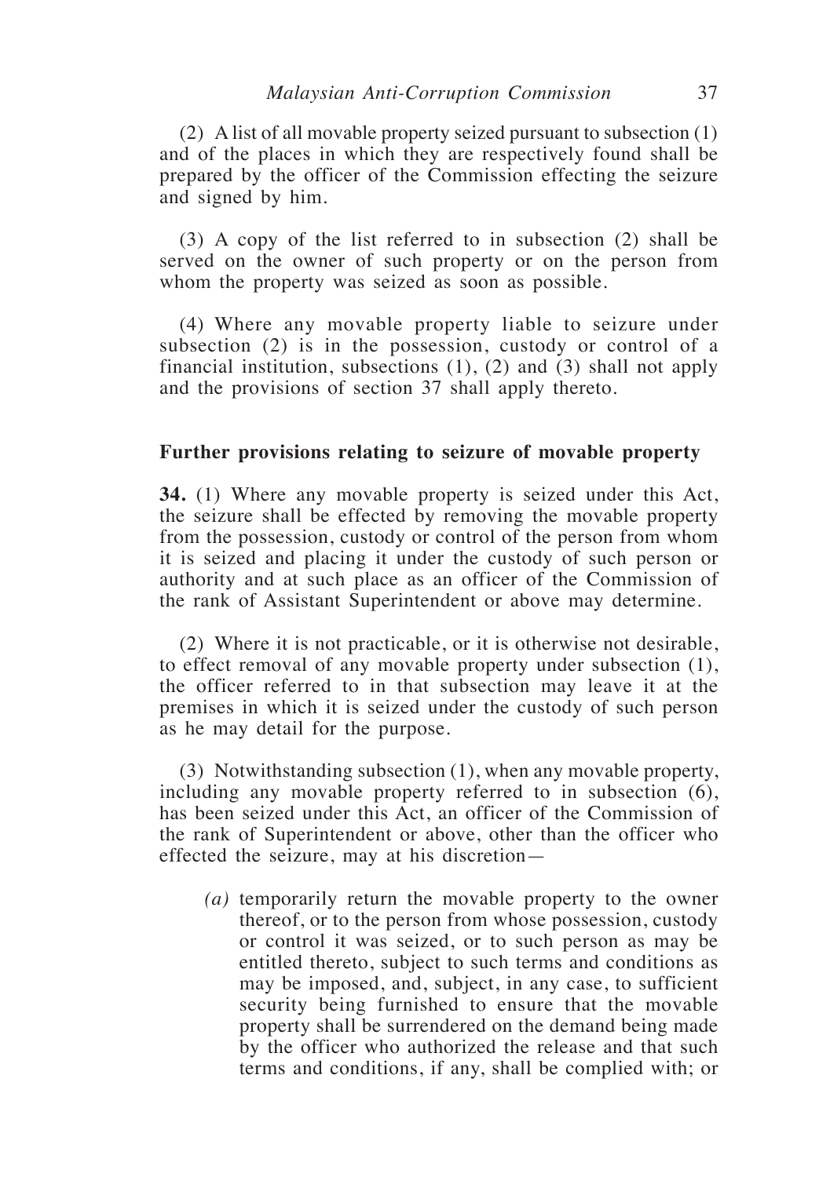(2) A list of all movable property seized pursuant to subsection (1) and of the places in which they are respectively found shall be prepared by the officer of the Commission effecting the seizure and signed by him.

(3) A copy of the list referred to in subsection (2) shall be served on the owner of such property or on the person from whom the property was seized as soon as possible.

(4) Where any movable property liable to seizure under subsection (2) is in the possession, custody or control of a financial institution, subsections (1), (2) and (3) shall not apply and the provisions of section 37 shall apply thereto.

### Further provisions relating to seizure of movable property

**34.** (1) Where any movable property is seized under this Act, the seizure shall be effected by removing the movable property from the possession, custody or control of the person from whom it is seized and placing it under the custody of such person or authority and at such place as an officer of the Commission of the rank of Assistant Superintendent or above may determine.

(2) Where it is not practicable, or it is otherwise not desirable, to effect removal of any movable property under subsection (1), the officer referred to in that subsection may leave it at the premises in which it is seized under the custody of such person as he may detail for the purpose.

(3) Notwithstanding subsection (1), when any movable property, including any movable property referred to in subsection (6), has been seized under this Act, an officer of the Commission of the rank of Superintendent or above, other than the officer who effected the seizure, may at his discretion—

*(a)* temporarily return the movable property to the owner thereof, or to the person from whose possession, custody or control it was seized, or to such person as may be entitled thereto, subject to such terms and conditions as may be imposed, and, subject, in any case, to sufficient security being furnished to ensure that the movable property shall be surrendered on the demand being made by the officer who authorized the release and that such terms and conditions, if any, shall be complied with; or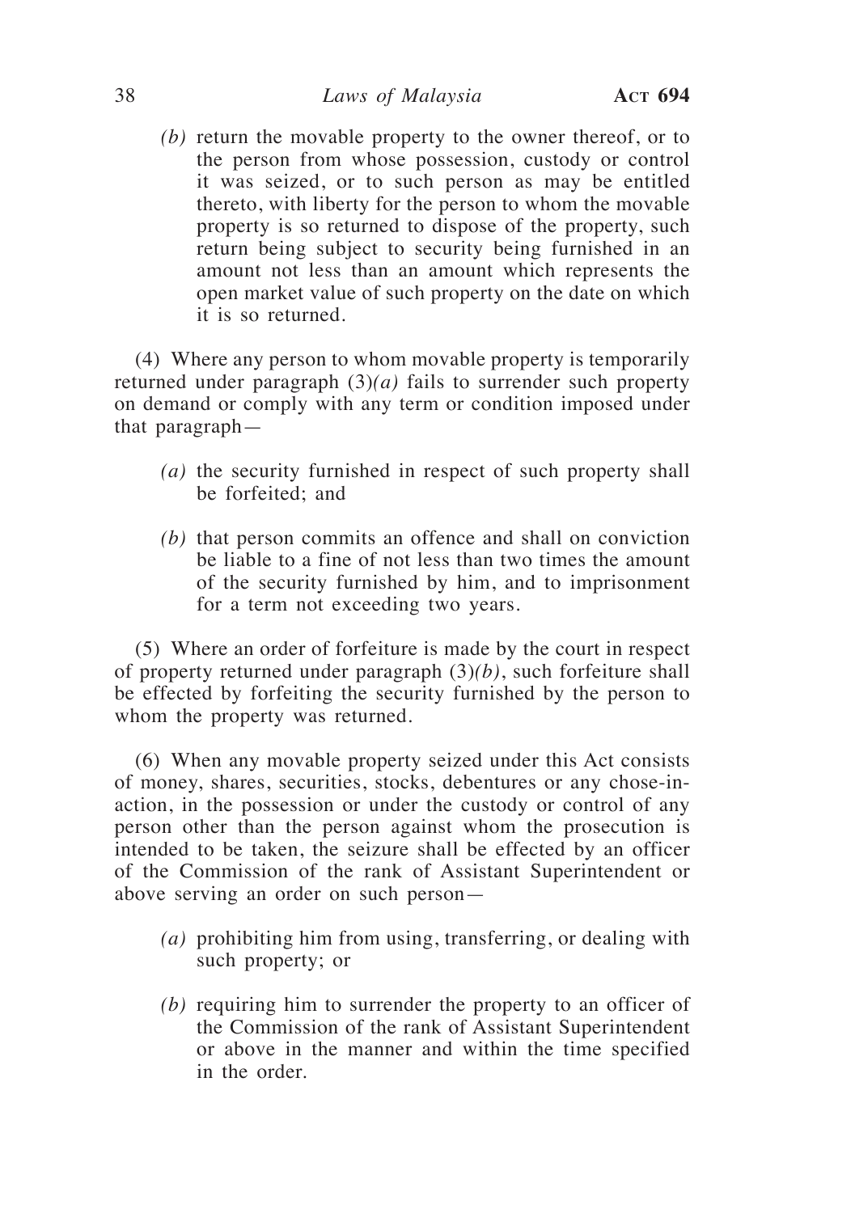*(b)* return the movable property to the owner thereof, or to the person from whose possession, custody or control it was seized, or to such person as may be entitled thereto, with liberty for the person to whom the movable property is so returned to dispose of the property, such return being subject to security being furnished in an amount not less than an amount which represents the open market value of such property on the date on which it is so returned.

(4) Where any person to whom movable property is temporarily returned under paragraph (3)*(a)* fails to surrender such property on demand or comply with any term or condition imposed under that paragraph—

*(a)* the security furnished in respect of such property shall be forfeited; and

*(b)* that person commits an offence and shall on conviction be liable to a fine of not less than two times the amount of the security furnished by him, and to imprisonment for a term not exceeding two years.

(5) Where an order of forfeiture is made by the court in respect of property returned under paragraph (3)*(b)*, such forfeiture shall be effected by forfeiting the security furnished by the person to whom the property was returned.

(6) When any movable property seized under this Act consists of money, shares, securities, stocks, debentures or any chose-in-action, in the possession or under the custody or control of any person other than the person against whom the prosecution is intended to be taken, the seizure shall be effected by an officer of the Commission of the rank of Assistant Superintendent or above serving an order on such person—

*(a)* prohibiting him from using, transferring, or dealing with such property; or

*(b)* requiring him to surrender the property to an officer of the Commission of the rank of Assistant Superintendent or above in the manner and within the time specified in the order.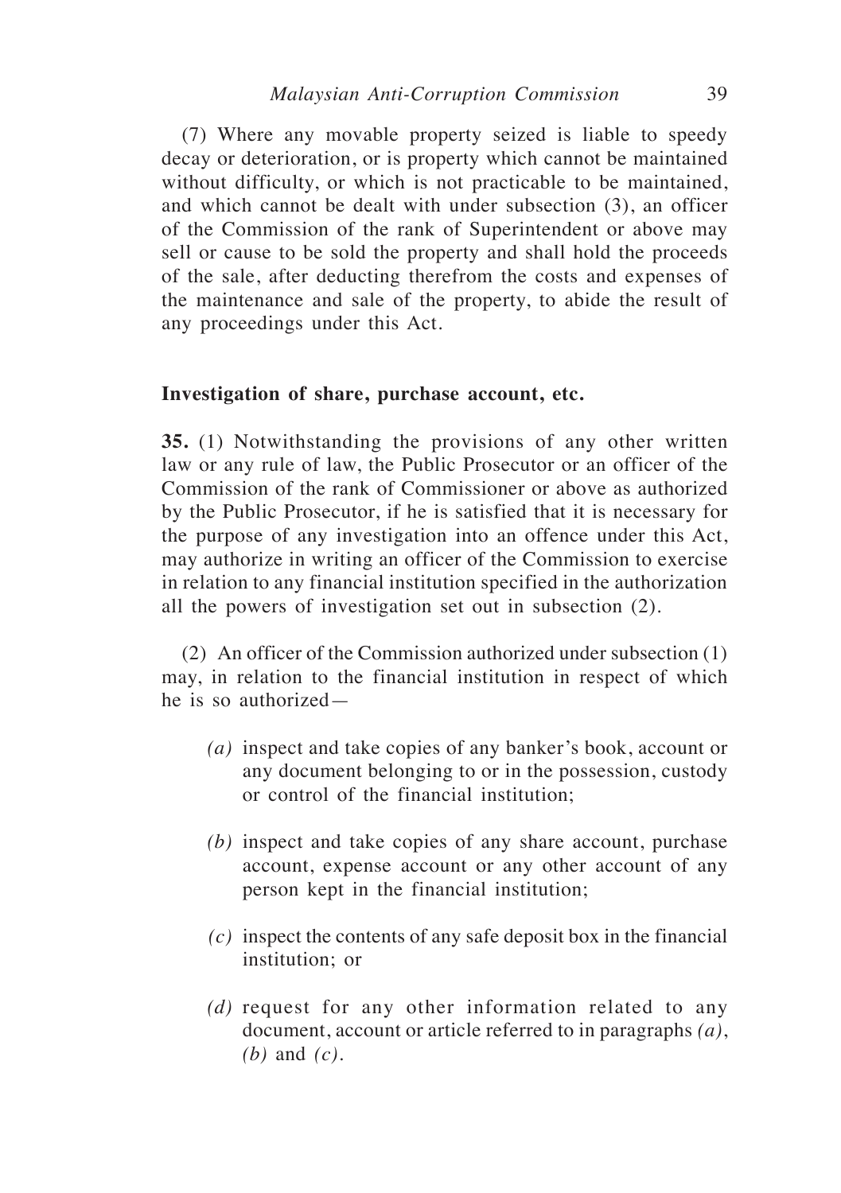(7) Where any movable property seized is liable to speedy decay or deterioration, or is property which cannot be maintained without difficulty, or which is not practicable to be maintained, and which cannot be dealt with under subsection (3), an officer of the Commission of the rank of Superintendent or above may sell or cause to be sold the property and shall hold the proceeds of the sale, after deducting therefrom the costs and expenses of the maintenance and sale of the property, to abide the result of any proceedings under this Act.

### Investigation of share, purchase account, etc.

**35.** (1) Notwithstanding the provisions of any other written law or any rule of law, the Public Prosecutor or an officer of the Commission of the rank of Commissioner or above as authorized by the Public Prosecutor, if he is satisfied that it is necessary for the purpose of any investigation into an offence under this Act, may authorize in writing an officer of the Commission to exercise in relation to any financial institution specified in the authorization all the powers of investigation set out in subsection (2).

(2) An officer of the Commission authorized under subsection (1) may, in relation to the financial institution in respect of which he is so authorized—

*(a)* inspect and take copies of any banker's book, account or any document belonging to or in the possession, custody or control of the financial institution;

*(b)* inspect and take copies of any share account, purchase account, expense account or any other account of any person kept in the financial institution;

*(c)* inspect the contents of any safe deposit box in the financial institution; or

*(d)* request for any other information related to any document, account or article referred to in paragraphs *(a)*, *(b)* and *(c)*.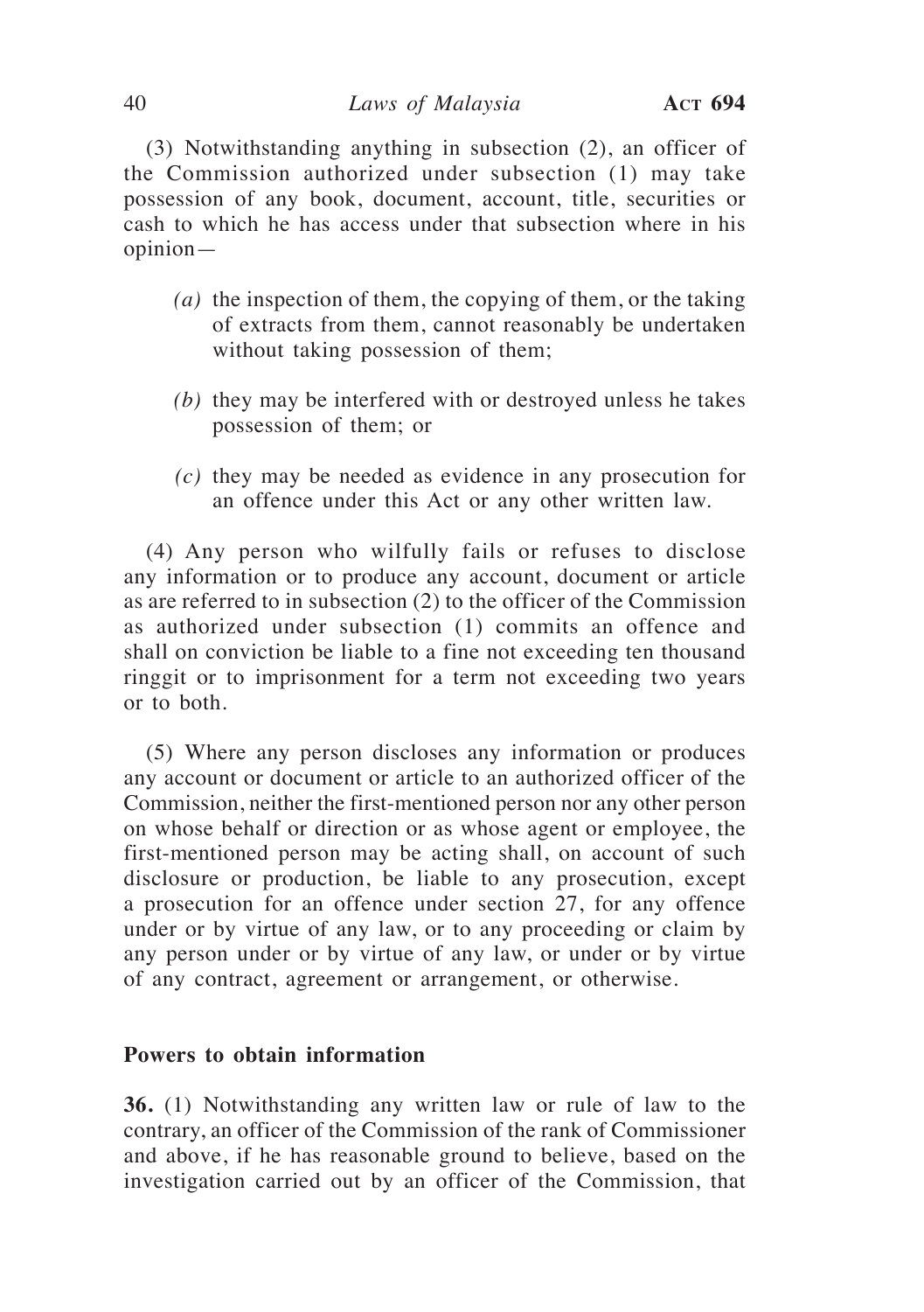(3) Notwithstanding anything in subsection (2), an officer of the Commission authorized under subsection (1) may take possession of any book, document, account, title, securities or cash to which he has access under that subsection where in his opinion—

*(a)* the inspection of them, the copying of them, or the taking of extracts from them, cannot reasonably be undertaken without taking possession of them;

*(b)* they may be interfered with or destroyed unless he takes possession of them; or

*(c)* they may be needed as evidence in any prosecution for an offence under this Act or any other written law.

(4) Any person who wilfully fails or refuses to disclose any information or to produce any account, document or article as are referred to in subsection (2) to the officer of the Commission as authorized under subsection (1) commits an offence and shall on conviction be liable to a fine not exceeding ten thousand ringgit or to imprisonment for a term not exceeding two years or to both.

(5) Where any person discloses any information or produces any account or document or article to an authorized officer of the Commission, neither the first-mentioned person nor any other person on whose behalf or direction or as whose agent or employee, the first-mentioned person may be acting shall, on account of such disclosure or production, be liable to any prosecution, except a prosecution for an offence under section 27, for any offence under or by virtue of any law, or to any proceeding or claim by any person under or by virtue of any law, or under or by virtue of any contract, agreement or arrangement, or otherwise.

**Powers to obtain information**

**36.** (1) Notwithstanding any written law or rule of law to the contrary, an officer of the Commission of the rank of Commissioner and above, if he has reasonable ground to believe, based on the investigation carried out by an officer of the Commission, that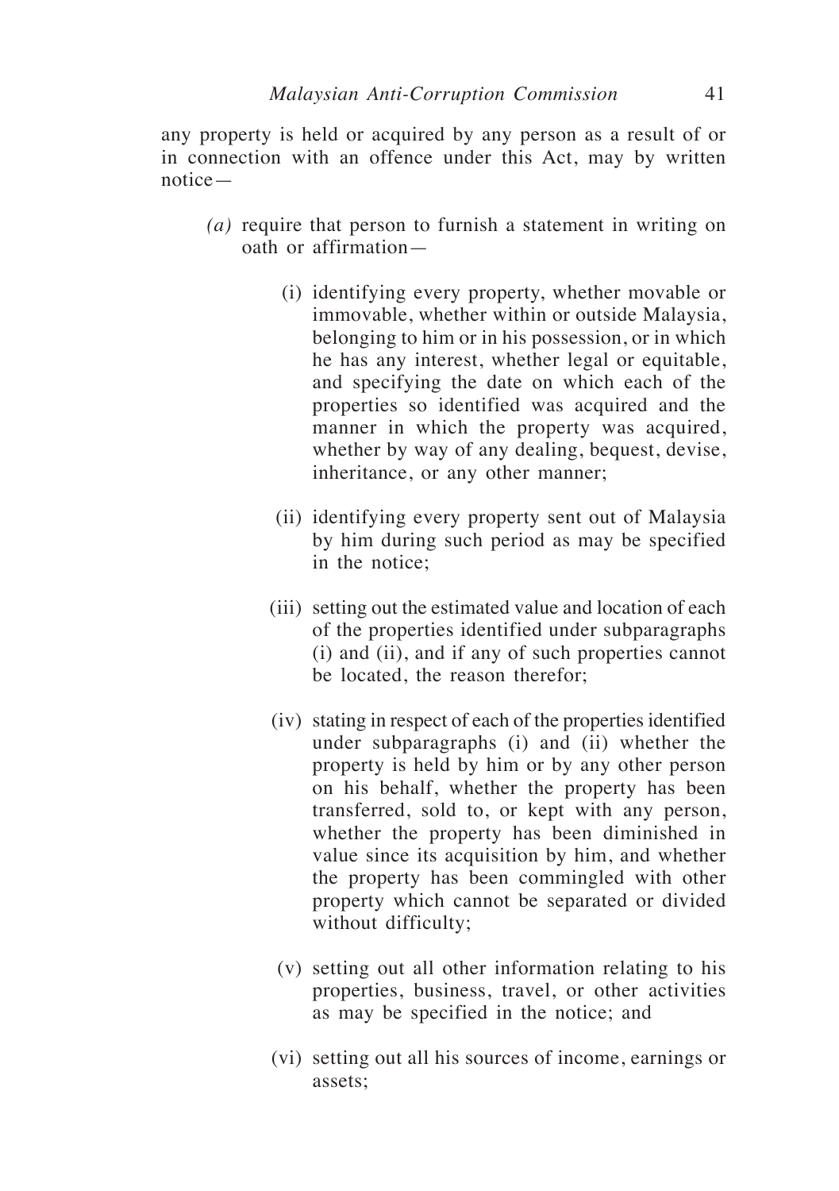any property is held or acquired by any person as a result of or in connection with an offence under this Act, may by written notice—

*(a)* require that person to furnish a statement in writing on oath or affirmation—

(i) identifying every property, whether movable or immovable, whether within or outside Malaysia, belonging to him or in his possession, or in which he has any interest, whether legal or equitable, and specifying the date on which each of the properties so identified was acquired and the manner in which the property was acquired, whether by way of any dealing, bequest, devise, inheritance, or any other manner;

(ii) identifying every property sent out of Malaysia by him during such period as may be specified in the notice;

(iii) setting out the estimated value and location of each of the properties identified under subparagraphs (i) and (ii), and if any of such properties cannot be located, the reason therefor;

(iv) stating in respect of each of the properties identified under subparagraphs (i) and (ii) whether the property is held by him or by any other person on his behalf, whether the property has been transferred, sold to, or kept with any person, whether the property has been diminished in value since its acquisition by him, and whether the property has been commingled with other property which cannot be separated or divided without difficulty;

(v) setting out all other information relating to his properties, business, travel, or other activities as may be specified in the notice; and

(vi) setting out all his sources of income, earnings or assets;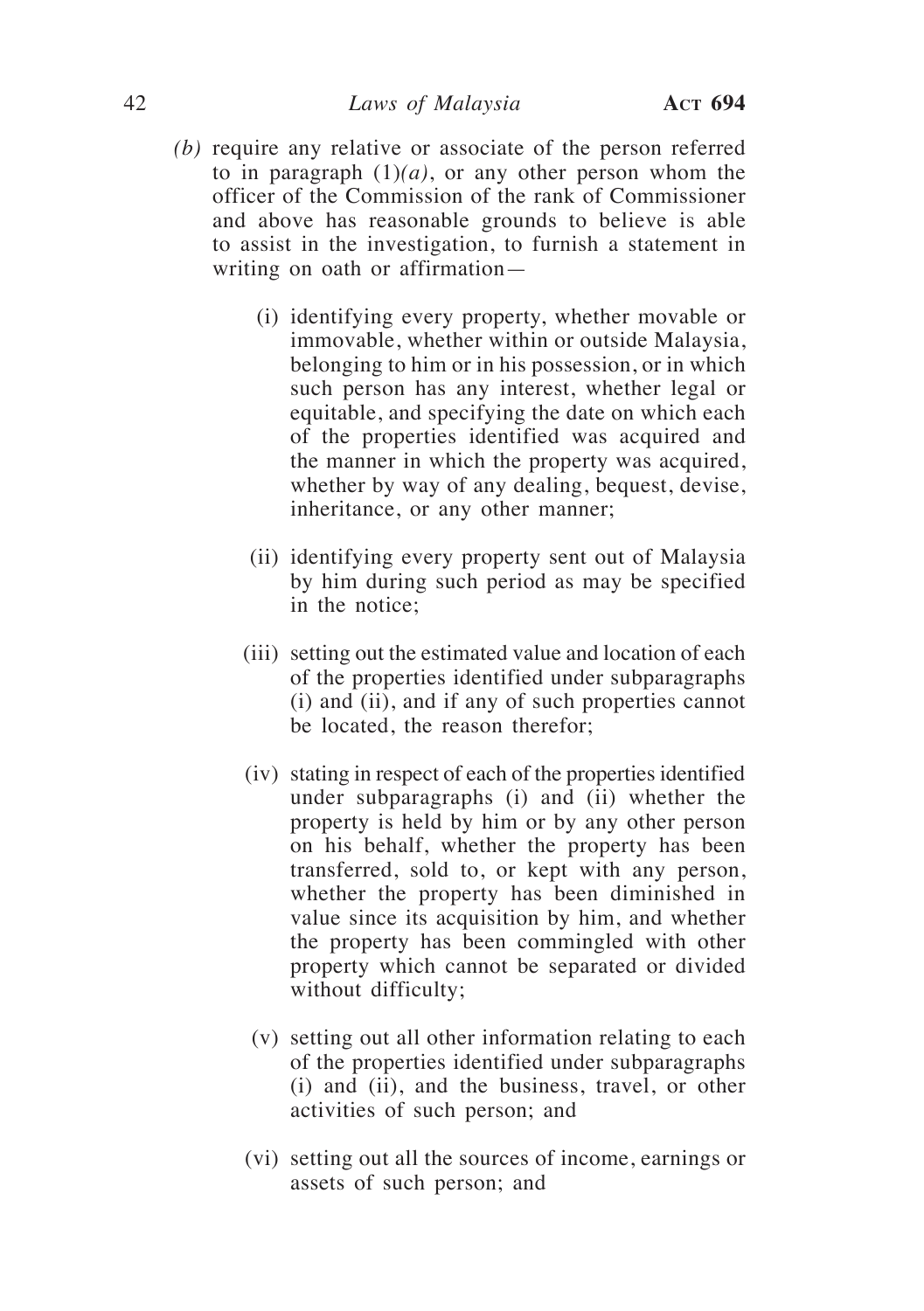*(b)* require any relative or associate of the person referred to in paragraph (1)*(a)*, or any other person whom the officer of the Commission of the rank of Commissioner and above has reasonable grounds to believe is able to assist in the investigation, to furnish a statement in writing on oath or affirmation—

(i) identifying every property, whether movable or immovable, whether within or outside Malaysia, belonging to him or in his possession, or in which such person has any interest, whether legal or equitable, and specifying the date on which each of the properties identified was acquired and the manner in which the property was acquired, whether by way of any dealing, bequest, devise, inheritance, or any other manner;

(ii) identifying every property sent out of Malaysia by him during such period as may be specified in the notice;

(iii) setting out the estimated value and location of each of the properties identified under subparagraphs (i) and (ii), and if any of such properties cannot be located, the reason therefor;

(iv) stating in respect of each of the properties identified under subparagraphs (i) and (ii) whether the property is held by him or by any other person on his behalf, whether the property has been transferred, sold to, or kept with any person, whether the property has been diminished in value since its acquisition by him, and whether the property has been commingled with other property which cannot be separated or divided without difficulty;

(v) setting out all other information relating to each of the properties identified under subparagraphs (i) and (ii), and the business, travel, or other activities of such person; and

(vi) setting out all the sources of income, earnings or assets of such person; and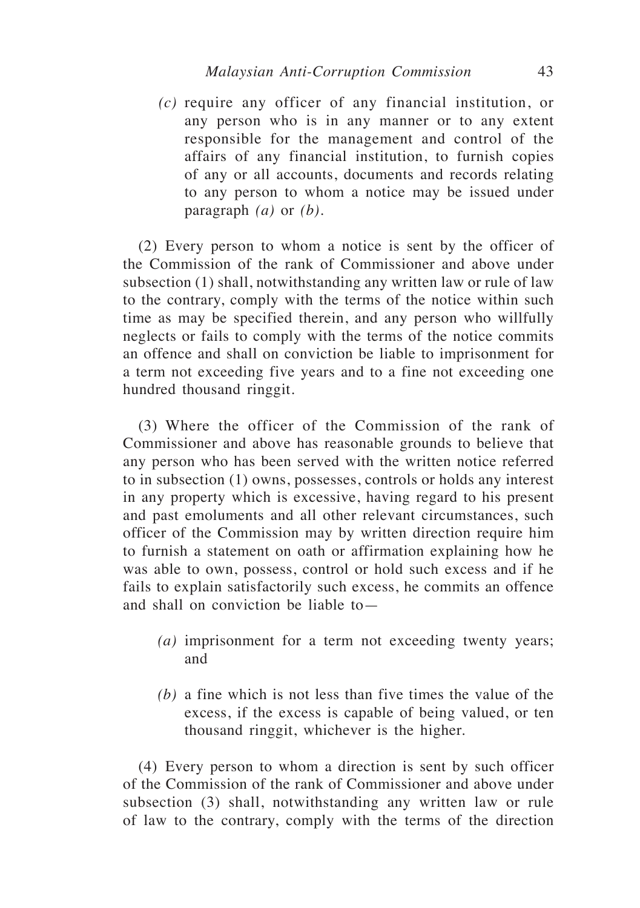*(c)* require any officer of any financial institution, or any person who is in any manner or to any extent responsible for the management and control of the affairs of any financial institution, to furnish copies of any or all accounts, documents and records relating to any person to whom a notice may be issued under paragraph *(a)* or *(b)*.

(2) Every person to whom a notice is sent by the officer of the Commission of the rank of Commissioner and above under subsection (1) shall, notwithstanding any written law or rule of law to the contrary, comply with the terms of the notice within such time as may be specified therein, and any person who willfully neglects or fails to comply with the terms of the notice commits an offence and shall on conviction be liable to imprisonment for a term not exceeding five years and to a fine not exceeding one hundred thousand ringgit.

(3) Where the officer of the Commission of the rank of Commissioner and above has reasonable grounds to believe that any person who has been served with the written notice referred to in subsection (1) owns, possesses, controls or holds any interest in any property which is excessive, having regard to his present and past emoluments and all other relevant circumstances, such officer of the Commission may by written direction require him to furnish a statement on oath or affirmation explaining how he was able to own, possess, control or hold such excess and if he fails to explain satisfactorily such excess, he commits an offence and shall on conviction be liable to—

*(a)* imprisonment for a term not exceeding twenty years; and

*(b)* a fine which is not less than five times the value of the excess, if the excess is capable of being valued, or ten thousand ringgit, whichever is the higher.

(4) Every person to whom a direction is sent by such officer of the Commission of the rank of Commissioner and above under subsection (3) shall, notwithstanding any written law or rule of law to the contrary, comply with the terms of the direction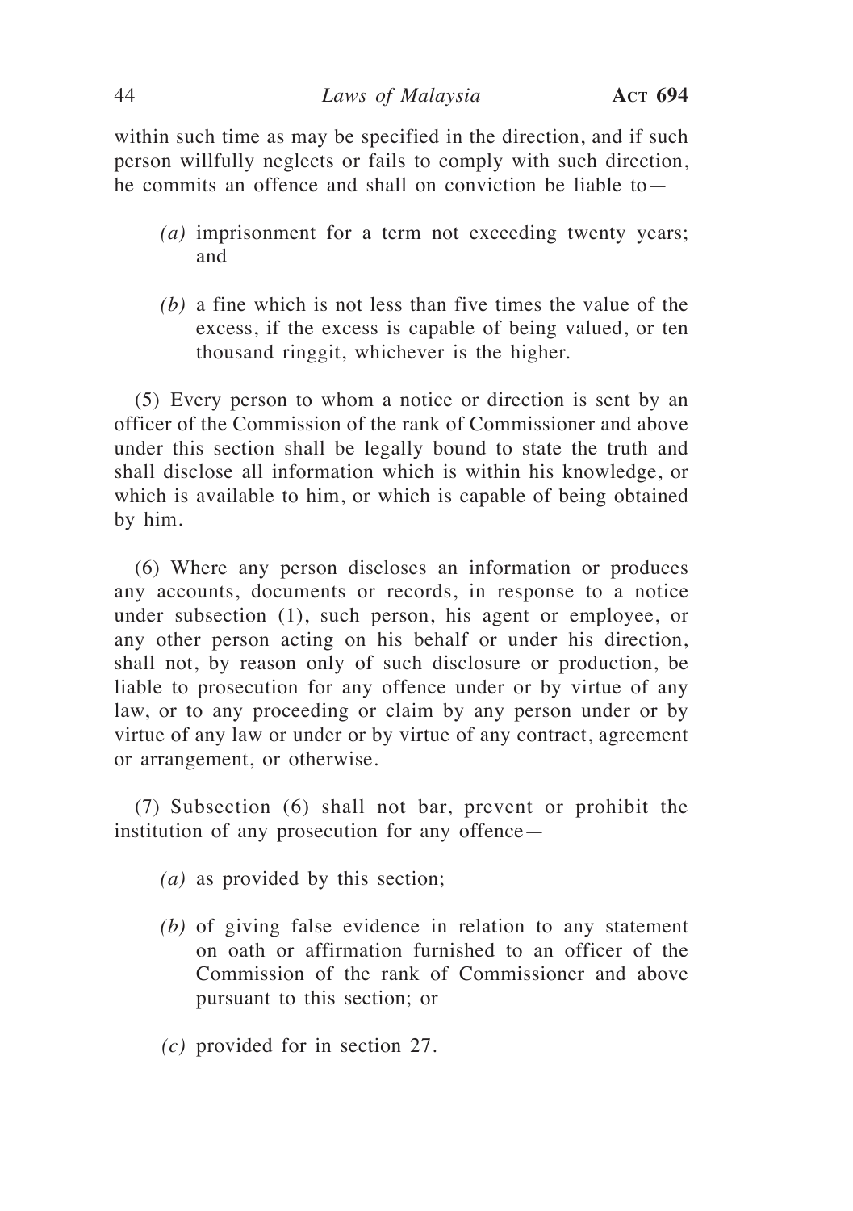within such time as may be specified in the direction, and if such person willfully neglects or fails to comply with such direction, he commits an offence and shall on conviction be liable to—

*(a)* imprisonment for a term not exceeding twenty years; and

*(b)* a fine which is not less than five times the value of the excess, if the excess is capable of being valued, or ten thousand ringgit, whichever is the higher.

(5) Every person to whom a notice or direction is sent by an officer of the Commission of the rank of Commissioner and above under this section shall be legally bound to state the truth and shall disclose all information which is within his knowledge, or which is available to him, or which is capable of being obtained by him.

(6) Where any person discloses an information or produces any accounts, documents or records, in response to a notice under subsection (1), such person, his agent or employee, or any other person acting on his behalf or under his direction, shall not, by reason only of such disclosure or production, be liable to prosecution for any offence under or by virtue of any law, or to any proceeding or claim by any person under or by virtue of any law or under or by virtue of any contract, agreement or arrangement, or otherwise.

(7) Subsection (6) shall not bar, prevent or prohibit the institution of any prosecution for any offence—

*(a)* as provided by this section;

*(b)* of giving false evidence in relation to any statement on oath or affirmation furnished to an officer of the Commission of the rank of Commissioner and above pursuant to this section; or

*(c)* provided for in section 27.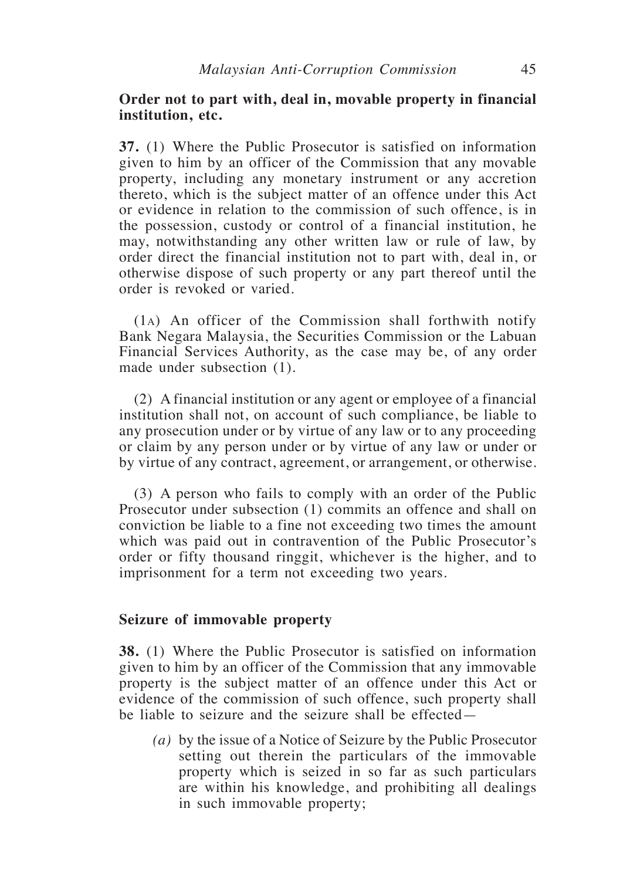**Order not to part with, deal in, movable property in financial institution, etc.**

**37.** (1) Where the Public Prosecutor is satisfied on information given to him by an officer of the Commission that any movable property, including any monetary instrument or any accretion thereto, which is the subject matter of an offence under this Act or evidence in relation to the commission of such offence, is in the possession, custody or control of a financial institution, he may, notwithstanding any other written law or rule of law, by order direct the financial institution not to part with, deal in, or otherwise dispose of such property or any part thereof until the order is revoked or varied.

(1A) An officer of the Commission shall forthwith notify Bank Negara Malaysia, the Securities Commission or the Labuan Financial Services Authority, as the case may be, of any order made under subsection (1).

(2) A financial institution or any agent or employee of a financial institution shall not, on account of such compliance, be liable to any prosecution under or by virtue of any law or to any proceeding or claim by any person under or by virtue of any law or under or by virtue of any contract, agreement, or arrangement, or otherwise.

(3) A person who fails to comply with an order of the Public Prosecutor under subsection (1) commits an offence and shall on conviction be liable to a fine not exceeding two times the amount which was paid out in contravention of the Public Prosecutor's order or fifty thousand ringgit, whichever is the higher, and to imprisonment for a term not exceeding two years.

**Seizure of immovable property**

**38.** (1) Where the Public Prosecutor is satisfied on information given to him by an officer of the Commission that any immovable property is the subject matter of an offence under this Act or evidence of the commission of such offence, such property shall be liable to seizure and the seizure shall be effected—

*(a)* by the issue of a Notice of Seizure by the Public Prosecutor setting out therein the particulars of the immovable property which is seized in so far as such particulars are within his knowledge, and prohibiting all dealings in such immovable property;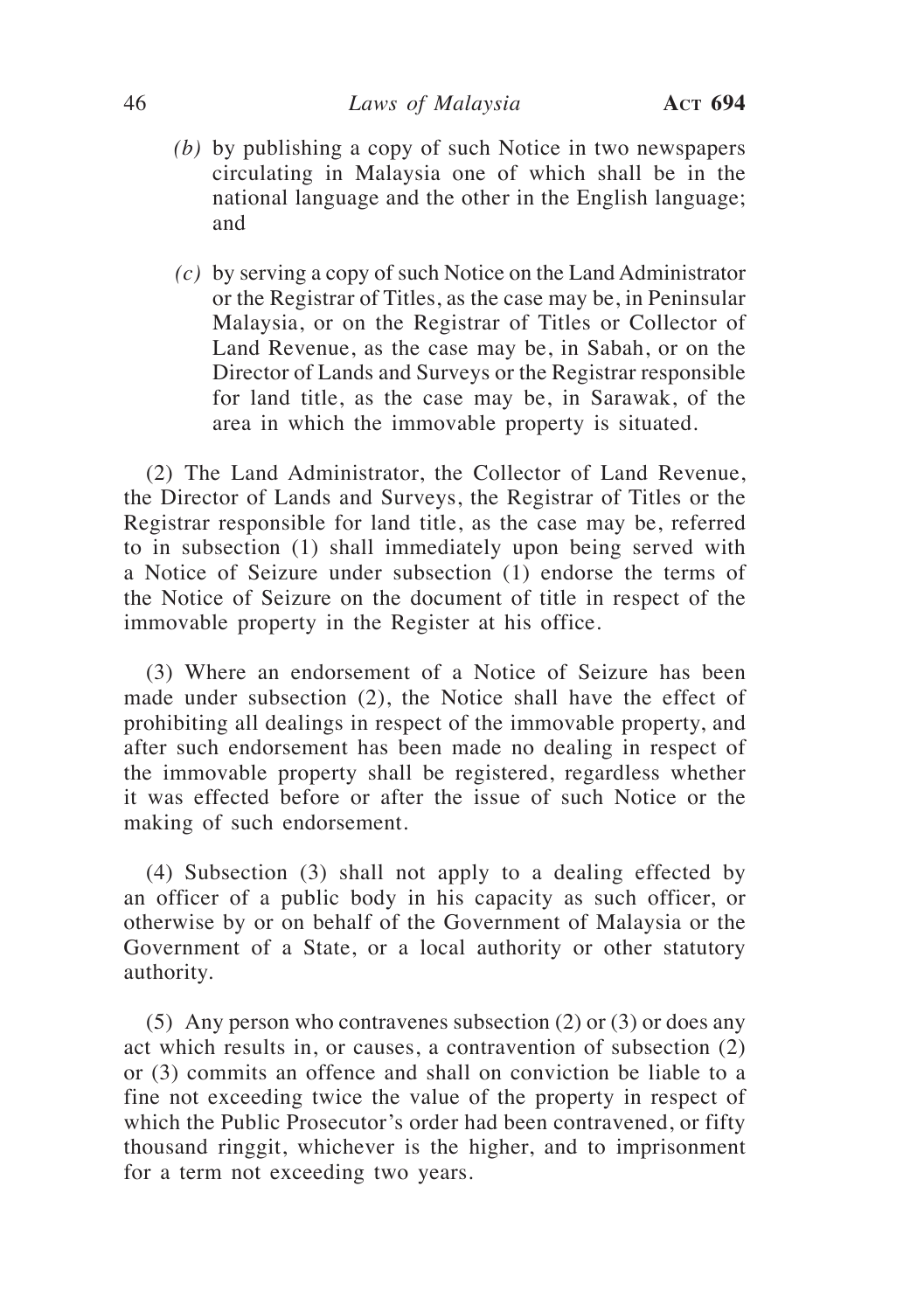*(b)* by publishing a copy of such Notice in two newspapers circulating in Malaysia one of which shall be in the national language and the other in the English language; and

*(c)* by serving a copy of such Notice on the Land Administrator or the Registrar of Titles, as the case may be, in Peninsular Malaysia, or on the Registrar of Titles or Collector of Land Revenue, as the case may be, in Sabah, or on the Director of Lands and Surveys or the Registrar responsible for land title, as the case may be, in Sarawak, of the area in which the immovable property is situated.

(2) The Land Administrator, the Collector of Land Revenue, the Director of Lands and Surveys, the Registrar of Titles or the Registrar responsible for land title, as the case may be, referred to in subsection (1) shall immediately upon being served with a Notice of Seizure under subsection (1) endorse the terms of the Notice of Seizure on the document of title in respect of the immovable property in the Register at his office.

(3) Where an endorsement of a Notice of Seizure has been made under subsection (2), the Notice shall have the effect of prohibiting all dealings in respect of the immovable property, and after such endorsement has been made no dealing in respect of the immovable property shall be registered, regardless whether it was effected before or after the issue of such Notice or the making of such endorsement.

(4) Subsection (3) shall not apply to a dealing effected by an officer of a public body in his capacity as such officer, or otherwise by or on behalf of the Government of Malaysia or the Government of a State, or a local authority or other statutory authority.

(5) Any person who contravenes subsection (2) or (3) or does any act which results in, or causes, a contravention of subsection (2) or (3) commits an offence and shall on conviction be liable to a fine not exceeding twice the value of the property in respect of which the Public Prosecutor's order had been contravened, or fifty thousand ringgit, whichever is the higher, and to imprisonment for a term not exceeding two years.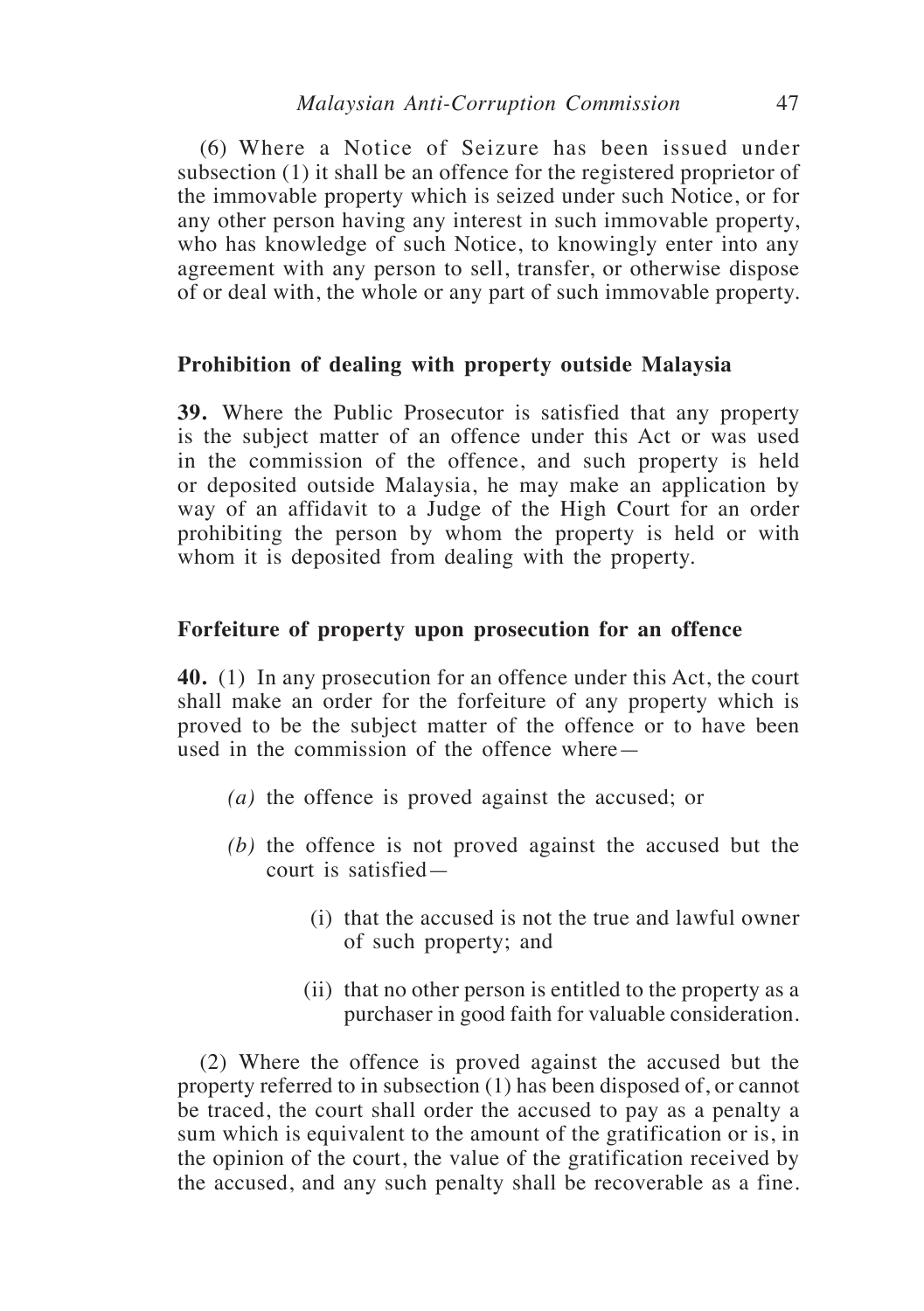(6) Where a Notice of Seizure has been issued under subsection (1) it shall be an offence for the registered proprietor of the immovable property which is seized under such Notice, or for any other person having any interest in such immovable property, who has knowledge of such Notice, to knowingly enter into any agreement with any person to sell, transfer, or otherwise dispose of or deal with, the whole or any part of such immovable property.

### Prohibition of dealing with property outside Malaysia

**39.** Where the Public Prosecutor is satisfied that any property is the subject matter of an offence under this Act or was used in the commission of the offence, and such property is held or deposited outside Malaysia, he may make an application by way of an affidavit to a Judge of the High Court for an order prohibiting the person by whom the property is held or with whom it is deposited from dealing with the property.

### Forfeiture of property upon prosecution for an offence

**40.** (1) In any prosecution for an offence under this Act, the court shall make an order for the forfeiture of any property which is proved to be the subject matter of the offence or to have been used in the commission of the offence where—

*(a)* the offence is proved against the accused; or

*(b)* the offence is not proved against the accused but the court is satisfied—

(i) that the accused is not the true and lawful owner of such property; and

(ii) that no other person is entitled to the property as a purchaser in good faith for valuable consideration.

(2) Where the offence is proved against the accused but the property referred to in subsection (1) has been disposed of, or cannot be traced, the court shall order the accused to pay as a penalty a sum which is equivalent to the amount of the gratification or is, in the opinion of the court, the value of the gratification received by the accused, and any such penalty shall be recoverable as a fine.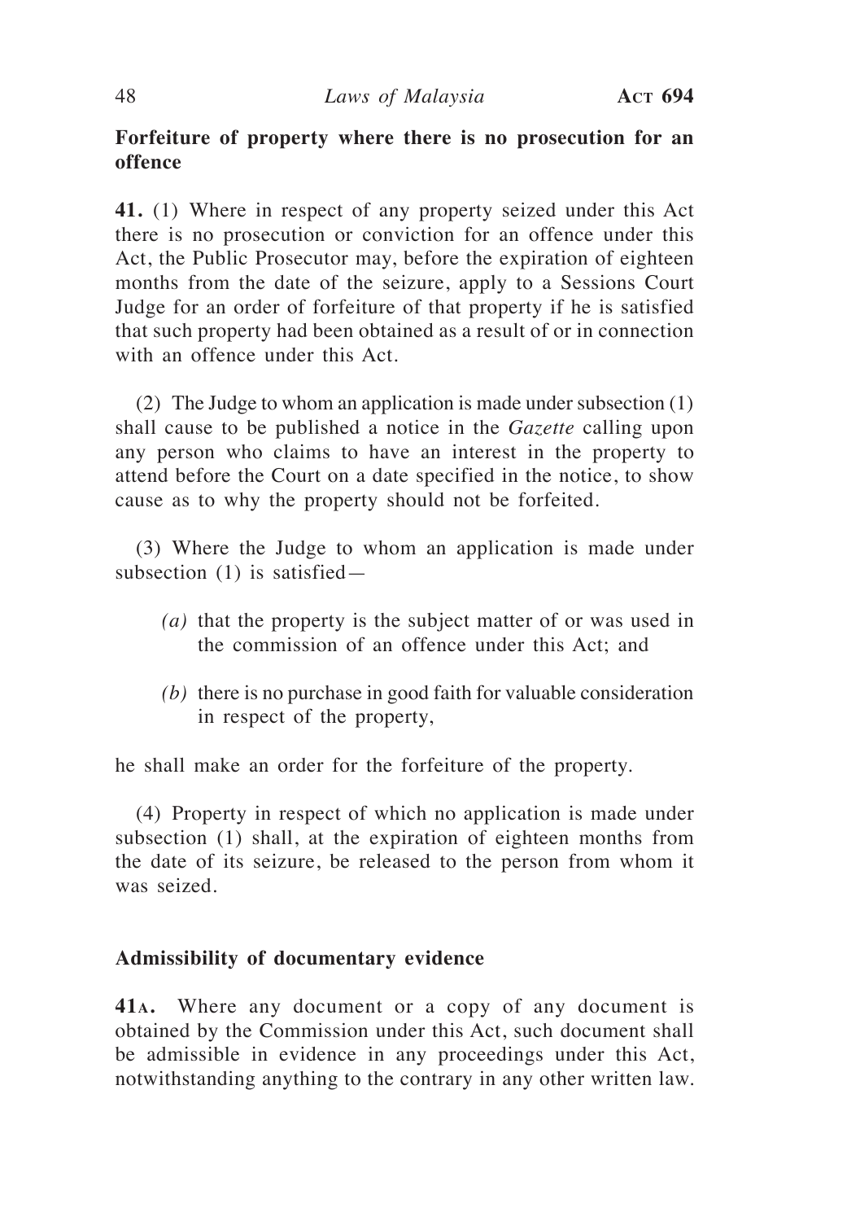**Forfeiture of property where there is no prosecution for an offence**

**41.** (1) Where in respect of any property seized under this Act there is no prosecution or conviction for an offence under this Act, the Public Prosecutor may, before the expiration of eighteen months from the date of the seizure, apply to a Sessions Court Judge for an order of forfeiture of that property if he is satisfied that such property had been obtained as a result of or in connection with an offence under this Act.

(2) The Judge to whom an application is made under subsection (1) shall cause to be published a notice in the *Gazette* calling upon any person who claims to have an interest in the property to attend before the Court on a date specified in the notice, to show cause as to why the property should not be forfeited.

(3) Where the Judge to whom an application is made under subsection (1) is satisfied—

*(a)* that the property is the subject matter of or was used in the commission of an offence under this Act; and

*(b)* there is no purchase in good faith for valuable consideration in respect of the property,

he shall make an order for the forfeiture of the property.

(4) Property in respect of which no application is made under subsection (1) shall, at the expiration of eighteen months from the date of its seizure, be released to the person from whom it was seized.

**Admissibility of documentary evidence**

**41A.** Where any document or a copy of any document is obtained by the Commission under this Act, such document shall be admissible in evidence in any proceedings under this Act, notwithstanding anything to the contrary in any other written law.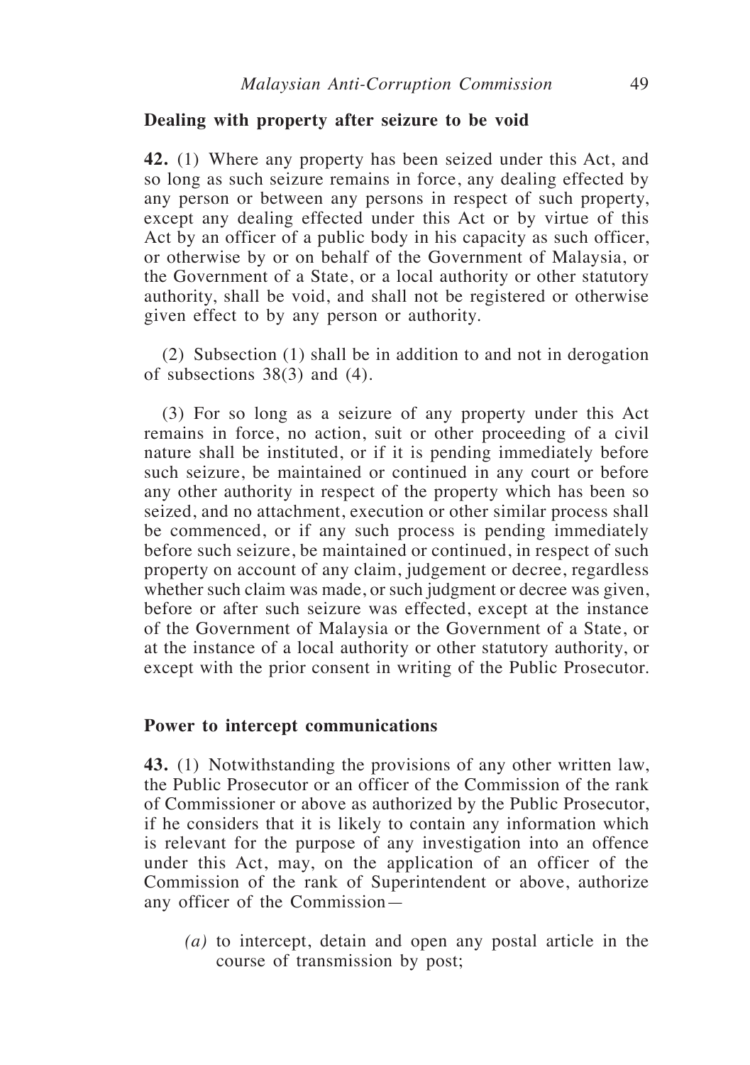**Dealing with property after seizure to be void**

**42.** (1) Where any property has been seized under this Act, and so long as such seizure remains in force, any dealing effected by any person or between any persons in respect of such property, except any dealing effected under this Act or by virtue of this Act by an officer of a public body in his capacity as such officer, or otherwise by or on behalf of the Government of Malaysia, or the Government of a State, or a local authority or other statutory authority, shall be void, and shall not be registered or otherwise given effect to by any person or authority.

(2) Subsection (1) shall be in addition to and not in derogation of subsections 38(3) and (4).

(3) For so long as a seizure of any property under this Act remains in force, no action, suit or other proceeding of a civil nature shall be instituted, or if it is pending immediately before such seizure, be maintained or continued in any court or before any other authority in respect of the property which has been so seized, and no attachment, execution or other similar process shall be commenced, or if any such process is pending immediately before such seizure, be maintained or continued, in respect of such property on account of any claim, judgement or decree, regardless whether such claim was made, or such judgment or decree was given, before or after such seizure was effected, except at the instance of the Government of Malaysia or the Government of a State, or at the instance of a local authority or other statutory authority, or except with the prior consent in writing of the Public Prosecutor.

**Power to intercept communications**

**43.** (1) Notwithstanding the provisions of any other written law, the Public Prosecutor or an officer of the Commission of the rank of Commissioner or above as authorized by the Public Prosecutor, if he considers that it is likely to contain any information which is relevant for the purpose of any investigation into an offence under this Act, may, on the application of an officer of the Commission of the rank of Superintendent or above, authorize any officer of the Commission—

*(a)* to intercept, detain and open any postal article in the course of transmission by post;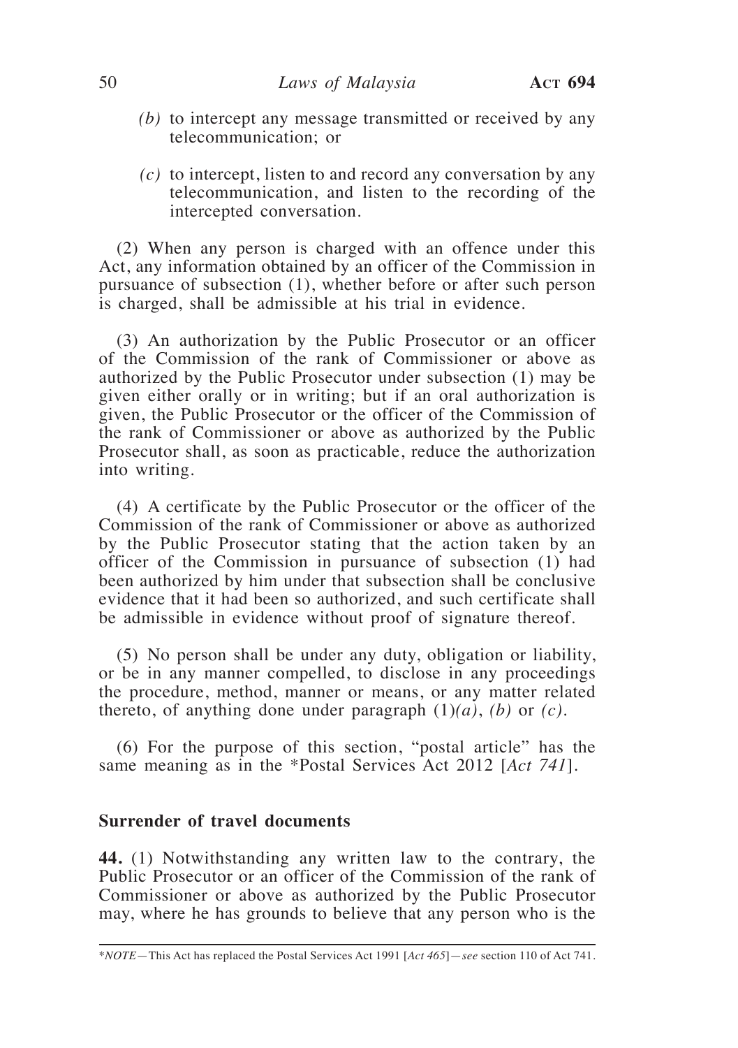*(b)* to intercept any message transmitted or received by any telecommunication; or

*(c)* to intercept, listen to and record any conversation by any telecommunication, and listen to the recording of the intercepted conversation.

(2) When any person is charged with an offence under this Act, any information obtained by an officer of the Commission in pursuance of subsection (1), whether before or after such person is charged, shall be admissible at his trial in evidence.

(3) An authorization by the Public Prosecutor or an officer of the Commission of the rank of Commissioner or above as authorized by the Public Prosecutor under subsection (1) may be given either orally or in writing; but if an oral authorization is given, the Public Prosecutor or the officer of the Commission of the rank of Commissioner or above as authorized by the Public Prosecutor shall, as soon as practicable, reduce the authorization into writing.

(4) A certificate by the Public Prosecutor or the officer of the Commission of the rank of Commissioner or above as authorized by the Public Prosecutor stating that the action taken by an officer of the Commission in pursuance of subsection (1) had been authorized by him under that subsection shall be conclusive evidence that it had been so authorized, and such certificate shall be admissible in evidence without proof of signature thereof.

(5) No person shall be under any duty, obligation or liability, or be in any manner compelled, to disclose in any proceedings the procedure, method, manner or means, or any matter related thereto, of anything done under paragraph (1)*(a)*, *(b)* or *(c)*.

(6) For the purpose of this section, "postal article" has the same meaning as in the *Postal Services Act 2012 [*Act 741*].

**Surrender of travel documents**

**44.** (1) Notwithstanding any written law to the contrary, the Public Prosecutor or an officer of the Commission of the rank of Commissioner or above as authorized by the Public Prosecutor may, where he has grounds to believe that any person who is the

*\*NOTE*—This Act has replaced the Postal Services Act 1991 [*Act 465*]—*see* section 110 of Act 741.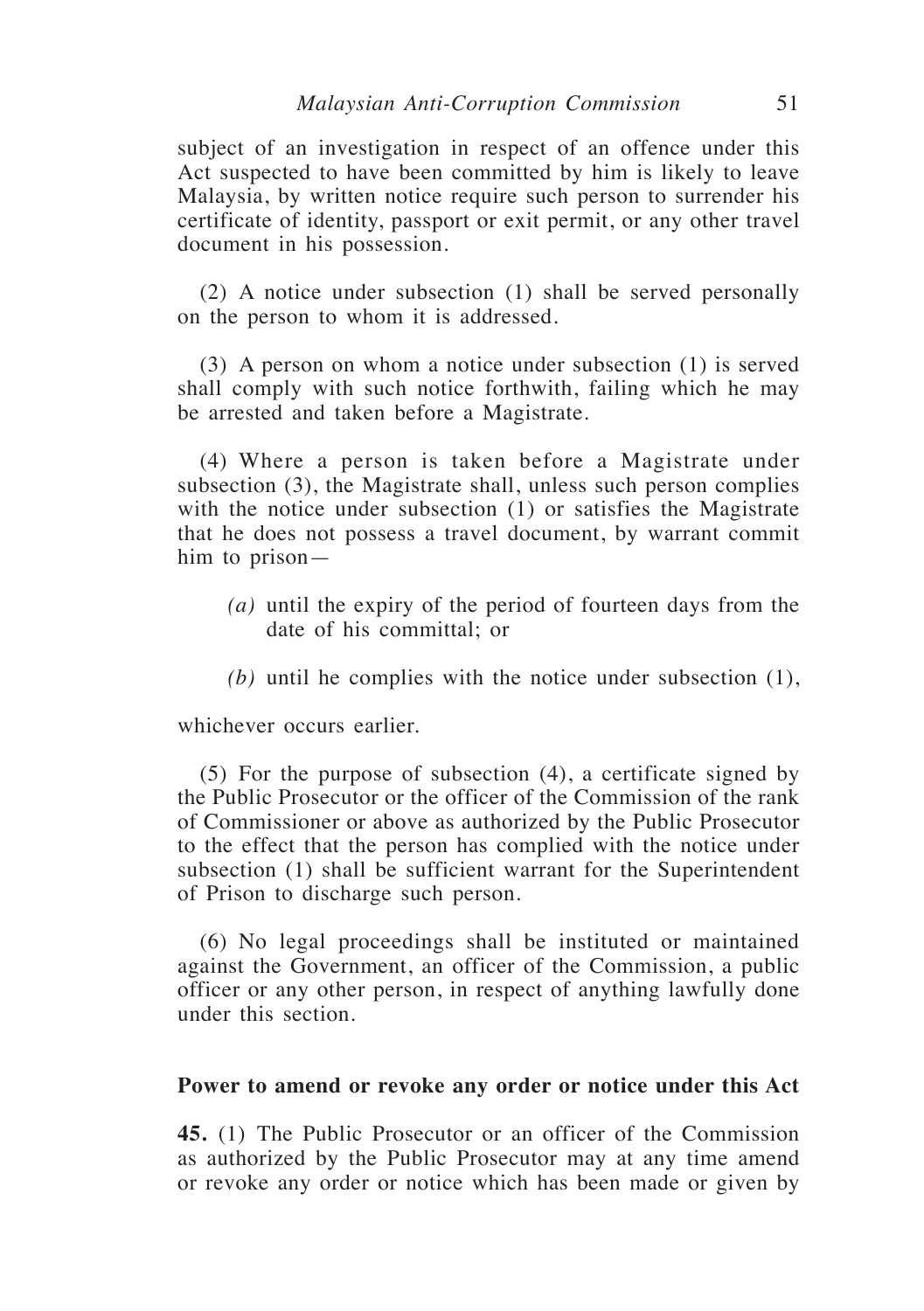subject of an investigation in respect of an offence under this Act suspected to have been committed by him is likely to leave Malaysia, by written notice require such person to surrender his certificate of identity, passport or exit permit, or any other travel document in his possession.

(2) A notice under subsection (1) shall be served personally on the person to whom it is addressed.

(3) A person on whom a notice under subsection (1) is served shall comply with such notice forthwith, failing which he may be arrested and taken before a Magistrate.

(4) Where a person is taken before a Magistrate under subsection (3), the Magistrate shall, unless such person complies with the notice under subsection (1) or satisfies the Magistrate that he does not possess a travel document, by warrant commit him to prison—

*(a)* until the expiry of the period of fourteen days from the date of his committal; or

*(b)* until he complies with the notice under subsection (1),

whichever occurs earlier.

(5) For the purpose of subsection (4), a certificate signed by the Public Prosecutor or the officer of the Commission of the rank of Commissioner or above as authorized by the Public Prosecutor to the effect that the person has complied with the notice under subsection (1) shall be sufficient warrant for the Superintendent of Prison to discharge such person.

(6) No legal proceedings shall be instituted or maintained against the Government, an officer of the Commission, a public officer or any other person, in respect of anything lawfully done under this section.

**Power to amend or revoke any order or notice under this Act**

**45.** (1) The Public Prosecutor or an officer of the Commission as authorized by the Public Prosecutor may at any time amend or revoke any order or notice which has been made or given by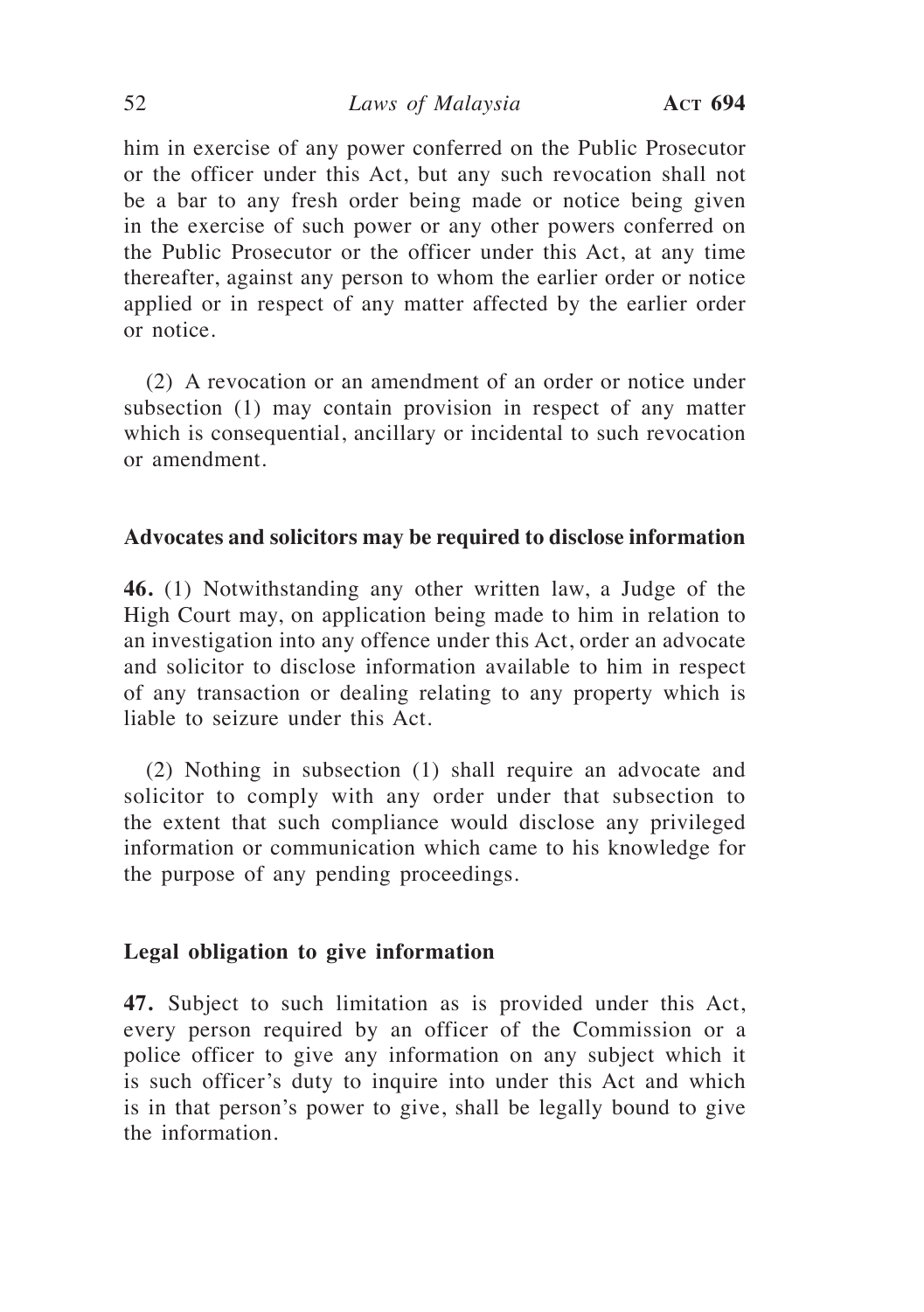him in exercise of any power conferred on the Public Prosecutor or the officer under this Act, but any such revocation shall not be a bar to any fresh order being made or notice being given in the exercise of such power or any other powers conferred on the Public Prosecutor or the officer under this Act, at any time thereafter, against any person to whom the earlier order or notice applied or in respect of any matter affected by the earlier order or notice.

(2) A revocation or an amendment of an order or notice under subsection (1) may contain provision in respect of any matter which is consequential, ancillary or incidental to such revocation or amendment.

**Advocates and solicitors may be required to disclose information**

**46.** (1) Notwithstanding any other written law, a Judge of the High Court may, on application being made to him in relation to an investigation into any offence under this Act, order an advocate and solicitor to disclose information available to him in respect of any transaction or dealing relating to any property which is liable to seizure under this Act.

(2) Nothing in subsection (1) shall require an advocate and solicitor to comply with any order under that subsection to the extent that such compliance would disclose any privileged information or communication which came to his knowledge for the purpose of any pending proceedings.

**Legal obligation to give information**

**47.** Subject to such limitation as is provided under this Act, every person required by an officer of the Commission or a police officer to give any information on any subject which it is such officer's duty to inquire into under this Act and which is in that person's power to give, shall be legally bound to give the information.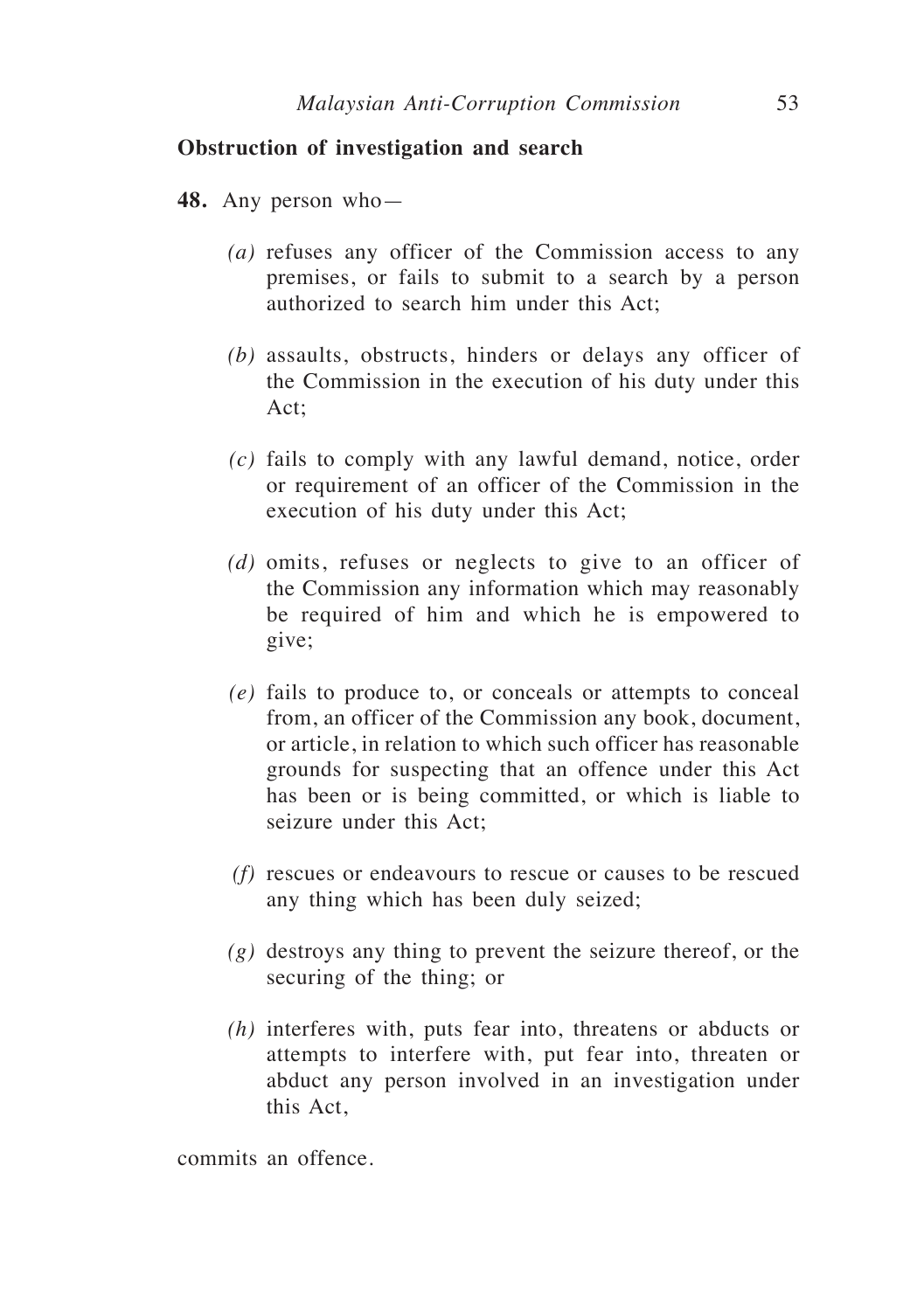**Obstruction of investigation and search**

**48.** Any person who—

*(a)* refuses any officer of the Commission access to any premises, or fails to submit to a search by a person authorized to search him under this Act;

*(b)* assaults, obstructs, hinders or delays any officer of the Commission in the execution of his duty under this Act;

*(c)* fails to comply with any lawful demand, notice, order or requirement of an officer of the Commission in the execution of his duty under this Act;

*(d)* omits, refuses or neglects to give to an officer of the Commission any information which may reasonably be required of him and which he is empowered to give;

*(e)* fails to produce to, or conceals or attempts to conceal from, an officer of the Commission any book, document, or article, in relation to which such officer has reasonable grounds for suspecting that an offence under this Act has been or is being committed, or which is liable to seizure under this Act;

*(f)* rescues or endeavours to rescue or causes to be rescued any thing which has been duly seized;

*(g)* destroys any thing to prevent the seizure thereof, or the securing of the thing; or

*(h)* interferes with, puts fear into, threatens or abducts or attempts to interfere with, put fear into, threaten or abduct any person involved in an investigation under this Act,

commits an offence.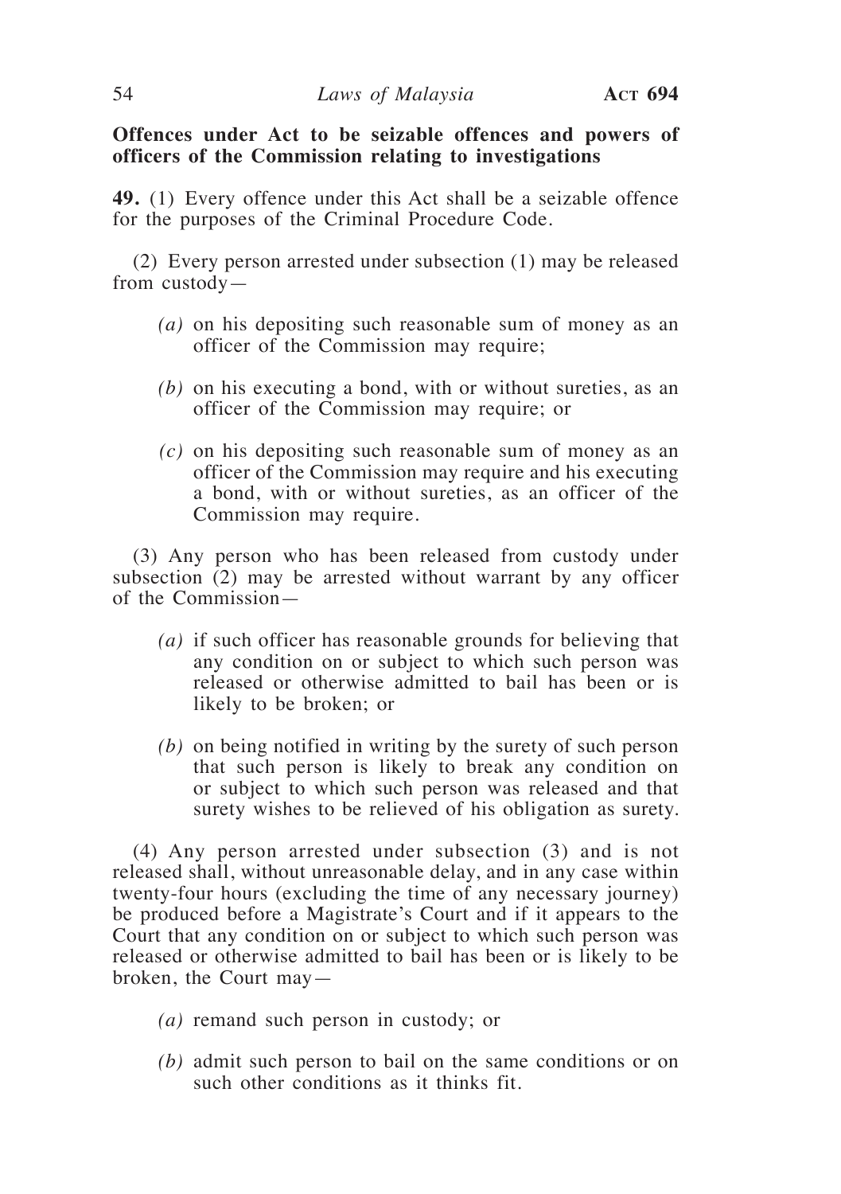**Offences under Act to be seizable offences and powers of officers of the Commission relating to investigations**

**49.** (1) Every offence under this Act shall be a seizable offence for the purposes of the Criminal Procedure Code.

(2) Every person arrested under subsection (1) may be released from custody—

*(a)* on his depositing such reasonable sum of money as an officer of the Commission may require;

*(b)* on his executing a bond, with or without sureties, as an officer of the Commission may require; or

*(c)* on his depositing such reasonable sum of money as an officer of the Commission may require and his executing a bond, with or without sureties, as an officer of the Commission may require.

(3) Any person who has been released from custody under subsection (2) may be arrested without warrant by any officer of the Commission—

*(a)* if such officer has reasonable grounds for believing that any condition on or subject to which such person was released or otherwise admitted to bail has been or is likely to be broken; or

*(b)* on being notified in writing by the surety of such person that such person is likely to break any condition on or subject to which such person was released and that surety wishes to be relieved of his obligation as surety.

(4) Any person arrested under subsection (3) and is not released shall, without unreasonable delay, and in any case within twenty-four hours (excluding the time of any necessary journey) be produced before a Magistrate's Court and if it appears to the Court that any condition on or subject to which such person was released or otherwise admitted to bail has been or is likely to be broken, the Court may—

*(a)* remand such person in custody; or

*(b)* admit such person to bail on the same conditions or on such other conditions as it thinks fit.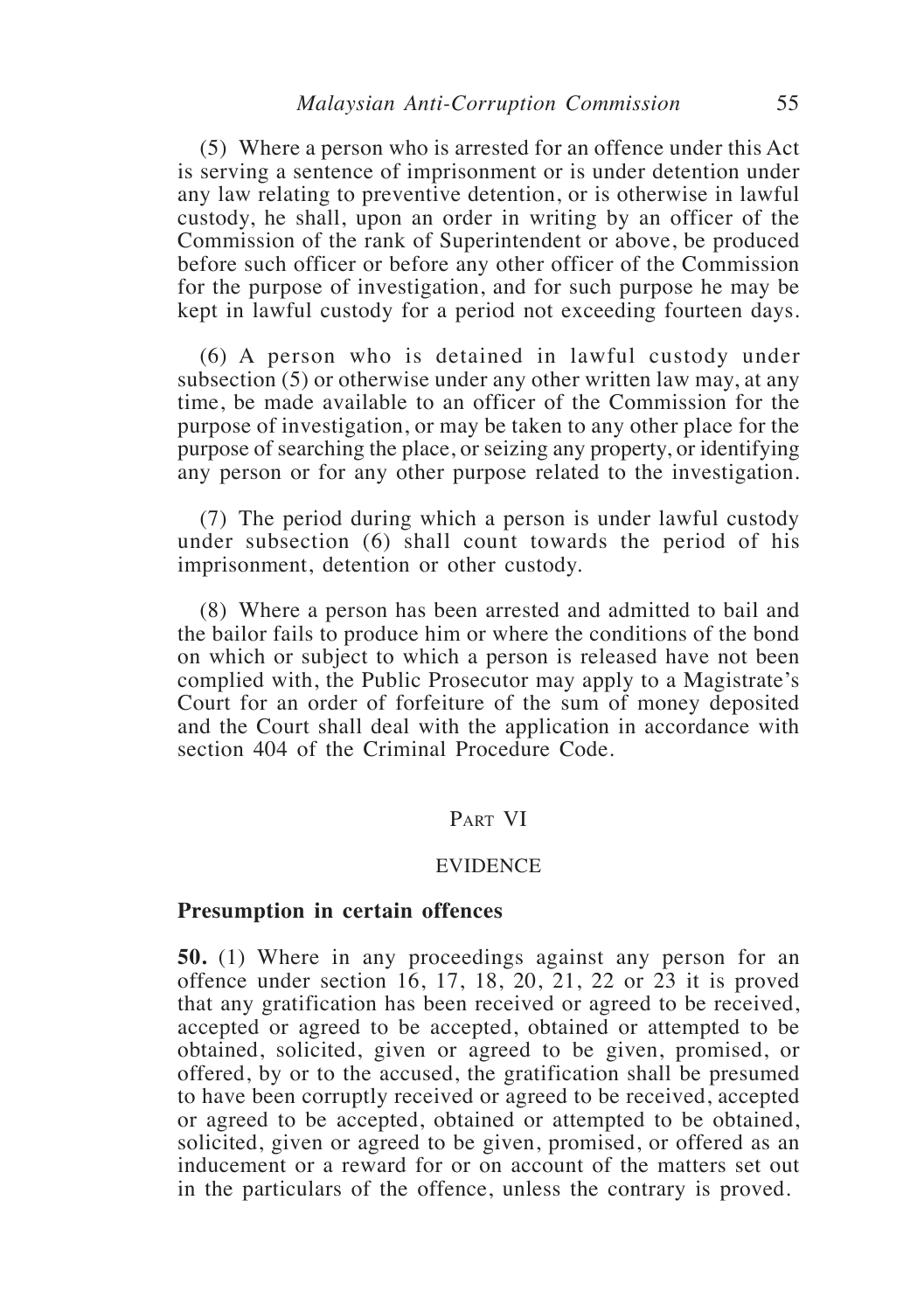(5) Where a person who is arrested for an offence under this Act is serving a sentence of imprisonment or is under detention under any law relating to preventive detention, or is otherwise in lawful custody, he shall, upon an order in writing by an officer of the Commission of the rank of Superintendent or above, be produced before such officer or before any other officer of the Commission for the purpose of investigation, and for such purpose he may be kept in lawful custody for a period not exceeding fourteen days.

(6) A person who is detained in lawful custody under subsection (5) or otherwise under any other written law may, at any time, be made available to an officer of the Commission for the purpose of investigation, or may be taken to any other place for the purpose of searching the place, or seizing any property, or identifying any person or for any other purpose related to the investigation.

(7) The period during which a person is under lawful custody under subsection (6) shall count towards the period of his imprisonment, detention or other custody.

(8) Where a person has been arrested and admitted to bail and the bailor fails to produce him or where the conditions of the bond on which or subject to which a person is released have not been complied with, the Public Prosecutor may apply to a Magistrate's Court for an order of forfeiture of the sum of money deposited and the Court shall deal with the application in accordance with section 404 of the Criminal Procedure Code.

## Part VI

## EVIDENCE

### Presumption in certain offences

**50.** (1) Where in any proceedings against any person for an offence under section 16, 17, 18, 20, 21, 22 or 23 it is proved that any gratification has been received or agreed to be received, accepted or agreed to be accepted, obtained or attempted to be obtained, solicited, given or agreed to be given, promised, or offered, by or to the accused, the gratification shall be presumed to have been corruptly received or agreed to be received, accepted or agreed to be accepted, obtained or attempted to be obtained, solicited, given or agreed to be given, promised, or offered as an inducement or a reward for or on account of the matters set out in the particulars of the offence, unless the contrary is proved.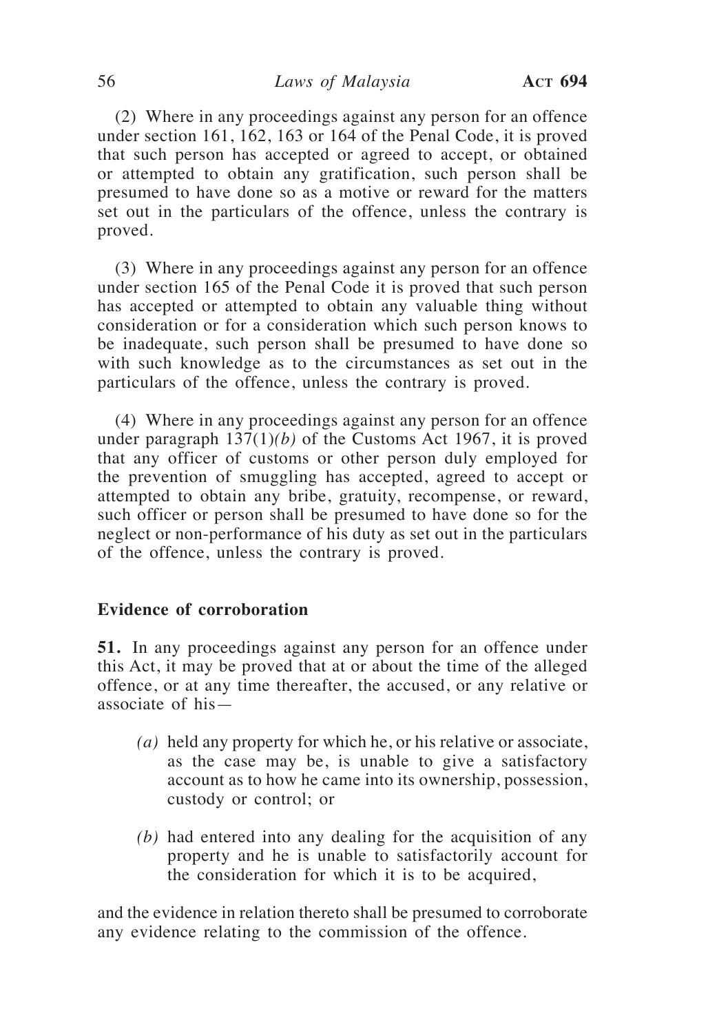(2) Where in any proceedings against any person for an offence under section 161, 162, 163 or 164 of the Penal Code, it is proved that such person has accepted or agreed to accept, or obtained or attempted to obtain any gratification, such person shall be presumed to have done so as a motive or reward for the matters set out in the particulars of the offence, unless the contrary is proved.

(3) Where in any proceedings against any person for an offence under section 165 of the Penal Code it is proved that such person has accepted or attempted to obtain any valuable thing without consideration or for a consideration which such person knows to be inadequate, such person shall be presumed to have done so with such knowledge as to the circumstances as set out in the particulars of the offence, unless the contrary is proved.

(4) Where in any proceedings against any person for an offence under paragraph 137(1)*(b)* of the Customs Act 1967, it is proved that any officer of customs or other person duly employed for the prevention of smuggling has accepted, agreed to accept or attempted to obtain any bribe, gratuity, recompense, or reward, such officer or person shall be presumed to have done so for the neglect or non-performance of his duty as set out in the particulars of the offence, unless the contrary is proved.

**Evidence of corroboration**

**51.** In any proceedings against any person for an offence under this Act, it may be proved that at or about the time of the alleged offence, or at any time thereafter, the accused, or any relative or associate of his—

*(a)* held any property for which he, or his relative or associate, as the case may be, is unable to give a satisfactory account as to how he came into its ownership, possession, custody or control; or

*(b)* had entered into any dealing for the acquisition of any property and he is unable to satisfactorily account for the consideration for which it is to be acquired,

and the evidence in relation thereto shall be presumed to corroborate any evidence relating to the commission of the offence.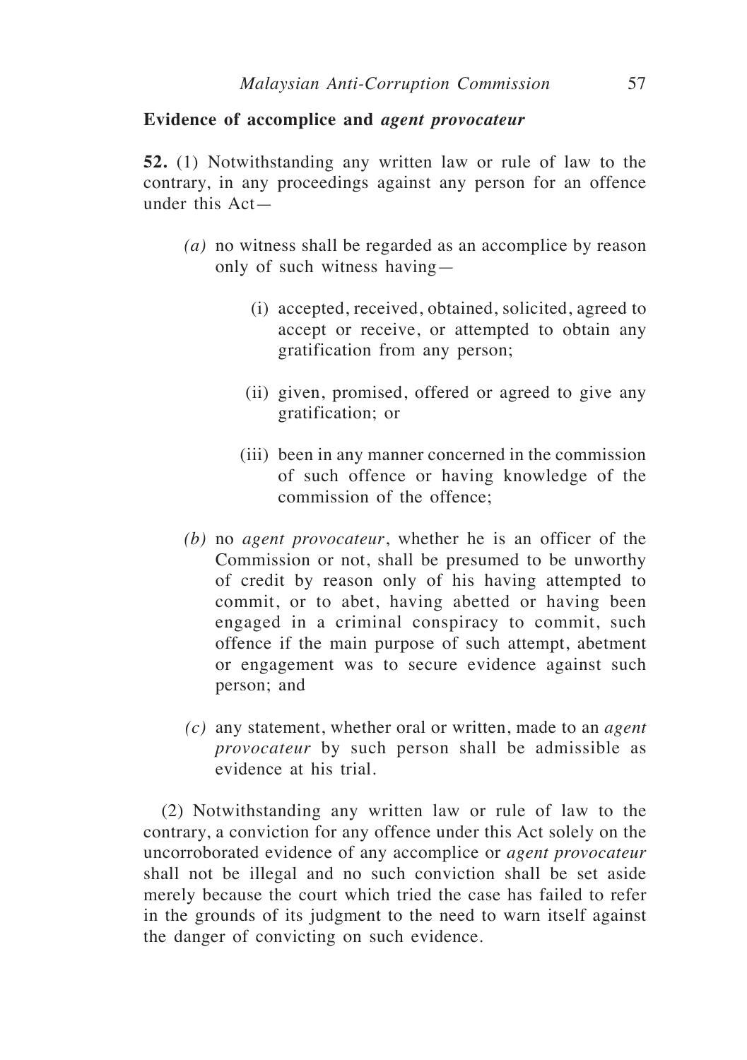**Evidence of accomplice and *agent provocateur***

**52.** (1) Notwithstanding any written law or rule of law to the contrary, in any proceedings against any person for an offence under this Act—

*(a)* no witness shall be regarded as an accomplice by reason only of such witness having—

(i) accepted, received, obtained, solicited, agreed to accept or receive, or attempted to obtain any gratification from any person;

(ii) given, promised, offered or agreed to give any gratification; or

(iii) been in any manner concerned in the commission of such offence or having knowledge of the commission of the offence;

*(b)* no *agent provocateur*, whether he is an officer of the Commission or not, shall be presumed to be unworthy of credit by reason only of his having attempted to commit, or to abet, having abetted or having been engaged in a criminal conspiracy to commit, such offence if the main purpose of such attempt, abetment or engagement was to secure evidence against such person; and

*(c)* any statement, whether oral or written, made to an *agent provocateur* by such person shall be admissible as evidence at his trial.

(2) Notwithstanding any written law or rule of law to the contrary, a conviction for any offence under this Act solely on the uncorroborated evidence of any accomplice or *agent provocateur* shall not be illegal and no such conviction shall be set aside merely because the court which tried the case has failed to refer in the grounds of its judgment to the need to warn itself against the danger of convicting on such evidence.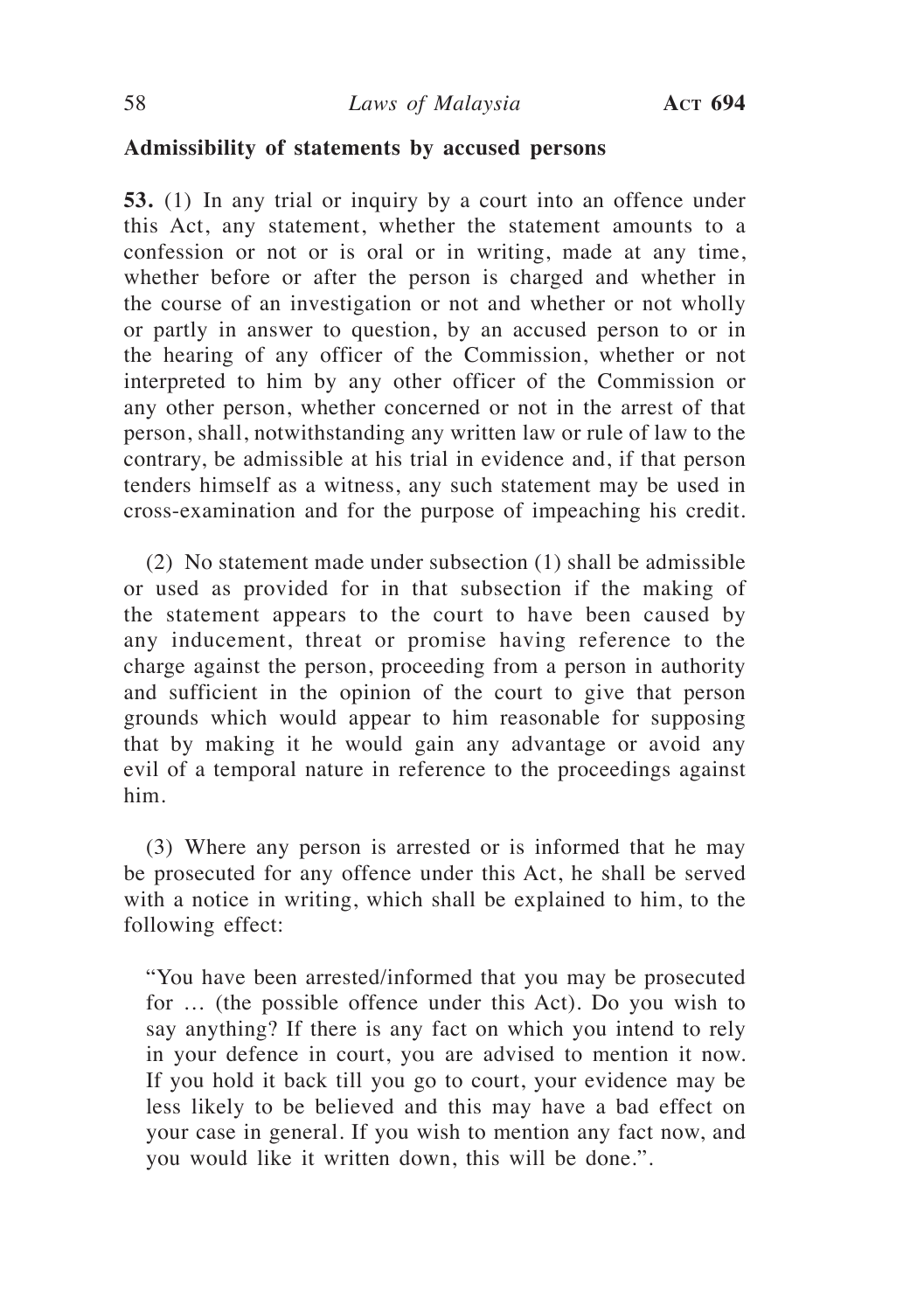**Admissibility of statements by accused persons**

**53.** (1) In any trial or inquiry by a court into an offence under this Act, any statement, whether the statement amounts to a confession or not or is oral or in writing, made at any time, whether before or after the person is charged and whether in the course of an investigation or not and whether or not wholly or partly in answer to question, by an accused person to or in the hearing of any officer of the Commission, whether or not interpreted to him by any other officer of the Commission or any other person, whether concerned or not in the arrest of that person, shall, notwithstanding any written law or rule of law to the contrary, be admissible at his trial in evidence and, if that person tenders himself as a witness, any such statement may be used in cross-examination and for the purpose of impeaching his credit.

(2) No statement made under subsection (1) shall be admissible or used as provided for in that subsection if the making of the statement appears to the court to have been caused by any inducement, threat or promise having reference to the charge against the person, proceeding from a person in authority and sufficient in the opinion of the court to give that person grounds which would appear to him reasonable for supposing that by making it he would gain any advantage or avoid any evil of a temporal nature in reference to the proceedings against him.

(3) Where any person is arrested or is informed that he may be prosecuted for any offence under this Act, he shall be served with a notice in writing, which shall be explained to him, to the following effect:

"You have been arrested/informed that you may be prosecuted for … (the possible offence under this Act). Do you wish to say anything? If there is any fact on which you intend to rely in your defence in court, you are advised to mention it now. If you hold it back till you go to court, your evidence may be less likely to be believed and this may have a bad effect on your case in general. If you wish to mention any fact now, and you would like it written down, this will be done.".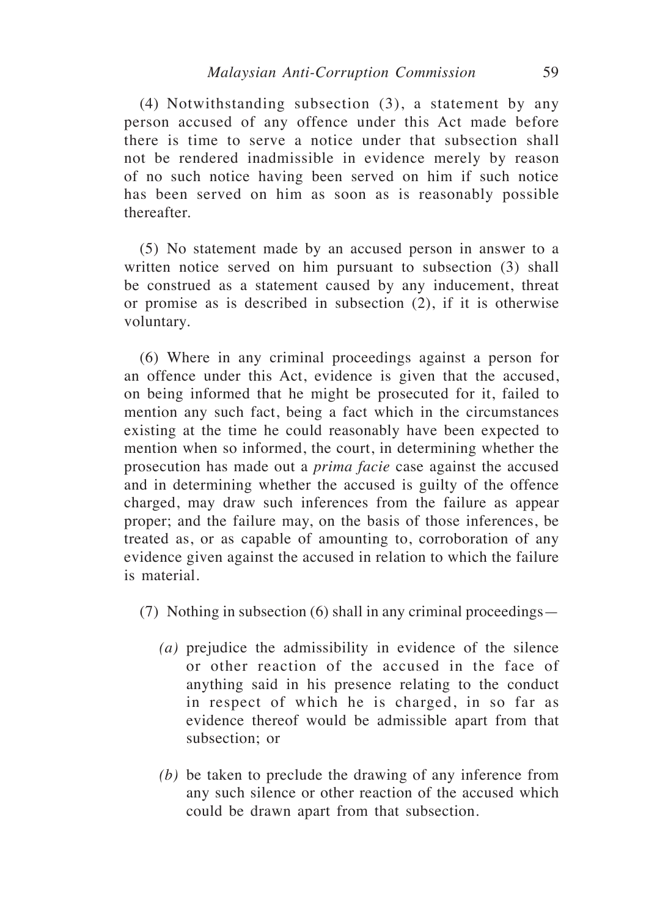(4) Notwithstanding subsection (3), a statement by any person accused of any offence under this Act made before there is time to serve a notice under that subsection shall not be rendered inadmissible in evidence merely by reason of no such notice having been served on him if such notice has been served on him as soon as is reasonably possible thereafter.

(5) No statement made by an accused person in answer to a written notice served on him pursuant to subsection (3) shall be construed as a statement caused by any inducement, threat or promise as is described in subsection (2), if it is otherwise voluntary.

(6) Where in any criminal proceedings against a person for an offence under this Act, evidence is given that the accused, on being informed that he might be prosecuted for it, failed to mention any such fact, being a fact which in the circumstances existing at the time he could reasonably have been expected to mention when so informed, the court, in determining whether the prosecution has made out a *prima facie* case against the accused and in determining whether the accused is guilty of the offence charged, may draw such inferences from the failure as appear proper; and the failure may, on the basis of those inferences, be treated as, or as capable of amounting to, corroboration of any evidence given against the accused in relation to which the failure is material.

(7) Nothing in subsection (6) shall in any criminal proceedings—

*(a)* prejudice the admissibility in evidence of the silence or other reaction of the accused in the face of anything said in his presence relating to the conduct in respect of which he is charged, in so far as evidence thereof would be admissible apart from that subsection; or

*(b)* be taken to preclude the drawing of any inference from any such silence or other reaction of the accused which could be drawn apart from that subsection.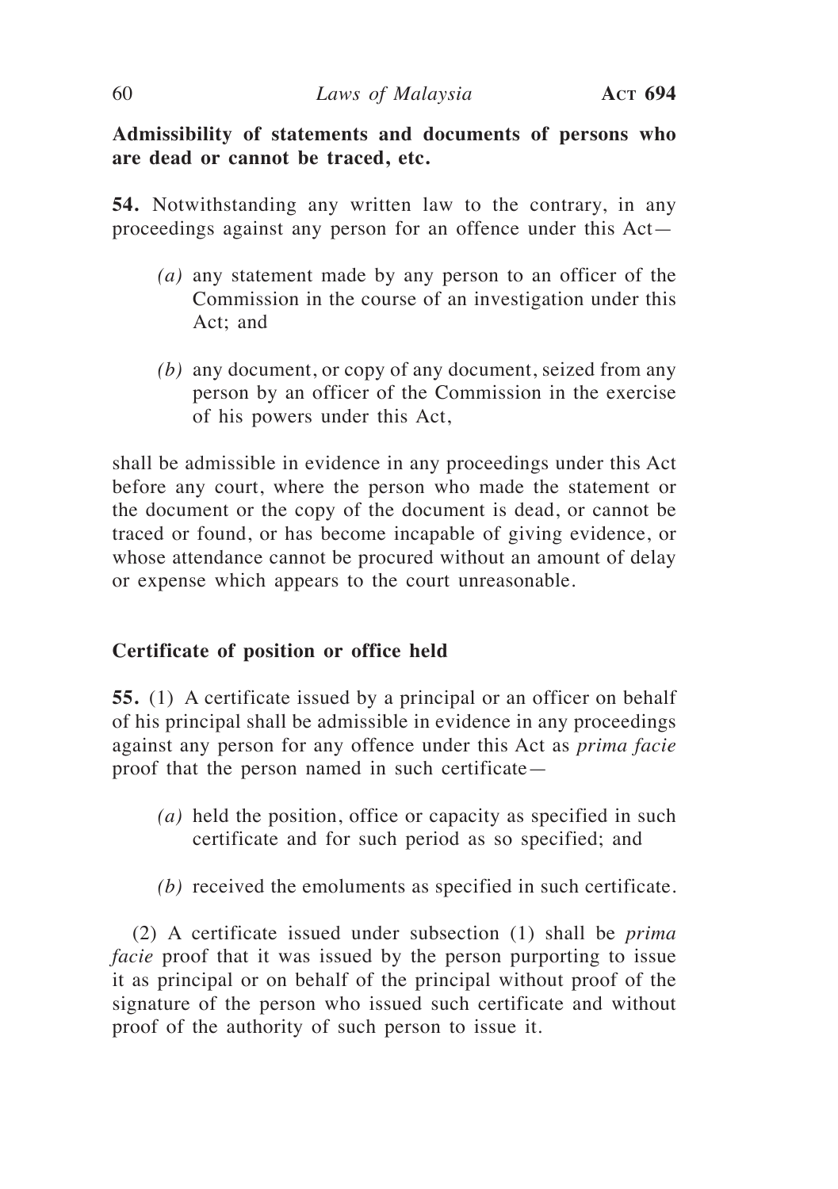**Admissibility of statements and documents of persons who are dead or cannot be traced, etc.**

**54.** Notwithstanding any written law to the contrary, in any proceedings against any person for an offence under this Act—

*(a)* any statement made by any person to an officer of the Commission in the course of an investigation under this Act; and

*(b)* any document, or copy of any document, seized from any person by an officer of the Commission in the exercise of his powers under this Act,

shall be admissible in evidence in any proceedings under this Act before any court, where the person who made the statement or the document or the copy of the document is dead, or cannot be traced or found, or has become incapable of giving evidence, or whose attendance cannot be procured without an amount of delay or expense which appears to the court unreasonable.

**Certificate of position or office held**

**55.** (1) A certificate issued by a principal or an officer on behalf of his principal shall be admissible in evidence in any proceedings against any person for any offence under this Act as *prima facie* proof that the person named in such certificate—

*(a)* held the position, office or capacity as specified in such certificate and for such period as so specified; and

*(b)* received the emoluments as specified in such certificate.

(2) A certificate issued under subsection (1) shall be *prima facie* proof that it was issued by the person purporting to issue it as principal or on behalf of the principal without proof of the signature of the person who issued such certificate and without proof of the authority of such person to issue it.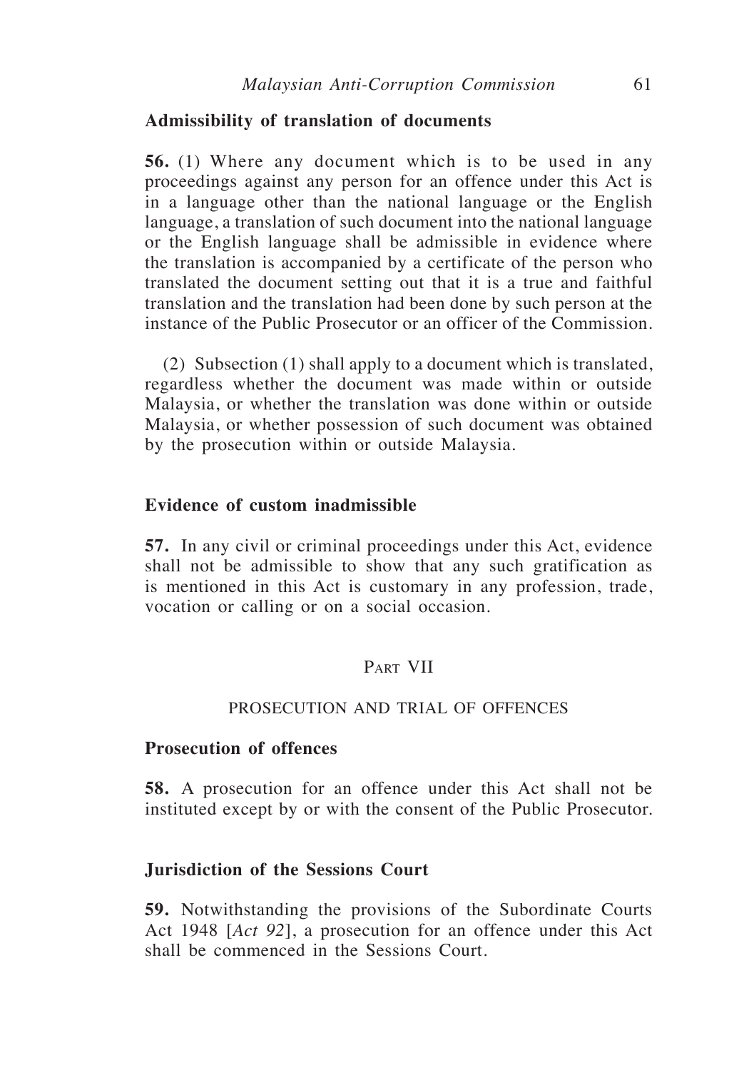**Admissibility of translation of documents**

**56.** (1) Where any document which is to be used in any proceedings against any person for an offence under this Act is in a language other than the national language or the English language, a translation of such document into the national language or the English language shall be admissible in evidence where the translation is accompanied by a certificate of the person who translated the document setting out that it is a true and faithful translation and the translation had been done by such person at the instance of the Public Prosecutor or an officer of the Commission.

(2) Subsection (1) shall apply to a document which is translated, regardless whether the document was made within or outside Malaysia, or whether the translation was done within or outside Malaysia, or whether possession of such document was obtained by the prosecution within or outside Malaysia.

**Evidence of custom inadmissible**

**57.** In any civil or criminal proceedings under this Act, evidence shall not be admissible to show that any such gratification as is mentioned in this Act is customary in any profession, trade, vocation or calling or on a social occasion.

## Part VII

## PROSECUTION AND TRIAL OF OFFENCES

**Prosecution of offences**

**58.** A prosecution for an offence under this Act shall not be instituted except by or with the consent of the Public Prosecutor.

**Jurisdiction of the Sessions Court**

**59.** Notwithstanding the provisions of the Subordinate Courts Act 1948 [*Act 92*], a prosecution for an offence under this Act shall be commenced in the Sessions Court.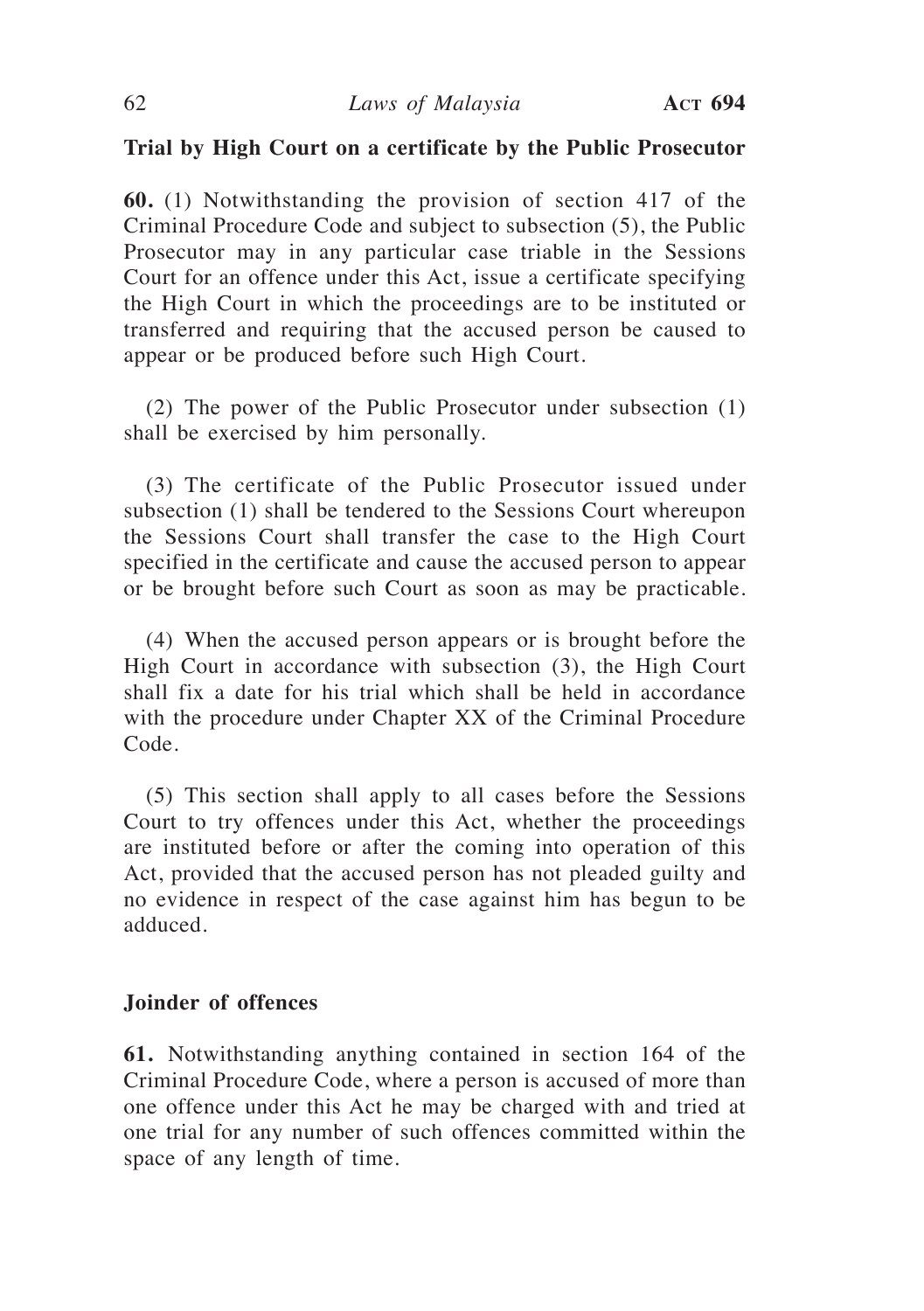**Trial by High Court on a certificate by the Public Prosecutor**

**60.** (1) Notwithstanding the provision of section 417 of the Criminal Procedure Code and subject to subsection (5), the Public Prosecutor may in any particular case triable in the Sessions Court for an offence under this Act, issue a certificate specifying the High Court in which the proceedings are to be instituted or transferred and requiring that the accused person be caused to appear or be produced before such High Court.

(2) The power of the Public Prosecutor under subsection (1) shall be exercised by him personally.

(3) The certificate of the Public Prosecutor issued under subsection (1) shall be tendered to the Sessions Court whereupon the Sessions Court shall transfer the case to the High Court specified in the certificate and cause the accused person to appear or be brought before such Court as soon as may be practicable.

(4) When the accused person appears or is brought before the High Court in accordance with subsection (3), the High Court shall fix a date for his trial which shall be held in accordance with the procedure under Chapter XX of the Criminal Procedure Code.

(5) This section shall apply to all cases before the Sessions Court to try offences under this Act, whether the proceedings are instituted before or after the coming into operation of this Act, provided that the accused person has not pleaded guilty and no evidence in respect of the case against him has begun to be adduced.

**Joinder of offences**

**61.** Notwithstanding anything contained in section 164 of the Criminal Procedure Code, where a person is accused of more than one offence under this Act he may be charged with and tried at one trial for any number of such offences committed within the space of any length of time.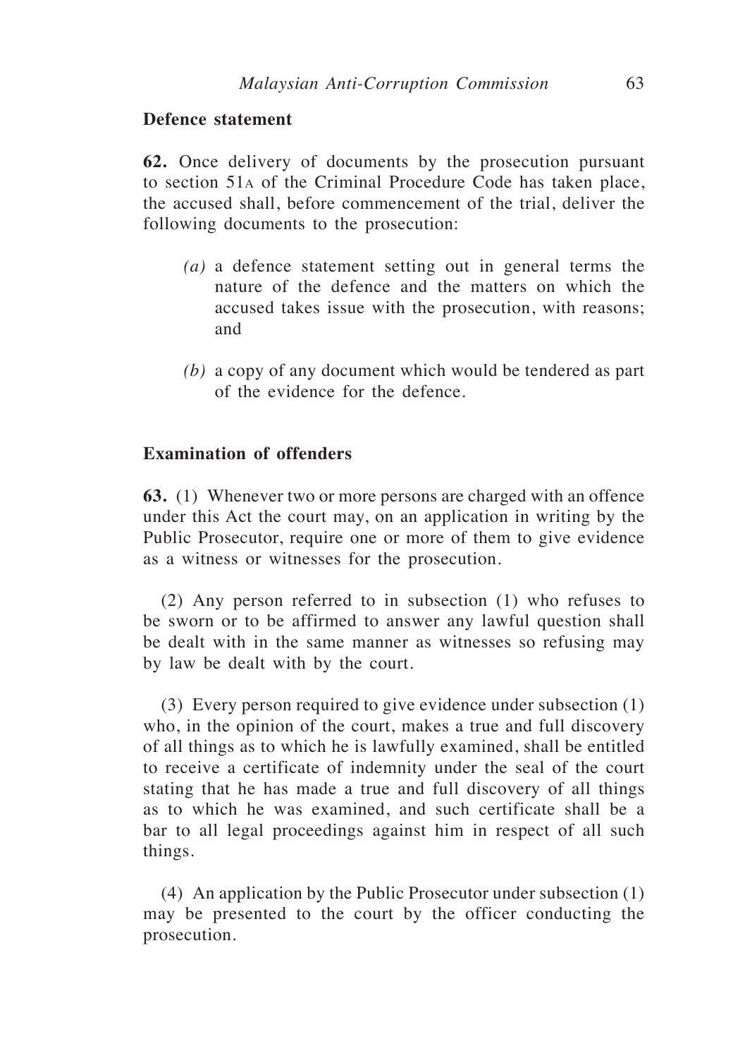**Defence statement**

**62.** Once delivery of documents by the prosecution pursuant to section 51A of the Criminal Procedure Code has taken place, the accused shall, before commencement of the trial, deliver the following documents to the prosecution:

*(a)* a defence statement setting out in general terms the nature of the defence and the matters on which the accused takes issue with the prosecution, with reasons; and

*(b)* a copy of any document which would be tendered as part of the evidence for the defence.

**Examination of offenders**

**63.** (1) Whenever two or more persons are charged with an offence under this Act the court may, on an application in writing by the Public Prosecutor, require one or more of them to give evidence as a witness or witnesses for the prosecution.

(2) Any person referred to in subsection (1) who refuses to be sworn or to be affirmed to answer any lawful question shall be dealt with in the same manner as witnesses so refusing may by law be dealt with by the court.

(3) Every person required to give evidence under subsection (1) who, in the opinion of the court, makes a true and full discovery of all things as to which he is lawfully examined, shall be entitled to receive a certificate of indemnity under the seal of the court stating that he has made a true and full discovery of all things as to which he was examined, and such certificate shall be a bar to all legal proceedings against him in respect of all such things.

(4) An application by the Public Prosecutor under subsection (1) may be presented to the court by the officer conducting the prosecution.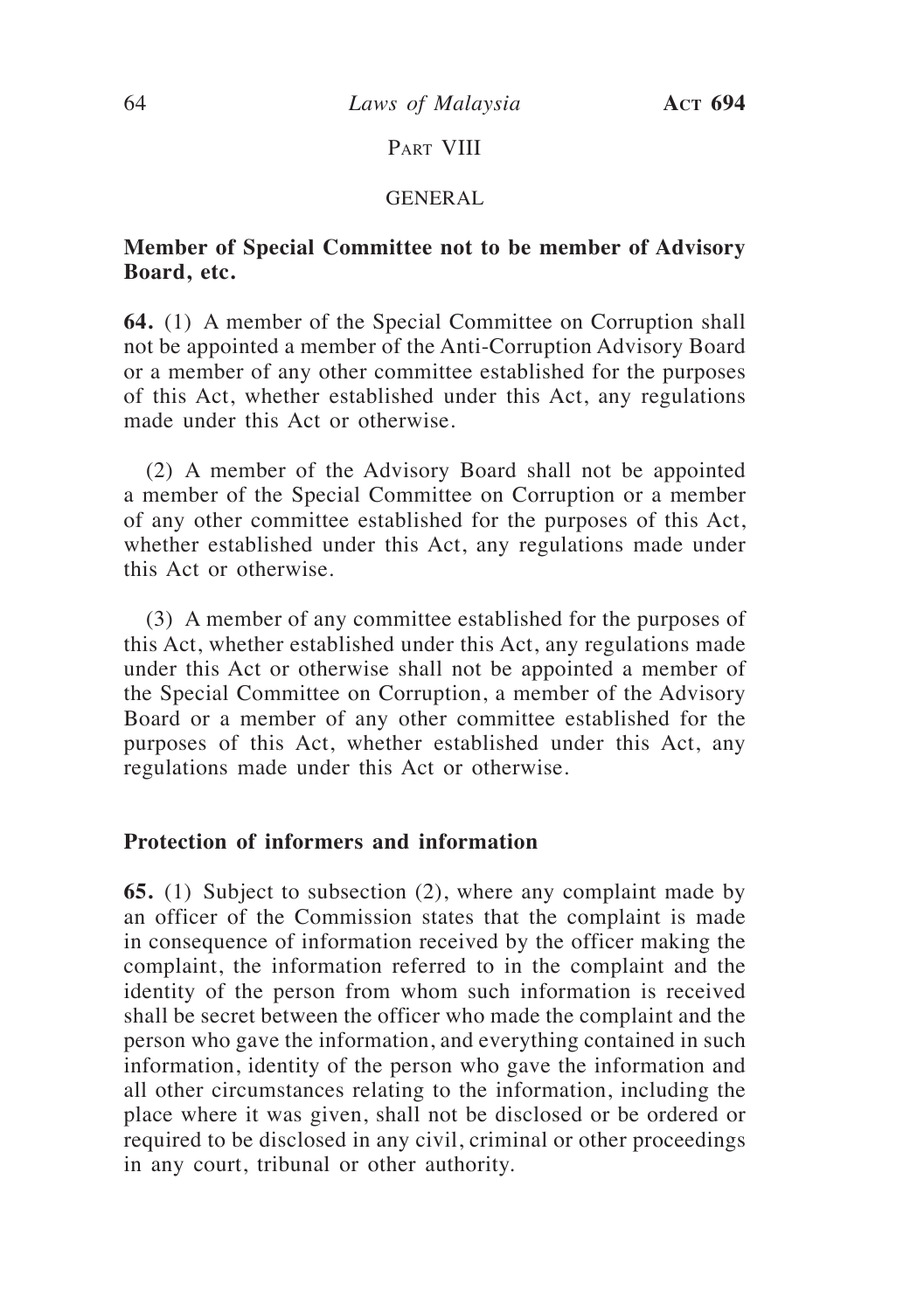## Part VIII

## GENERAL

**Member of Special Committee not to be member of Advisory Board, etc.**

**64.** (1) A member of the Special Committee on Corruption shall not be appointed a member of the Anti-Corruption Advisory Board or a member of any other committee established for the purposes of this Act, whether established under this Act, any regulations made under this Act or otherwise.

(2) A member of the Advisory Board shall not be appointed a member of the Special Committee on Corruption or a member of any other committee established for the purposes of this Act, whether established under this Act, any regulations made under this Act or otherwise.

(3) A member of any committee established for the purposes of this Act, whether established under this Act, any regulations made under this Act or otherwise shall not be appointed a member of the Special Committee on Corruption, a member of the Advisory Board or a member of any other committee established for the purposes of this Act, whether established under this Act, any regulations made under this Act or otherwise.

**Protection of informers and information**

**65.** (1) Subject to subsection (2), where any complaint made by an officer of the Commission states that the complaint is made in consequence of information received by the officer making the complaint, the information referred to in the complaint and the identity of the person from whom such information is received shall be secret between the officer who made the complaint and the person who gave the information, and everything contained in such information, identity of the person who gave the information and all other circumstances relating to the information, including the place where it was given, shall not be disclosed or be ordered or required to be disclosed in any civil, criminal or other proceedings in any court, tribunal or other authority.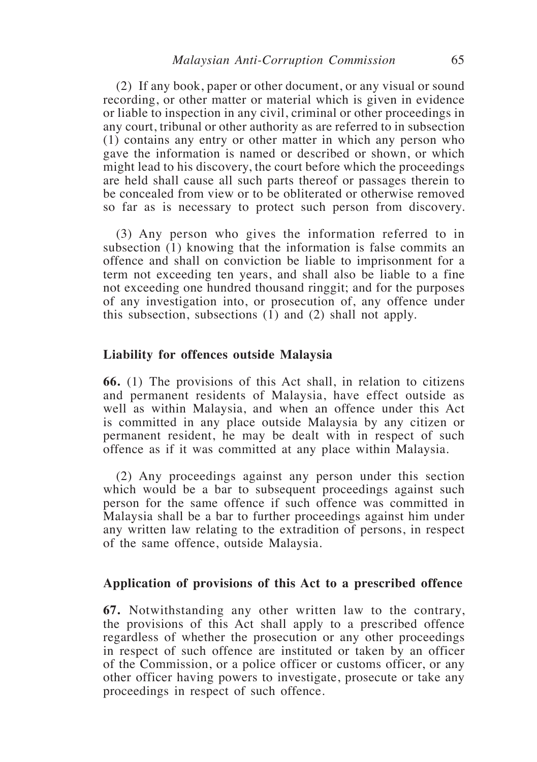(2) If any book, paper or other document, or any visual or sound recording, or other matter or material which is given in evidence or liable to inspection in any civil, criminal or other proceedings in any court, tribunal or other authority as are referred to in subsection (1) contains any entry or other matter in which any person who gave the information is named or described or shown, or which might lead to his discovery, the court before which the proceedings are held shall cause all such parts thereof or passages therein to be concealed from view or to be obliterated or otherwise removed so far as is necessary to protect such person from discovery.

(3) Any person who gives the information referred to in subsection (1) knowing that the information is false commits an offence and shall on conviction be liable to imprisonment for a term not exceeding ten years, and shall also be liable to a fine not exceeding one hundred thousand ringgit; and for the purposes of any investigation into, or prosecution of, any offence under this subsection, subsections (1) and (2) shall not apply.

### Liability for offences outside Malaysia

**66.** (1) The provisions of this Act shall, in relation to citizens and permanent residents of Malaysia, have effect outside as well as within Malaysia, and when an offence under this Act is committed in any place outside Malaysia by any citizen or permanent resident, he may be dealt with in respect of such offence as if it was committed at any place within Malaysia.

(2) Any proceedings against any person under this section which would be a bar to subsequent proceedings against such person for the same offence if such offence was committed in Malaysia shall be a bar to further proceedings against him under any written law relating to the extradition of persons, in respect of the same offence, outside Malaysia.

### Application of provisions of this Act to a prescribed offence

**67.** Notwithstanding any other written law to the contrary, the provisions of this Act shall apply to a prescribed offence regardless of whether the prosecution or any other proceedings in respect of such offence are instituted or taken by an officer of the Commission, or a police officer or customs officer, or any other officer having powers to investigate, prosecute or take any proceedings in respect of such offence.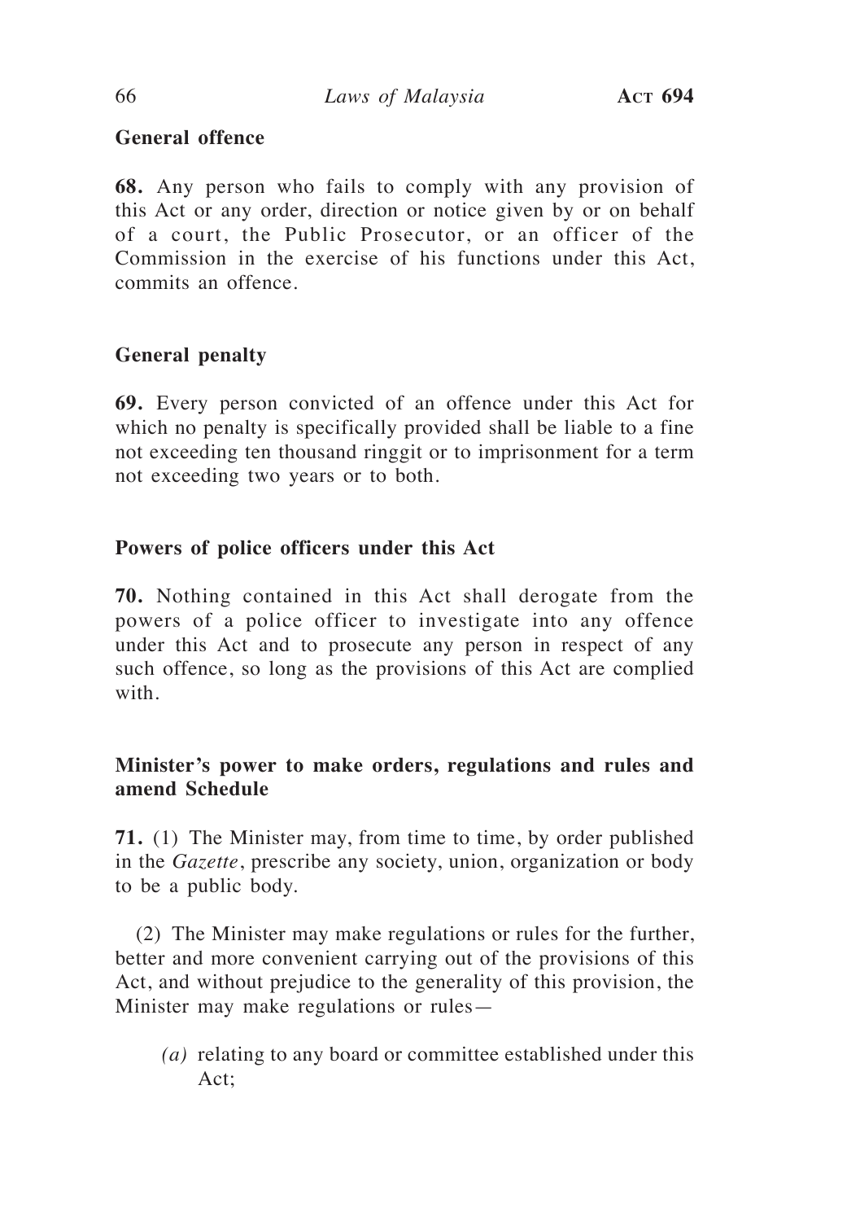**General offence**

**68.** Any person who fails to comply with any provision of this Act or any order, direction or notice given by or on behalf of a court, the Public Prosecutor, or an officer of the Commission in the exercise of his functions under this Act, commits an offence.

**General penalty**

**69.** Every person convicted of an offence under this Act for which no penalty is specifically provided shall be liable to a fine not exceeding ten thousand ringgit or to imprisonment for a term not exceeding two years or to both.

**Powers of police officers under this Act**

**70.** Nothing contained in this Act shall derogate from the powers of a police officer to investigate into any offence under this Act and to prosecute any person in respect of any such offence, so long as the provisions of this Act are complied with.

**Minister's power to make orders, regulations and rules and amend Schedule**

**71.** (1) The Minister may, from time to time, by order published in the *Gazette*, prescribe any society, union, organization or body to be a public body.

(2) The Minister may make regulations or rules for the further, better and more convenient carrying out of the provisions of this Act, and without prejudice to the generality of this provision, the Minister may make regulations or rules—

*(a)* relating to any board or committee established under this Act;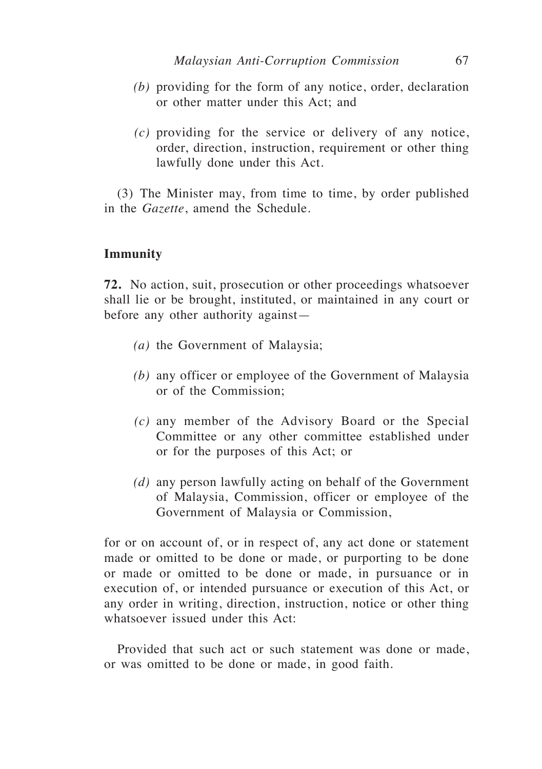*(b)* providing for the form of any notice, order, declaration or other matter under this Act; and

*(c)* providing for the service or delivery of any notice, order, direction, instruction, requirement or other thing lawfully done under this Act.

(3) The Minister may, from time to time, by order published in the *Gazette*, amend the Schedule.

**Immunity**

**72.** No action, suit, prosecution or other proceedings whatsoever shall lie or be brought, instituted, or maintained in any court or before any other authority against—

*(a)* the Government of Malaysia;

*(b)* any officer or employee of the Government of Malaysia or of the Commission;

*(c)* any member of the Advisory Board or the Special Committee or any other committee established under or for the purposes of this Act; or

*(d)* any person lawfully acting on behalf of the Government of Malaysia, Commission, officer or employee of the Government of Malaysia or Commission,

for or on account of, or in respect of, any act done or statement made or omitted to be done or made, or purporting to be done or made or omitted to be done or made, in pursuance or in execution of, or intended pursuance or execution of this Act, or any order in writing, direction, instruction, notice or other thing whatsoever issued under this Act:

Provided that such act or such statement was done or made, or was omitted to be done or made, in good faith.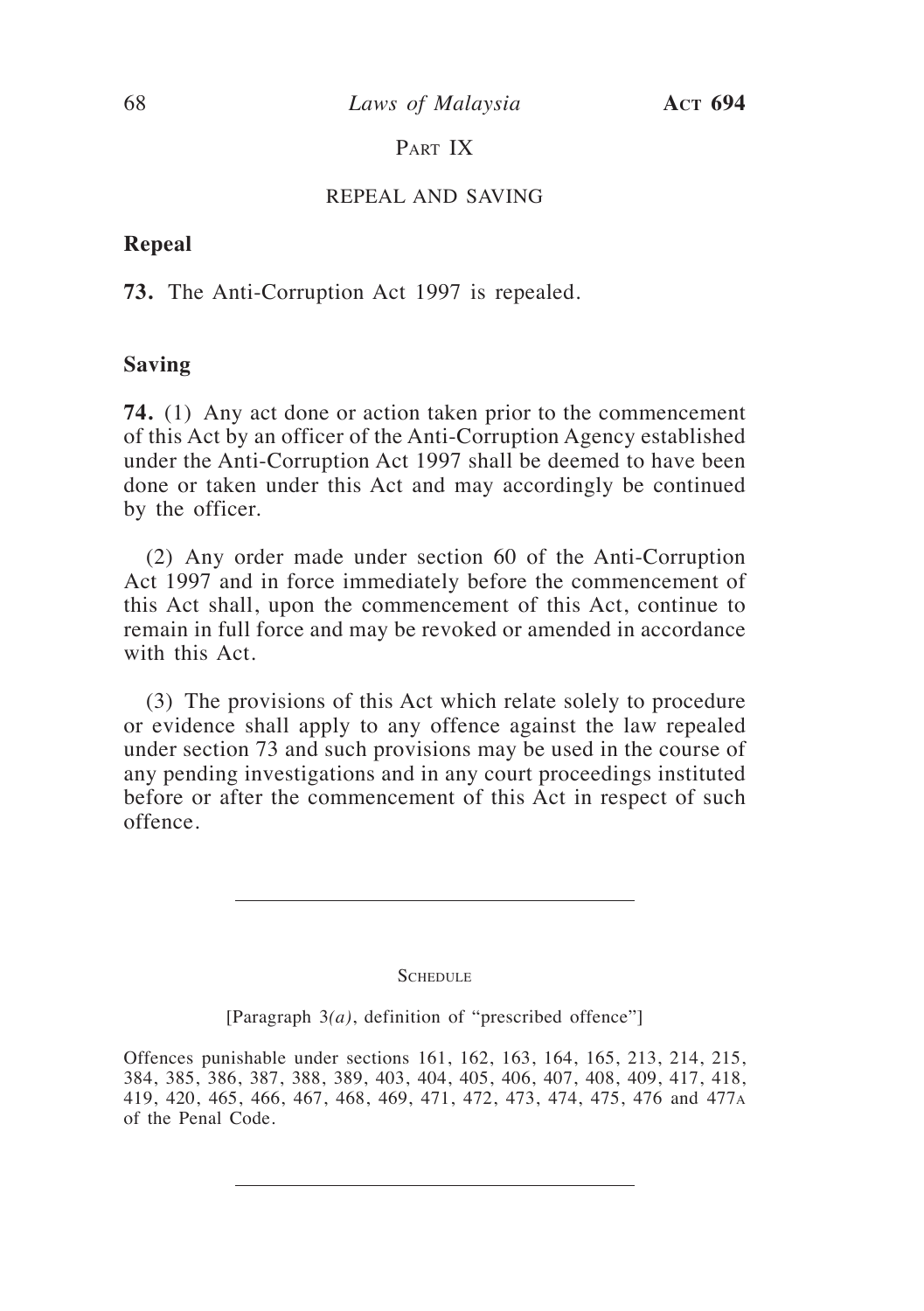## Part IX

## REPEAL AND SAVING

**Repeal**

**73.** The Anti-Corruption Act 1997 is repealed.

**Saving**

**74.** (1) Any act done or action taken prior to the commencement of this Act by an officer of the Anti-Corruption Agency established under the Anti-Corruption Act 1997 shall be deemed to have been done or taken under this Act and may accordingly be continued by the officer.

(2) Any order made under section 60 of the Anti-Corruption Act 1997 and in force immediately before the commencement of this Act shall, upon the commencement of this Act, continue to remain in full force and may be revoked or amended in accordance with this Act.

(3) The provisions of this Act which relate solely to procedure or evidence shall apply to any offence against the law repealed under section 73 and such provisions may be used in the course of any pending investigations and in any court proceedings instituted before or after the commencement of this Act in respect of such offence.

---

## Schedule

[Paragraph 3*(a)*, definition of "prescribed offence"]

Offences punishable under sections 161, 162, 163, 164, 165, 213, 214, 215, 384, 385, 386, 387, 388, 389, 403, 404, 405, 406, 407, 408, 409, 417, 418, 419, 420, 465, 466, 467, 468, 469, 471, 472, 473, 474, 475, 476 and 477A of the Penal Code.

---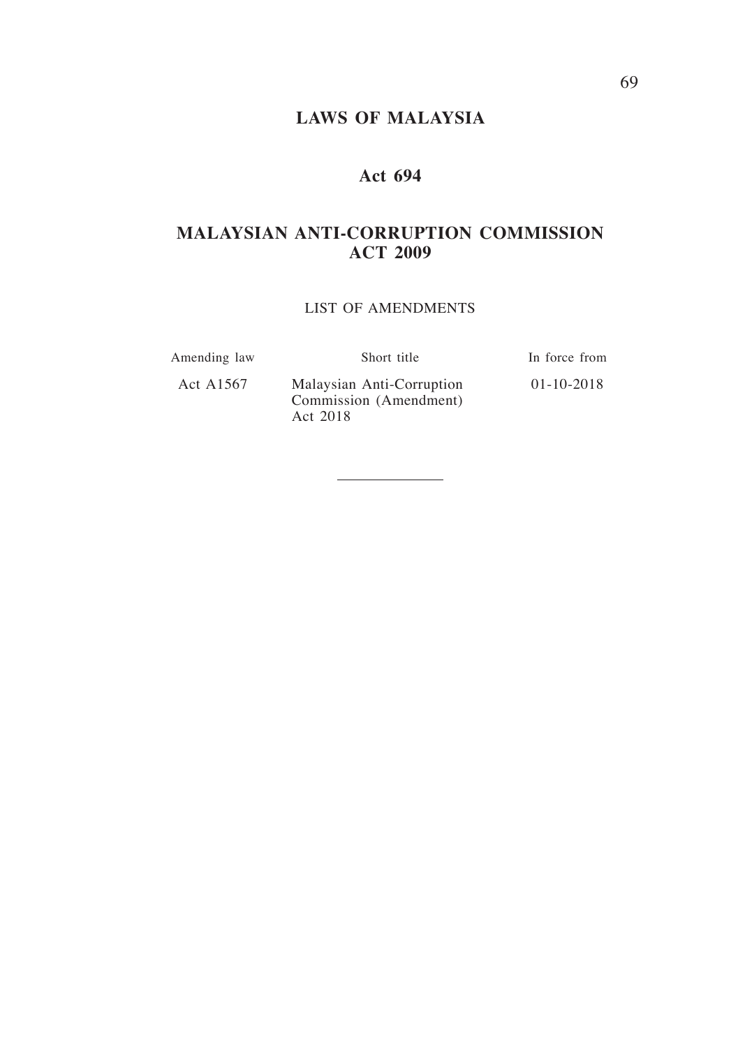# LAWS OF MALAYSIA

## Act 694

## MALAYSIAN ANTI-CORRUPTION COMMISSION ACT 2009

LIST OF AMENDMENTS

| Amending law | Short title | In force from |
|---|---|---|
| Act A1567 | Malaysian Anti-Corruption Commission (Amendment) Act 2018 | 01-10-2018 |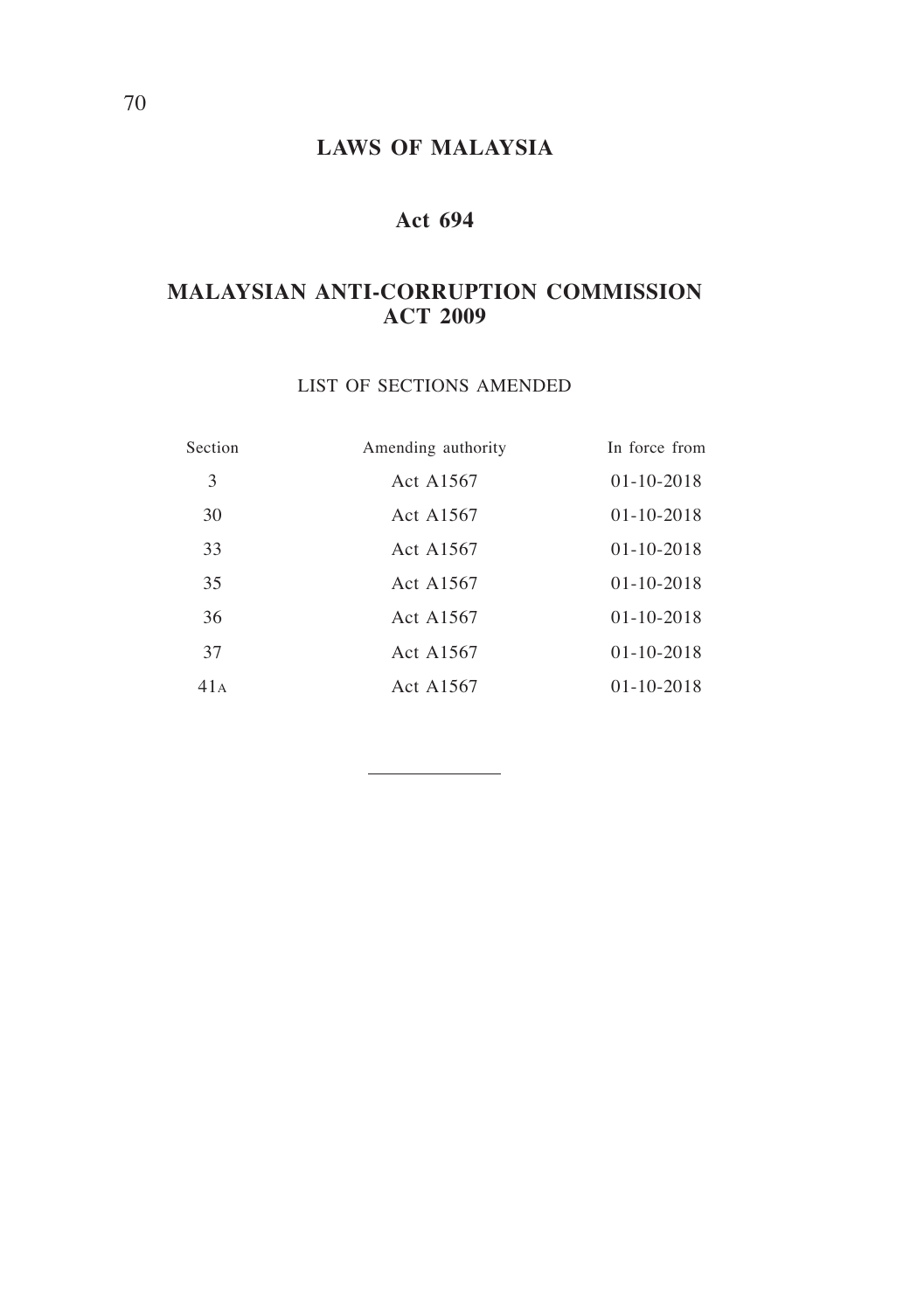# LAWS OF MALAYSIA

## Act 694

## MALAYSIAN ANTI-CORRUPTION COMMISSION ACT 2009

LIST OF SECTIONS AMENDED

| Section | Amending authority | In force from |
|---|---|---|
| 3 | Act A1567 | 01-10-2018 |
| 30 | Act A1567 | 01-10-2018 |
| 33 | Act A1567 | 01-10-2018 |
| 35 | Act A1567 | 01-10-2018 |
| 36 | Act A1567 | 01-10-2018 |
| 37 | Act A1567 | 01-10-2018 |
| 41A | Act A1567 | 01-10-2018 |